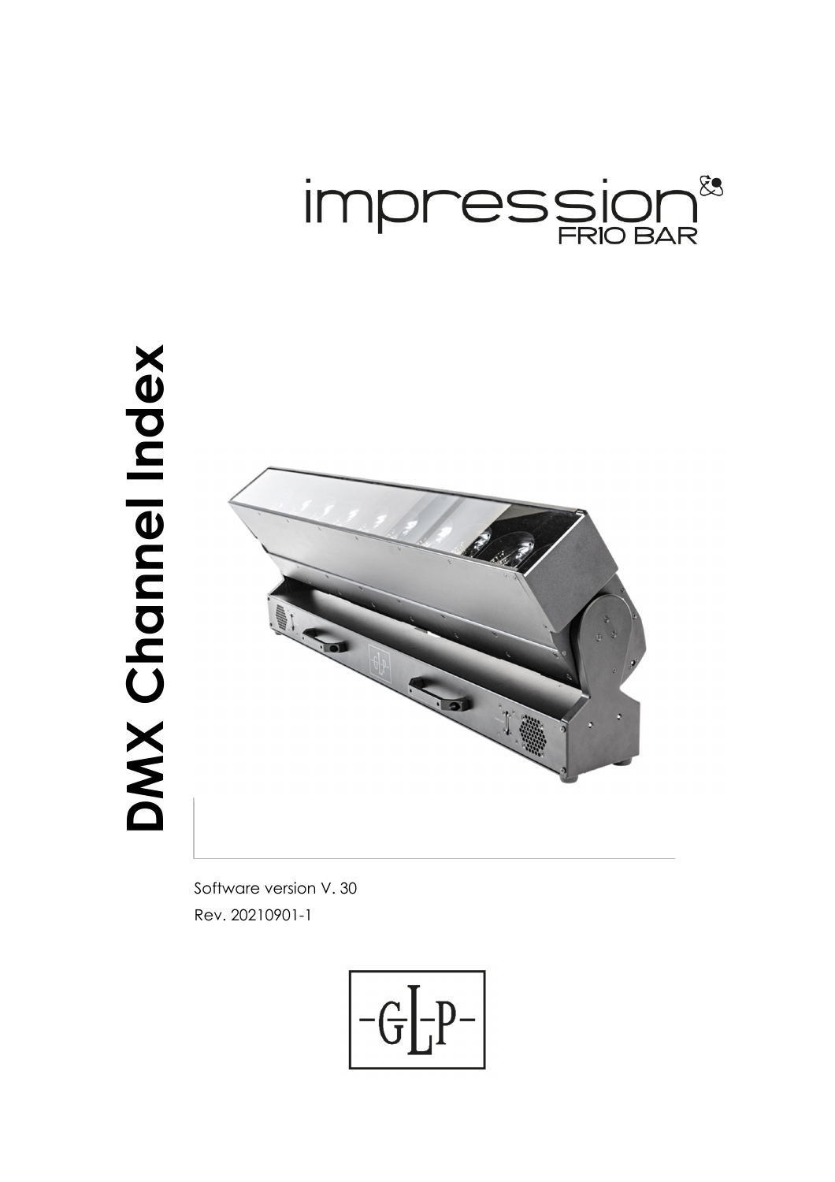# impression FR10 BAR

# DMX Channel Index

Software version V. 30

Rev. 20210901-1

-GLP-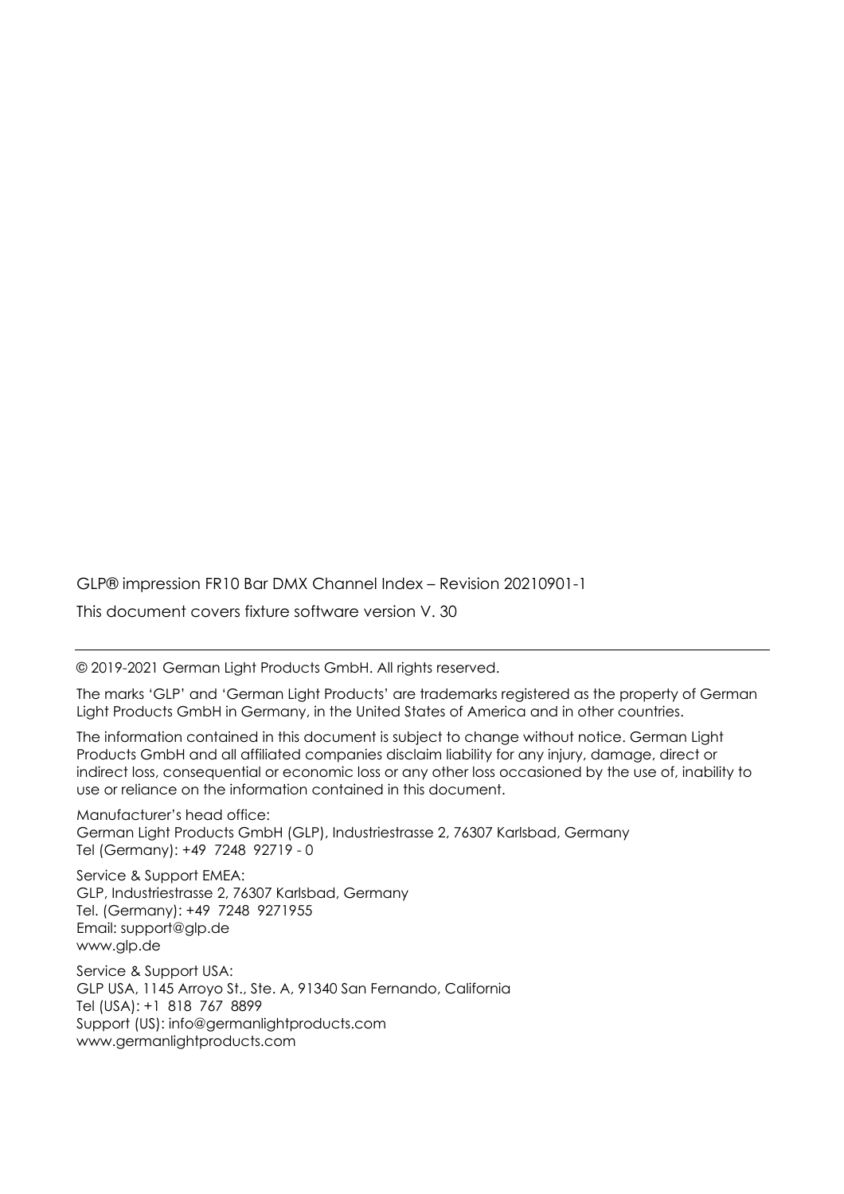GLP® impression FR10 Bar DMX Channel Index – Revision 20210901-1

This document covers fixture software version V. 30

---

© 2019-2021 German Light Products GmbH. All rights reserved.

The marks 'GLP' and 'German Light Products' are trademarks registered as the property of German Light Products GmbH in Germany, in the United States of America and in other countries.

The information contained in this document is subject to change without notice. German Light Products GmbH and all affiliated companies disclaim liability for any injury, damage, direct or indirect loss, consequential or economic loss or any other loss occasioned by the use of, inability to use or reliance on the information contained in this document.

Manufacturer's head office:
German Light Products GmbH (GLP), Industriestrasse 2, 76307 Karlsbad, Germany
Tel (Germany): +49 7248 92719 - 0

Service & Support EMEA:
GLP, Industriestrasse 2, 76307 Karlsbad, Germany
Tel. (Germany): +49 7248 9271955
Email: support@glp.de
www.glp.de

Service & Support USA:
GLP USA, 1145 Arroyo St., Ste. A, 91340 San Fernando, California
Tel (USA): +1 818 767 8899
Support (US): info@germanlightproducts.com
www.germanlightproducts.com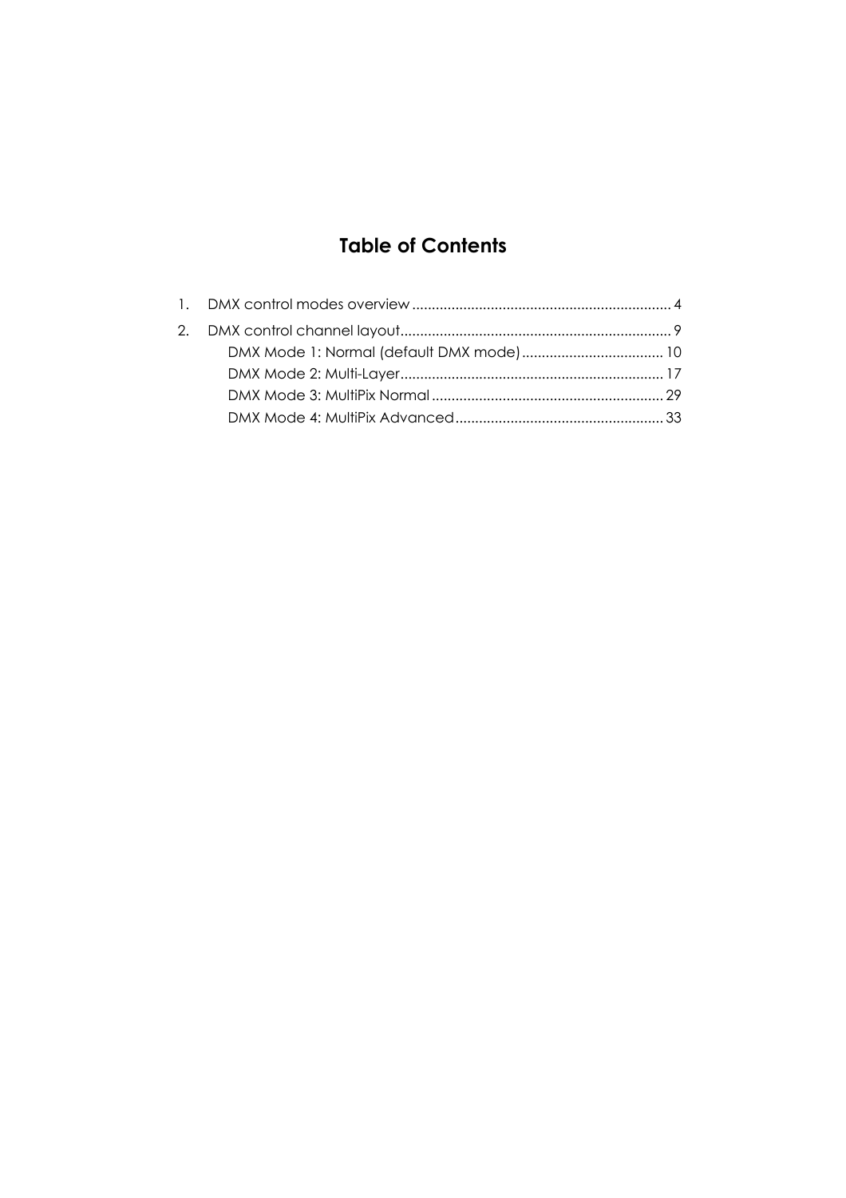# Table of Contents

1. DMX control modes overview ..... 4
2. DMX control channel layout ..... 9
   - DMX Mode 1: Normal (default DMX mode) ..... 10
   - DMX Mode 2: Multi-Layer ..... 17
   - DMX Mode 3: MultiPix Normal ..... 29
   - DMX Mode 4: MultiPix Advanced ..... 33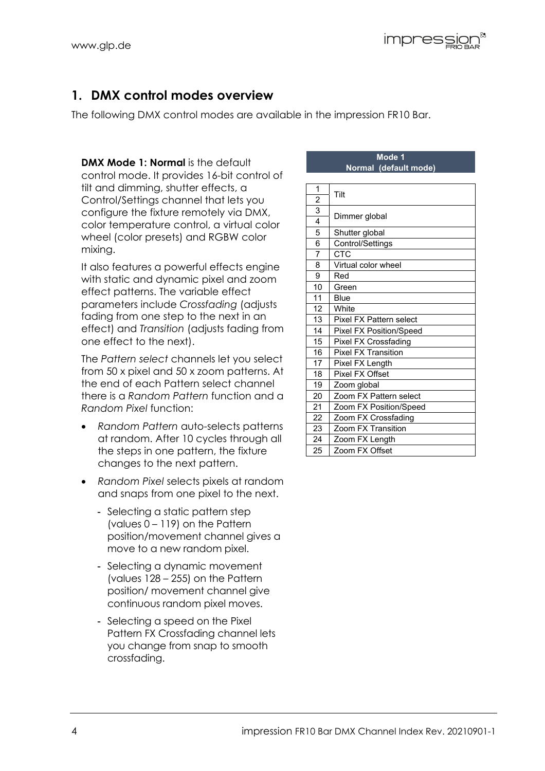# 1. DMX control modes overview

The following DMX control modes are available in the impression FR10 Bar.

**DMX Mode 1: Normal** is the default control mode. It provides 16-bit control of tilt and dimming, shutter effects, a Control/Settings channel that lets you configure the fixture remotely via DMX, color temperature control, a virtual color wheel (color presets) and RGBW color mixing.

It also features a powerful effects engine with static and dynamic pixel and zoom effect patterns. The variable effect parameters include *Crossfading* (adjusts fading from one step to the next in an effect) and *Transition* (adjusts fading from one effect to the next).

The *Pattern select* channels let you select from 50 x pixel and 50 x zoom patterns. At the end of each Pattern select channel there is a *Random Pattern* function and a *Random Pixel* function:

- *Random Pattern* auto-selects patterns at random. After 10 cycles through all the steps in one pattern, the fixture changes to the next pattern.
- *Random Pixel* selects pixels at random and snaps from one pixel to the next.
  - Selecting a static pattern step (values 0 – 119) on the Pattern position/movement channel gives a move to a new random pixel.
  - Selecting a dynamic movement (values 128 – 255) on the Pattern position/ movement channel give continuous random pixel moves.
  - Selecting a speed on the Pixel Pattern FX Crossfading channel lets you change from snap to smooth crossfading.

| Mode 1 Normal (default mode) | |
|---|---|
| 1 | Tilt |
| 2 | |
| 3 | Dimmer global |
| 4 | |
| 5 | Shutter global |
| 6 | Control/Settings |
| 7 | CTC |
| 8 | Virtual color wheel |
| 9 | Red |
| 10 | Green |
| 11 | Blue |
| 12 | White |
| 13 | Pixel FX Pattern select |
| 14 | Pixel FX Position/Speed |
| 15 | Pixel FX Crossfading |
| 16 | Pixel FX Transition |
| 17 | Pixel FX Length |
| 18 | Pixel FX Offset |
| 19 | Zoom global |
| 20 | Zoom FX Pattern select |
| 21 | Zoom FX Position/Speed |
| 22 | Zoom FX Crossfading |
| 23 | Zoom FX Transition |
| 24 | Zoom FX Length |
| 25 | Zoom FX Offset |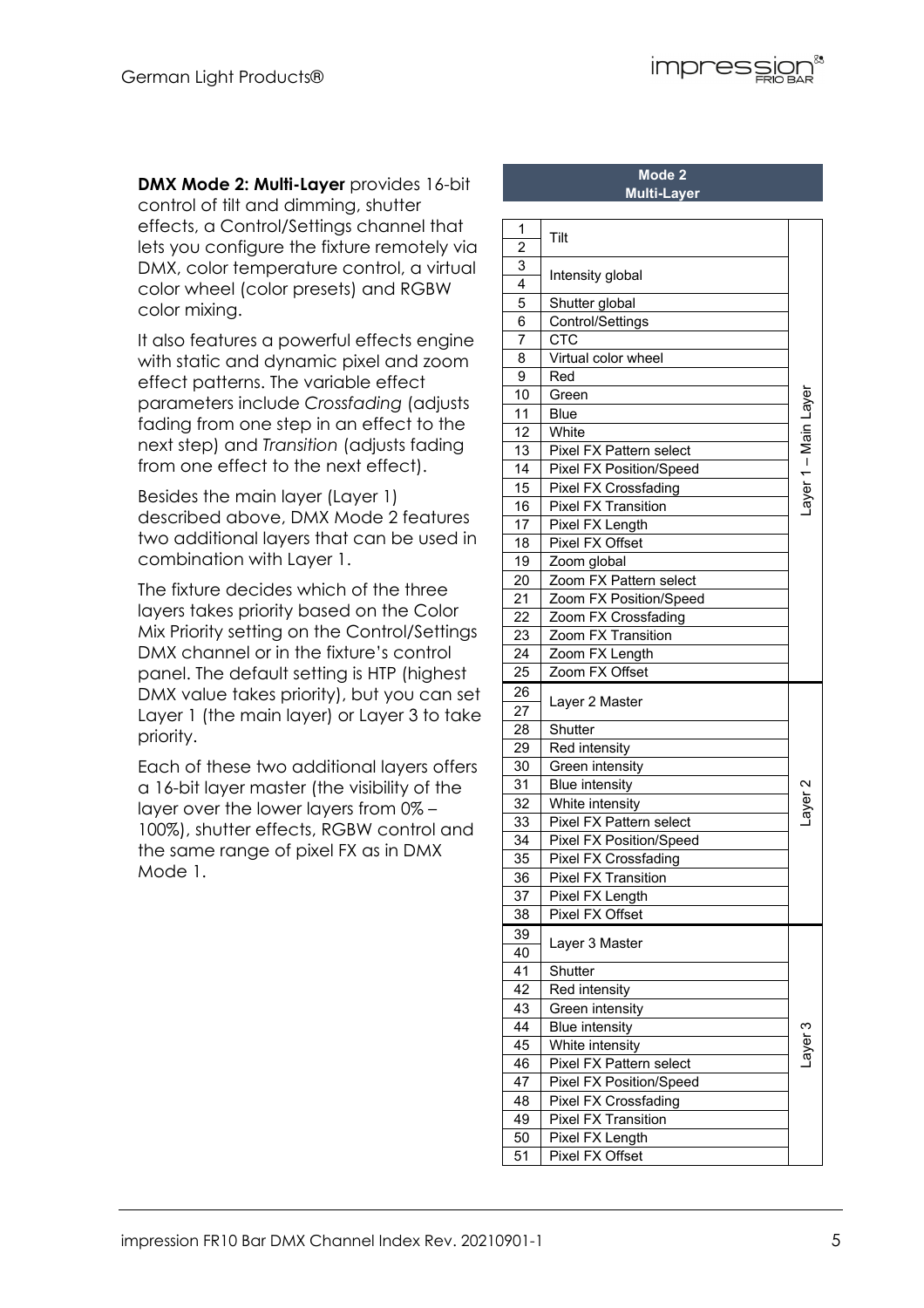**DMX Mode 2: Multi-Layer** provides 16-bit control of tilt and dimming, shutter effects, a Control/Settings channel that lets you configure the fixture remotely via DMX, color temperature control, a virtual color wheel (color presets) and RGBW color mixing.

It also features a powerful effects engine with static and dynamic pixel and zoom effect patterns. The variable effect parameters include *Crossfading* (adjusts fading from one step in an effect to the next step) and *Transition* (adjusts fading from one effect to the next effect).

Besides the main layer (Layer 1) described above, DMX Mode 2 features two additional layers that can be used in combination with Layer 1.

The fixture decides which of the three layers takes priority based on the Color Mix Priority setting on the Control/Settings DMX channel or in the fixture's control panel. The default setting is HTP (highest DMX value takes priority), but you can set Layer 1 (the main layer) or Layer 3 to take priority.

Each of these two additional layers offers a 16-bit layer master (the visibility of the layer over the lower layers from 0% – 100%), shutter effects, RGBW control and the same range of pixel FX as in DMX Mode 1.

| Mode 2 Multi-Layer | | |
|---|---|---|
| 1, 2 | Tilt | Layer 1 – Main Layer |
| 3, 4 | Intensity global | Layer 1 – Main Layer |
| 5 | Shutter global | Layer 1 – Main Layer |
| 6 | Control/Settings | Layer 1 – Main Layer |
| 7 | CTC | Layer 1 – Main Layer |
| 8 | Virtual color wheel | Layer 1 – Main Layer |
| 9 | Red | Layer 1 – Main Layer |
| 10 | Green | Layer 1 – Main Layer |
| 11 | Blue | Layer 1 – Main Layer |
| 12 | White | Layer 1 – Main Layer |
| 13 | Pixel FX Pattern select | Layer 1 – Main Layer |
| 14 | Pixel FX Position/Speed | Layer 1 – Main Layer |
| 15 | Pixel FX Crossfading | Layer 1 – Main Layer |
| 16 | Pixel FX Transition | Layer 1 – Main Layer |
| 17 | Pixel FX Length | Layer 1 – Main Layer |
| 18 | Pixel FX Offset | Layer 1 – Main Layer |
| 19 | Zoom global | Layer 1 – Main Layer |
| 20 | Zoom FX Pattern select | Layer 1 – Main Layer |
| 21 | Zoom FX Position/Speed | Layer 1 – Main Layer |
| 22 | Zoom FX Crossfading | Layer 1 – Main Layer |
| 23 | Zoom FX Transition | Layer 1 – Main Layer |
| 24 | Zoom FX Length | Layer 1 – Main Layer |
| 25 | Zoom FX Offset | Layer 1 – Main Layer |
| 26, 27 | Layer 2 Master | Layer 2 |
| 28 | Shutter | Layer 2 |
| 29 | Red intensity | Layer 2 |
| 30 | Green intensity | Layer 2 |
| 31 | Blue intensity | Layer 2 |
| 32 | White intensity | Layer 2 |
| 33 | Pixel FX Pattern select | Layer 2 |
| 34 | Pixel FX Position/Speed | Layer 2 |
| 35 | Pixel FX Crossfading | Layer 2 |
| 36 | Pixel FX Transition | Layer 2 |
| 37 | Pixel FX Length | Layer 2 |
| 38 | Pixel FX Offset | Layer 2 |
| 39, 40 | Layer 3 Master | Layer 3 |
| 41 | Shutter | Layer 3 |
| 42 | Red intensity | Layer 3 |
| 43 | Green intensity | Layer 3 |
| 44 | Blue intensity | Layer 3 |
| 45 | White intensity | Layer 3 |
| 46 | Pixel FX Pattern select | Layer 3 |
| 47 | Pixel FX Position/Speed | Layer 3 |
| 48 | Pixel FX Crossfading | Layer 3 |
| 49 | Pixel FX Transition | Layer 3 |
| 50 | Pixel FX Length | Layer 3 |
| 51 | Pixel FX Offset | Layer 3 |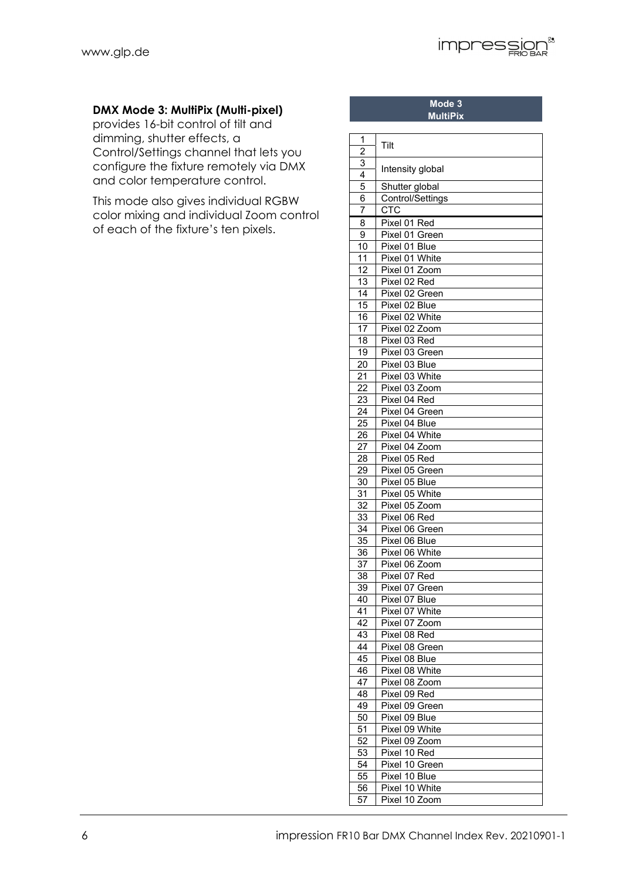**DMX Mode 3: MultiPix (Multi-pixel)** provides 16-bit control of tilt and dimming, shutter effects, a Control/Settings channel that lets you configure the fixture remotely via DMX and color temperature control.

This mode also gives individual RGBW color mixing and individual Zoom control of each of the fixture's ten pixels.

| Mode 3 MultiPix | |
|---|---|
| 1 | Tilt |
| 2 | |
| 3 | Intensity global |
| 4 | |
| 5 | Shutter global |
| 6 | Control/Settings |
| 7 | CTC |
| 8 | Pixel 01 Red |
| 9 | Pixel 01 Green |
| 10 | Pixel 01 Blue |
| 11 | Pixel 01 White |
| 12 | Pixel 01 Zoom |
| 13 | Pixel 02 Red |
| 14 | Pixel 02 Green |
| 15 | Pixel 02 Blue |
| 16 | Pixel 02 White |
| 17 | Pixel 02 Zoom |
| 18 | Pixel 03 Red |
| 19 | Pixel 03 Green |
| 20 | Pixel 03 Blue |
| 21 | Pixel 03 White |
| 22 | Pixel 03 Zoom |
| 23 | Pixel 04 Red |
| 24 | Pixel 04 Green |
| 25 | Pixel 04 Blue |
| 26 | Pixel 04 White |
| 27 | Pixel 04 Zoom |
| 28 | Pixel 05 Red |
| 29 | Pixel 05 Green |
| 30 | Pixel 05 Blue |
| 31 | Pixel 05 White |
| 32 | Pixel 05 Zoom |
| 33 | Pixel 06 Red |
| 34 | Pixel 06 Green |
| 35 | Pixel 06 Blue |
| 36 | Pixel 06 White |
| 37 | Pixel 06 Zoom |
| 38 | Pixel 07 Red |
| 39 | Pixel 07 Green |
| 40 | Pixel 07 Blue |
| 41 | Pixel 07 White |
| 42 | Pixel 07 Zoom |
| 43 | Pixel 08 Red |
| 44 | Pixel 08 Green |
| 45 | Pixel 08 Blue |
| 46 | Pixel 08 White |
| 47 | Pixel 08 Zoom |
| 48 | Pixel 09 Red |
| 49 | Pixel 09 Green |
| 50 | Pixel 09 Blue |
| 51 | Pixel 09 White |
| 52 | Pixel 09 Zoom |
| 53 | Pixel 10 Red |
| 54 | Pixel 10 Green |
| 55 | Pixel 10 Blue |
| 56 | Pixel 10 White |
| 57 | Pixel 10 Zoom |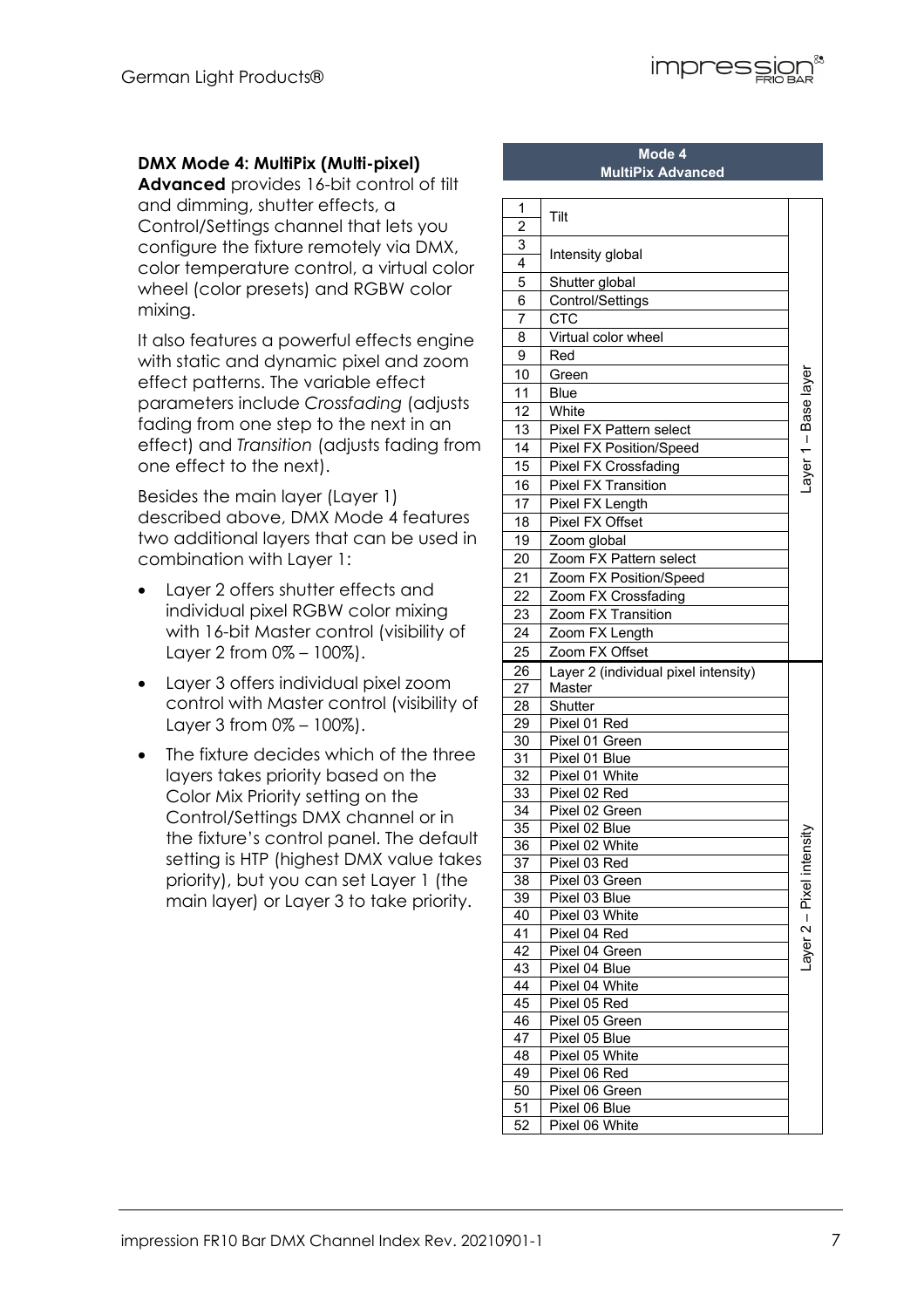**DMX Mode 4: MultiPix (Multi-pixel) Advanced** provides 16-bit control of tilt and dimming, shutter effects, a Control/Settings channel that lets you configure the fixture remotely via DMX, color temperature control, a virtual color wheel (color presets) and RGBW color mixing.

It also features a powerful effects engine with static and dynamic pixel and zoom effect patterns. The variable effect parameters include *Crossfading* (adjusts fading from one step to the next in an effect) and *Transition* (adjusts fading from one effect to the next).

Besides the main layer (Layer 1) described above, DMX Mode 4 features two additional layers that can be used in combination with Layer 1:

- Layer 2 offers shutter effects and individual pixel RGBW color mixing with 16-bit Master control (visibility of Layer 2 from 0% – 100%).
- Layer 3 offers individual pixel zoom control with Master control (visibility of Layer 3 from 0% – 100%).
- The fixture decides which of the three layers takes priority based on the Color Mix Priority setting on the Control/Settings DMX channel or in the fixture's control panel. The default setting is HTP (highest DMX value takes priority), but you can set Layer 1 (the main layer) or Layer 3 to take priority.

| Mode 4 MultiPix Advanced | | |
|---|---|---|
| 1 | Tilt | Layer 1 – Base layer |
| 2 | | |
| 3 | Intensity global | |
| 4 | | |
| 5 | Shutter global | |
| 6 | Control/Settings | |
| 7 | CTC | |
| 8 | Virtual color wheel | |
| 9 | Red | |
| 10 | Green | |
| 11 | Blue | |
| 12 | White | |
| 13 | Pixel FX Pattern select | |
| 14 | Pixel FX Position/Speed | |
| 15 | Pixel FX Crossfading | |
| 16 | Pixel FX Transition | |
| 17 | Pixel FX Length | |
| 18 | Pixel FX Offset | |
| 19 | Zoom global | |
| 20 | Zoom FX Pattern select | |
| 21 | Zoom FX Position/Speed | |
| 22 | Zoom FX Crossfading | |
| 23 | Zoom FX Transition | |
| 24 | Zoom FX Length | |
| 25 | Zoom FX Offset | |
| 26 | Layer 2 (individual pixel intensity) Master | Layer 2 – Pixel intensity |
| 27 | | |
| 28 | Shutter | |
| 29 | Pixel 01 Red | |
| 30 | Pixel 01 Green | |
| 31 | Pixel 01 Blue | |
| 32 | Pixel 01 White | |
| 33 | Pixel 02 Red | |
| 34 | Pixel 02 Green | |
| 35 | Pixel 02 Blue | |
| 36 | Pixel 02 White | |
| 37 | Pixel 03 Red | |
| 38 | Pixel 03 Green | |
| 39 | Pixel 03 Blue | |
| 40 | Pixel 03 White | |
| 41 | Pixel 04 Red | |
| 42 | Pixel 04 Green | |
| 43 | Pixel 04 Blue | |
| 44 | Pixel 04 White | |
| 45 | Pixel 05 Red | |
| 46 | Pixel 05 Green | |
| 47 | Pixel 05 Blue | |
| 48 | Pixel 05 White | |
| 49 | Pixel 06 Red | |
| 50 | Pixel 06 Green | |
| 51 | Pixel 06 Blue | |
| 52 | Pixel 06 White | |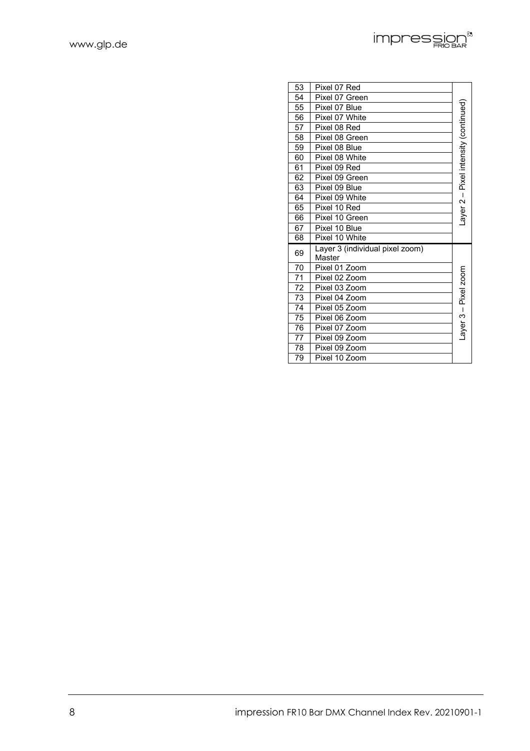| | | |
|---|---|---|
| 53 | Pixel 07 Red | Layer 2 – Pixel intensity (continued) |
| 54 | Pixel 07 Green | |
| 55 | Pixel 07 Blue | |
| 56 | Pixel 07 White | |
| 57 | Pixel 08 Red | |
| 58 | Pixel 08 Green | |
| 59 | Pixel 08 Blue | |
| 60 | Pixel 08 White | |
| 61 | Pixel 09 Red | |
| 62 | Pixel 09 Green | |
| 63 | Pixel 09 Blue | |
| 64 | Pixel 09 White | |
| 65 | Pixel 10 Red | |
| 66 | Pixel 10 Green | |
| 67 | Pixel 10 Blue | |
| 68 | Pixel 10 White | |
| 69 | Layer 3 (individual pixel zoom) Master | Layer 3 – Pixel zoom |
| 70 | Pixel 01 Zoom | |
| 71 | Pixel 02 Zoom | |
| 72 | Pixel 03 Zoom | |
| 73 | Pixel 04 Zoom | |
| 74 | Pixel 05 Zoom | |
| 75 | Pixel 06 Zoom | |
| 76 | Pixel 07 Zoom | |
| 77 | Pixel 09 Zoom | |
| 78 | Pixel 09 Zoom | |
| 79 | Pixel 10 Zoom | |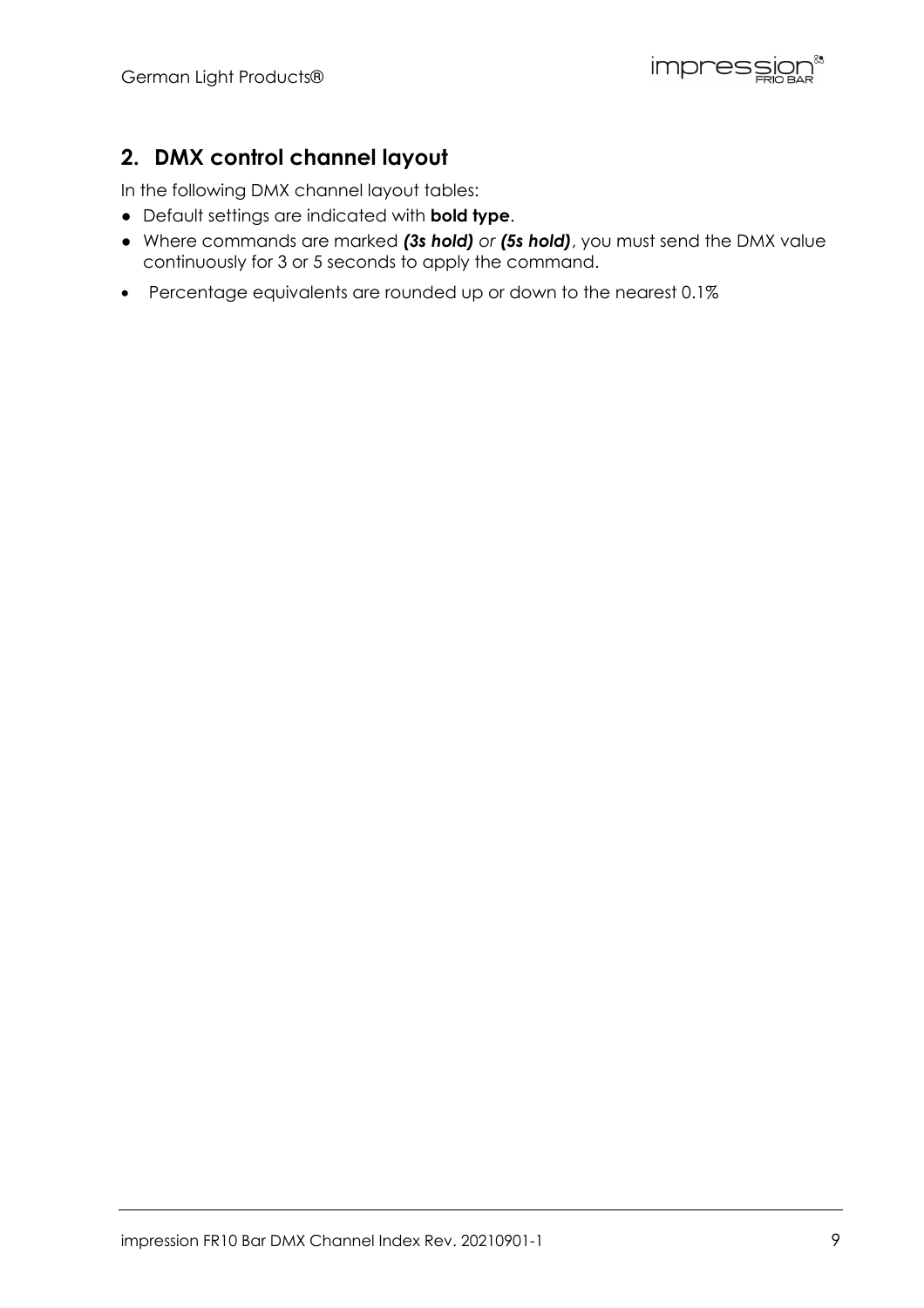## 2. DMX control channel layout

In the following DMX channel layout tables:

- Default settings are indicated with **bold type**.
- Where commands are marked ***(3s hold)*** or ***(5s hold)***, you must send the DMX value continuously for 3 or 5 seconds to apply the command.
- Percentage equivalents are rounded up or down to the nearest 0.1%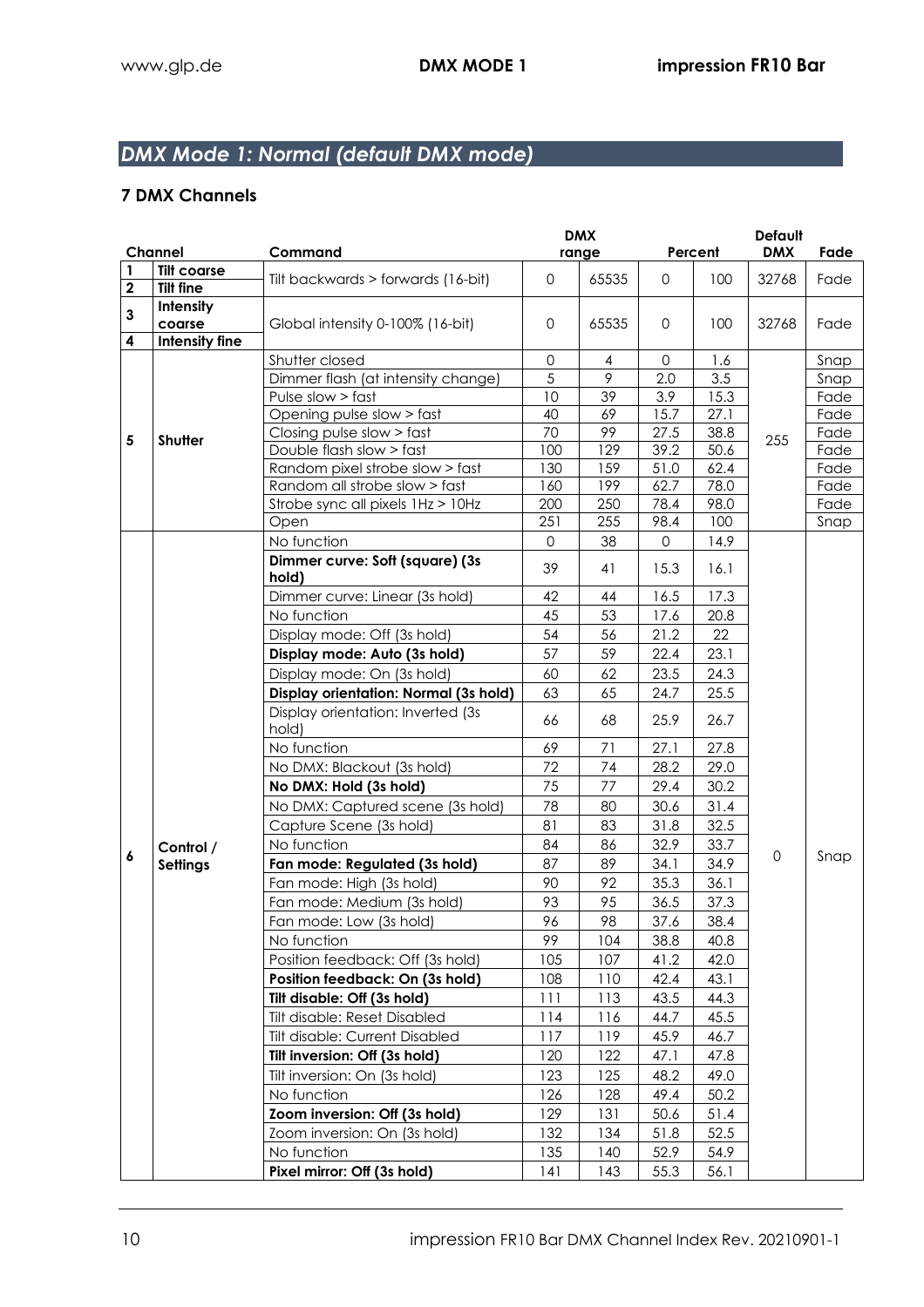## *DMX Mode 1: Normal (default DMX mode)*

### 7 DMX Channels

| Channel | | Command | DMX range | | Percent | | Default DMX | Fade |
|---|---|---|---|---|---|---|---|---|
| **1** | **Tilt coarse** | Tilt backwards > forwards (16-bit) | 0 | 65535 | 0 | 100 | 32768 | Fade |
| **2** | **Tilt fine** | | | | | | | |
| **3** | **Intensity coarse** | Global intensity 0-100% (16-bit) | 0 | 65535 | 0 | 100 | 32768 | Fade |
| **4** | **Intensity fine** | | | | | | | |
| **5** | **Shutter** | Shutter closed | 0 | 4 | 0 | 1.6 | 255 | Snap |
| | | Dimmer flash (at intensity change) | 5 | 9 | 2.0 | 3.5 | | Snap |
| | | Pulse slow > fast | 10 | 39 | 3.9 | 15.3 | | Fade |
| | | Opening pulse slow > fast | 40 | 69 | 15.7 | 27.1 | | Fade |
| | | Closing pulse slow > fast | 70 | 99 | 27.5 | 38.8 | | Fade |
| | | Double flash slow > fast | 100 | 129 | 39.2 | 50.6 | | Fade |
| | | Random pixel strobe slow > fast | 130 | 159 | 51.0 | 62.4 | | Fade |
| | | Random all strobe slow > fast | 160 | 199 | 62.7 | 78.0 | | Fade |
| | | Strobe sync all pixels 1Hz > 10Hz | 200 | 250 | 78.4 | 98.0 | | Fade |
| | | Open | 251 | 255 | 98.4 | 100 | | Snap |
| **6** | **Control / Settings** | No function | 0 | 38 | 0 | 14.9 | 0 | Snap |
| | | **Dimmer curve: Soft (square) (3s hold)** | 39 | 41 | 15.3 | 16.1 | | |
| | | Dimmer curve: Linear (3s hold) | 42 | 44 | 16.5 | 17.3 | | |
| | | No function | 45 | 53 | 17.6 | 20.8 | | |
| | | Display mode: Off (3s hold) | 54 | 56 | 21.2 | 22 | | |
| | | **Display mode: Auto (3s hold)** | 57 | 59 | 22.4 | 23.1 | | |
| | | Display mode: On (3s hold) | 60 | 62 | 23.5 | 24.3 | | |
| | | **Display orientation: Normal (3s hold)** | 63 | 65 | 24.7 | 25.5 | | |
| | | Display orientation: Inverted (3s hold) | 66 | 68 | 25.9 | 26.7 | | |
| | | No function | 69 | 71 | 27.1 | 27.8 | | |
| | | No DMX: Blackout (3s hold) | 72 | 74 | 28.2 | 29.0 | | |
| | | **No DMX: Hold (3s hold)** | 75 | 77 | 29.4 | 30.2 | | |
| | | No DMX: Captured scene (3s hold) | 78 | 80 | 30.6 | 31.4 | | |
| | | Capture Scene (3s hold) | 81 | 83 | 31.8 | 32.5 | | |
| | | No function | 84 | 86 | 32.9 | 33.7 | | |
| | | **Fan mode: Regulated (3s hold)** | 87 | 89 | 34.1 | 34.9 | | |
| | | Fan mode: High (3s hold) | 90 | 92 | 35.3 | 36.1 | | |
| | | Fan mode: Medium (3s hold) | 93 | 95 | 36.5 | 37.3 | | |
| | | Fan mode: Low (3s hold) | 96 | 98 | 37.6 | 38.4 | | |
| | | No function | 99 | 104 | 38.8 | 40.8 | | |
| | | Position feedback: Off (3s hold) | 105 | 107 | 41.2 | 42.0 | | |
| | | **Position feedback: On (3s hold)** | 108 | 110 | 42.4 | 43.1 | | |
| | | **Tilt disable: Off (3s hold)** | 111 | 113 | 43.5 | 44.3 | | |
| | | Tilt disable: Reset Disabled | 114 | 116 | 44.7 | 45.5 | | |
| | | Tilt disable: Current Disabled | 117 | 119 | 45.9 | 46.7 | | |
| | | **Tilt inversion: Off (3s hold)** | 120 | 122 | 47.1 | 47.8 | | |
| | | Tilt inversion: On (3s hold) | 123 | 125 | 48.2 | 49.0 | | |
| | | No function | 126 | 128 | 49.4 | 50.2 | | |
| | | **Zoom inversion: Off (3s hold)** | 129 | 131 | 50.6 | 51.4 | | |
| | | Zoom inversion: On (3s hold) | 132 | 134 | 51.8 | 52.5 | | |
| | | No function | 135 | 140 | 52.9 | 54.9 | | |
| | | **Pixel mirror: Off (3s hold)** | 141 | 143 | 55.3 | 56.1 | | |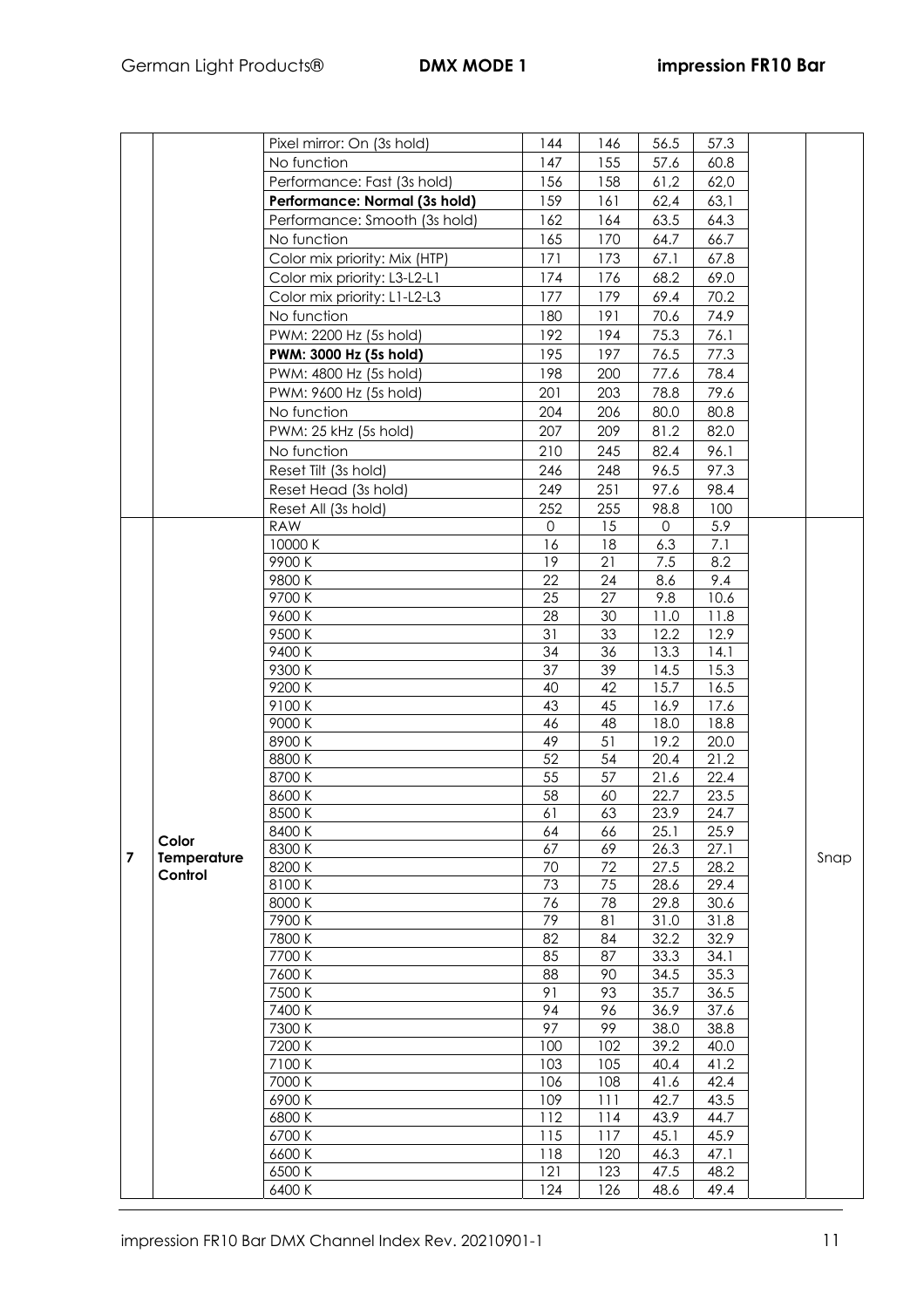| | | | | | | | | |
|---|---|---|---|---|---|---|---|---|
| | | Pixel mirror: On (3s hold) | 144 | 146 | 56.5 | 57.3 | | |
| | | No function | 147 | 155 | 57.6 | 60.8 | | |
| | | Performance: Fast (3s hold) | 156 | 158 | 61,2 | 62,0 | | |
| | | **Performance: Normal (3s hold)** | 159 | 161 | 62,4 | 63,1 | | |
| | | Performance: Smooth (3s hold) | 162 | 164 | 63.5 | 64.3 | | |
| | | No function | 165 | 170 | 64.7 | 66.7 | | |
| | | Color mix priority: Mix (HTP) | 171 | 173 | 67.1 | 67.8 | | |
| | | Color mix priority: L3-L2-L1 | 174 | 176 | 68.2 | 69.0 | | |
| | | Color mix priority: L1-L2-L3 | 177 | 179 | 69.4 | 70.2 | | |
| | | No function | 180 | 191 | 70.6 | 74.9 | | |
| | | PWM: 2200 Hz (5s hold) | 192 | 194 | 75.3 | 76.1 | | |
| | | **PWM: 3000 Hz (5s hold)** | 195 | 197 | 76.5 | 77.3 | | |
| | | PWM: 4800 Hz (5s hold) | 198 | 200 | 77.6 | 78.4 | | |
| | | PWM: 9600 Hz (5s hold) | 201 | 203 | 78.8 | 79.6 | | |
| | | No function | 204 | 206 | 80.0 | 80.8 | | |
| | | PWM: 25 kHz (5s hold) | 207 | 209 | 81.2 | 82.0 | | |
| | | No function | 210 | 245 | 82.4 | 96.1 | | |
| | | Reset Tilt (3s hold) | 246 | 248 | 96.5 | 97.3 | | |
| | | Reset Head (3s hold) | 249 | 251 | 97.6 | 98.4 | | |
| | | Reset All (3s hold) | 252 | 255 | 98.8 | 100 | | |
| **7** | **Color Temperature Control** | RAW | 0 | 15 | 0 | 5.9 | | Snap |
| | | 10000 K | 16 | 18 | 6.3 | 7.1 | | |
| | | 9900 K | 19 | 21 | 7.5 | 8.2 | | |
| | | 9800 K | 22 | 24 | 8.6 | 9.4 | | |
| | | 9700 K | 25 | 27 | 9.8 | 10.6 | | |
| | | 9600 K | 28 | 30 | 11.0 | 11.8 | | |
| | | 9500 K | 31 | 33 | 12.2 | 12.9 | | |
| | | 9400 K | 34 | 36 | 13.3 | 14.1 | | |
| | | 9300 K | 37 | 39 | 14.5 | 15.3 | | |
| | | 9200 K | 40 | 42 | 15.7 | 16.5 | | |
| | | 9100 K | 43 | 45 | 16.9 | 17.6 | | |
| | | 9000 K | 46 | 48 | 18.0 | 18.8 | | |
| | | 8900 K | 49 | 51 | 19.2 | 20.0 | | |
| | | 8800 K | 52 | 54 | 20.4 | 21.2 | | |
| | | 8700 K | 55 | 57 | 21.6 | 22.4 | | |
| | | 8600 K | 58 | 60 | 22.7 | 23.5 | | |
| | | 8500 K | 61 | 63 | 23.9 | 24.7 | | |
| | | 8400 K | 64 | 66 | 25.1 | 25.9 | | |
| | | 8300 K | 67 | 69 | 26.3 | 27.1 | | |
| | | 8200 K | 70 | 72 | 27.5 | 28.2 | | |
| | | 8100 K | 73 | 75 | 28.6 | 29.4 | | |
| | | 8000 K | 76 | 78 | 29.8 | 30.6 | | |
| | | 7900 K | 79 | 81 | 31.0 | 31.8 | | |
| | | 7800 K | 82 | 84 | 32.2 | 32.9 | | |
| | | 7700 K | 85 | 87 | 33.3 | 34.1 | | |
| | | 7600 K | 88 | 90 | 34.5 | 35.3 | | |
| | | 7500 K | 91 | 93 | 35.7 | 36.5 | | |
| | | 7400 K | 94 | 96 | 36.9 | 37.6 | | |
| | | 7300 K | 97 | 99 | 38.0 | 38.8 | | |
| | | 7200 K | 100 | 102 | 39.2 | 40.0 | | |
| | | 7100 K | 103 | 105 | 40.4 | 41.2 | | |
| | | 7000 K | 106 | 108 | 41.6 | 42.4 | | |
| | | 6900 K | 109 | 111 | 42.7 | 43.5 | | |
| | | 6800 K | 112 | 114 | 43.9 | 44.7 | | |
| | | 6700 K | 115 | 117 | 45.1 | 45.9 | | |
| | | 6600 K | 118 | 120 | 46.3 | 47.1 | | |
| | | 6500 K | 121 | 123 | 47.5 | 48.2 | | |
| | | 6400 K | 124 | 126 | 48.6 | 49.4 | | |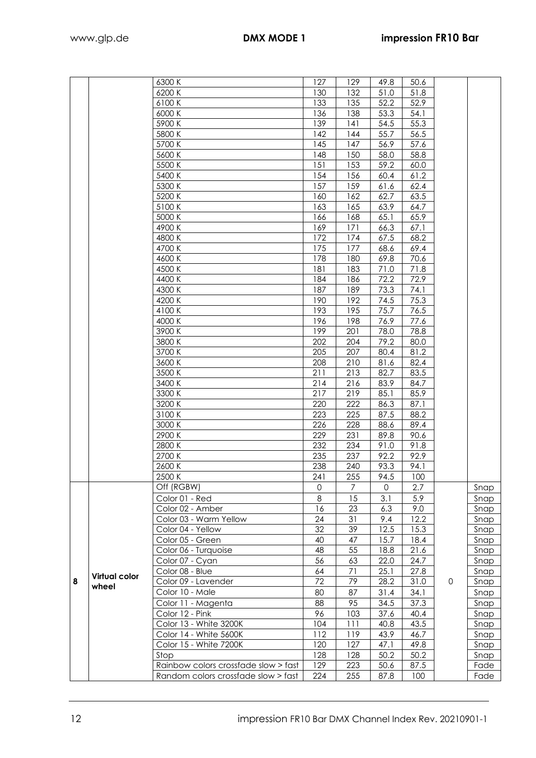| | | 6300 K | 127 | 129 | 49.8 | 50.6 | | |
|---|---|---|---|---|---|---|---|---|
| | | 6200 K | 130 | 132 | 51.0 | 51.8 | | |
| | | 6100 K | 133 | 135 | 52.2 | 52.9 | | |
| | | 6000 K | 136 | 138 | 53.3 | 54.1 | | |
| | | 5900 K | 139 | 141 | 54.5 | 55.3 | | |
| | | 5800 K | 142 | 144 | 55.7 | 56.5 | | |
| | | 5700 K | 145 | 147 | 56.9 | 57.6 | | |
| | | 5600 K | 148 | 150 | 58.0 | 58.8 | | |
| | | 5500 K | 151 | 153 | 59.2 | 60.0 | | |
| | | 5400 K | 154 | 156 | 60.4 | 61.2 | | |
| | | 5300 K | 157 | 159 | 61.6 | 62.4 | | |
| | | 5200 K | 160 | 162 | 62.7 | 63.5 | | |
| | | 5100 K | 163 | 165 | 63.9 | 64.7 | | |
| | | 5000 K | 166 | 168 | 65.1 | 65.9 | | |
| | | 4900 K | 169 | 171 | 66.3 | 67.1 | | |
| | | 4800 K | 172 | 174 | 67.5 | 68.2 | | |
| | | 4700 K | 175 | 177 | 68.6 | 69.4 | | |
| | | 4600 K | 178 | 180 | 69.8 | 70.6 | | |
| | | 4500 K | 181 | 183 | 71.0 | 71.8 | | |
| | | 4400 K | 184 | 186 | 72.2 | 72.9 | | |
| | | 4300 K | 187 | 189 | 73.3 | 74.1 | | |
| | | 4200 K | 190 | 192 | 74.5 | 75.3 | | |
| | | 4100 K | 193 | 195 | 75.7 | 76.5 | | |
| | | 4000 K | 196 | 198 | 76.9 | 77.6 | | |
| | | 3900 K | 199 | 201 | 78.0 | 78.8 | | |
| | | 3800 K | 202 | 204 | 79.2 | 80.0 | | |
| | | 3700 K | 205 | 207 | 80.4 | 81.2 | | |
| | | 3600 K | 208 | 210 | 81.6 | 82.4 | | |
| | | 3500 K | 211 | 213 | 82.7 | 83.5 | | |
| | | 3400 K | 214 | 216 | 83.9 | 84.7 | | |
| | | 3300 K | 217 | 219 | 85.1 | 85.9 | | |
| | | 3200 K | 220 | 222 | 86.3 | 87.1 | | |
| | | 3100 K | 223 | 225 | 87.5 | 88.2 | | |
| | | 3000 K | 226 | 228 | 88.6 | 89.4 | | |
| | | 2900 K | 229 | 231 | 89.8 | 90.6 | | |
| | | 2800 K | 232 | 234 | 91.0 | 91.8 | | |
| | | 2700 K | 235 | 237 | 92.2 | 92.9 | | |
| | | 2600 K | 238 | 240 | 93.3 | 94.1 | | |
| | | 2500 K | 241 | 255 | 94.5 | 100 | | |
| 8 | **Virtual color wheel** | Off (RGBW) | 0 | 7 | 0 | 2.7 | 0 | Snap |
| | | Color 01 - Red | 8 | 15 | 3.1 | 5.9 | | Snap |
| | | Color 02 - Amber | 16 | 23 | 6.3 | 9.0 | | Snap |
| | | Color 03 - Warm Yellow | 24 | 31 | 9.4 | 12.2 | | Snap |
| | | Color 04 - Yellow | 32 | 39 | 12.5 | 15.3 | | Snap |
| | | Color 05 - Green | 40 | 47 | 15.7 | 18.4 | | Snap |
| | | Color 06 - Turquoise | 48 | 55 | 18.8 | 21.6 | | Snap |
| | | Color 07 - Cyan | 56 | 63 | 22.0 | 24.7 | | Snap |
| | | Color 08 - Blue | 64 | 71 | 25.1 | 27.8 | | Snap |
| | | Color 09 - Lavender | 72 | 79 | 28.2 | 31.0 | | Snap |
| | | Color 10 - Male | 80 | 87 | 31.4 | 34.1 | | Snap |
| | | Color 11 - Magenta | 88 | 95 | 34.5 | 37.3 | | Snap |
| | | Color 12 - Pink | 96 | 103 | 37.6 | 40.4 | | Snap |
| | | Color 13 - White 3200K | 104 | 111 | 40.8 | 43.5 | | Snap |
| | | Color 14 - White 5600K | 112 | 119 | 43.9 | 46.7 | | Snap |
| | | Color 15 - White 7200K | 120 | 127 | 47.1 | 49.8 | | Snap |
| | | Stop | 128 | 128 | 50.2 | 50.2 | | Snap |
| | | Rainbow colors crossfade slow > fast | 129 | 223 | 50.6 | 87.5 | | Fade |
| | | Random colors crossfade slow > fast | 224 | 255 | 87.8 | 100 | | Fade |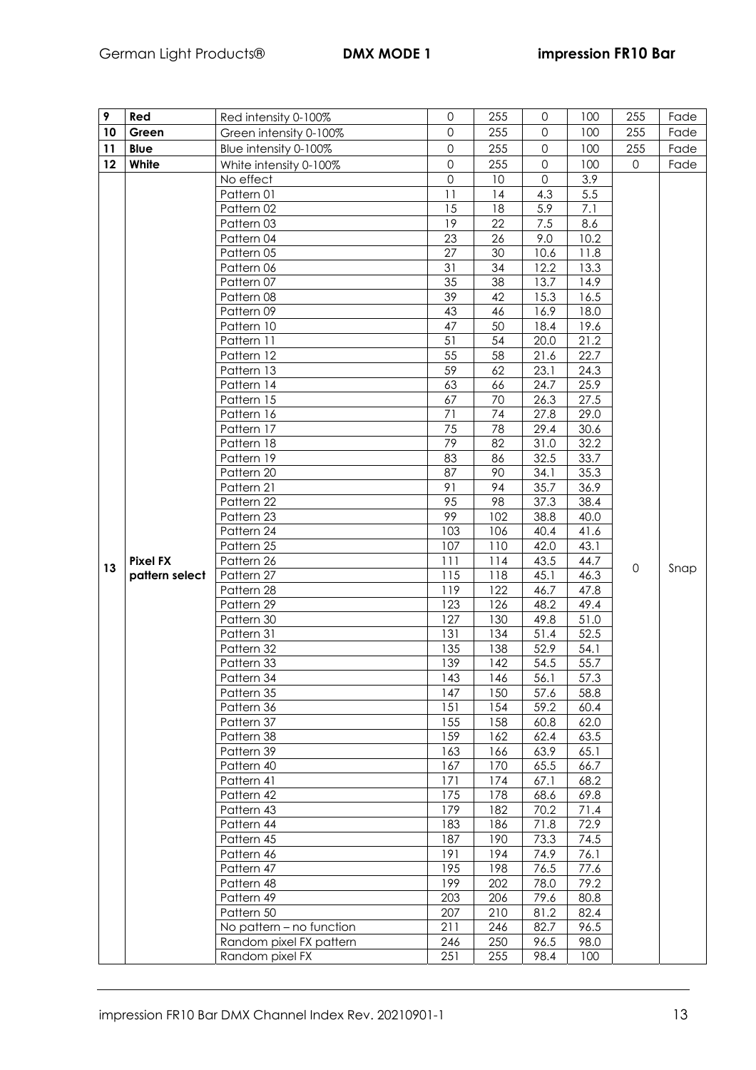| 9 | **Red** | Red intensity 0-100% | 0 | 255 | 0 | 100 | 255 | Fade |
|---|---|---|---|---|---|---|---|---|
| 10 | **Green** | Green intensity 0-100% | 0 | 255 | 0 | 100 | 255 | Fade |
| 11 | **Blue** | Blue intensity 0-100% | 0 | 255 | 0 | 100 | 255 | Fade |
| 12 | **White** | White intensity 0-100% | 0 | 255 | 0 | 100 | 0 | Fade |
| 13 | **Pixel FX pattern select** | No effect | 0 | 10 | 0 | 3.9 | 0 | Snap |
| | | Pattern 01 | 11 | 14 | 4.3 | 5.5 | | |
| | | Pattern 02 | 15 | 18 | 5.9 | 7.1 | | |
| | | Pattern 03 | 19 | 22 | 7.5 | 8.6 | | |
| | | Pattern 04 | 23 | 26 | 9.0 | 10.2 | | |
| | | Pattern 05 | 27 | 30 | 10.6 | 11.8 | | |
| | | Pattern 06 | 31 | 34 | 12.2 | 13.3 | | |
| | | Pattern 07 | 35 | 38 | 13.7 | 14.9 | | |
| | | Pattern 08 | 39 | 42 | 15.3 | 16.5 | | |
| | | Pattern 09 | 43 | 46 | 16.9 | 18.0 | | |
| | | Pattern 10 | 47 | 50 | 18.4 | 19.6 | | |
| | | Pattern 11 | 51 | 54 | 20.0 | 21.2 | | |
| | | Pattern 12 | 55 | 58 | 21.6 | 22.7 | | |
| | | Pattern 13 | 59 | 62 | 23.1 | 24.3 | | |
| | | Pattern 14 | 63 | 66 | 24.7 | 25.9 | | |
| | | Pattern 15 | 67 | 70 | 26.3 | 27.5 | | |
| | | Pattern 16 | 71 | 74 | 27.8 | 29.0 | | |
| | | Pattern 17 | 75 | 78 | 29.4 | 30.6 | | |
| | | Pattern 18 | 79 | 82 | 31.0 | 32.2 | | |
| | | Pattern 19 | 83 | 86 | 32.5 | 33.7 | | |
| | | Pattern 20 | 87 | 90 | 34.1 | 35.3 | | |
| | | Pattern 21 | 91 | 94 | 35.7 | 36.9 | | |
| | | Pattern 22 | 95 | 98 | 37.3 | 38.4 | | |
| | | Pattern 23 | 99 | 102 | 38.8 | 40.0 | | |
| | | Pattern 24 | 103 | 106 | 40.4 | 41.6 | | |
| | | Pattern 25 | 107 | 110 | 42.0 | 43.1 | | |
| | | Pattern 26 | 111 | 114 | 43.5 | 44.7 | | |
| | | Pattern 27 | 115 | 118 | 45.1 | 46.3 | | |
| | | Pattern 28 | 119 | 122 | 46.7 | 47.8 | | |
| | | Pattern 29 | 123 | 126 | 48.2 | 49.4 | | |
| | | Pattern 30 | 127 | 130 | 49.8 | 51.0 | | |
| | | Pattern 31 | 131 | 134 | 51.4 | 52.5 | | |
| | | Pattern 32 | 135 | 138 | 52.9 | 54.1 | | |
| | | Pattern 33 | 139 | 142 | 54.5 | 55.7 | | |
| | | Pattern 34 | 143 | 146 | 56.1 | 57.3 | | |
| | | Pattern 35 | 147 | 150 | 57.6 | 58.8 | | |
| | | Pattern 36 | 151 | 154 | 59.2 | 60.4 | | |
| | | Pattern 37 | 155 | 158 | 60.8 | 62.0 | | |
| | | Pattern 38 | 159 | 162 | 62.4 | 63.5 | | |
| | | Pattern 39 | 163 | 166 | 63.9 | 65.1 | | |
| | | Pattern 40 | 167 | 170 | 65.5 | 66.7 | | |
| | | Pattern 41 | 171 | 174 | 67.1 | 68.2 | | |
| | | Pattern 42 | 175 | 178 | 68.6 | 69.8 | | |
| | | Pattern 43 | 179 | 182 | 70.2 | 71.4 | | |
| | | Pattern 44 | 183 | 186 | 71.8 | 72.9 | | |
| | | Pattern 45 | 187 | 190 | 73.3 | 74.5 | | |
| | | Pattern 46 | 191 | 194 | 74.9 | 76.1 | | |
| | | Pattern 47 | 195 | 198 | 76.5 | 77.6 | | |
| | | Pattern 48 | 199 | 202 | 78.0 | 79.2 | | |
| | | Pattern 49 | 203 | 206 | 79.6 | 80.8 | | |
| | | Pattern 50 | 207 | 210 | 81.2 | 82.4 | | |
| | | No pattern – no function | 211 | 246 | 82.7 | 96.5 | | |
| | | Random pixel FX pattern | 246 | 250 | 96.5 | 98.0 | | |
| | | Random pixel FX | 251 | 255 | 98.4 | 100 | | |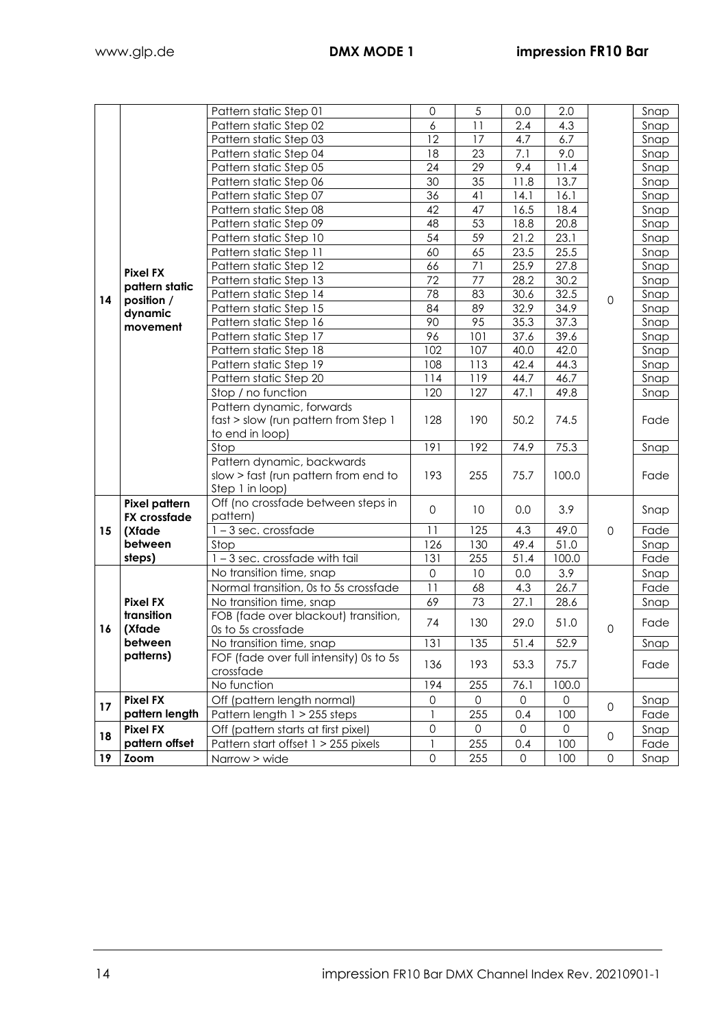| | | | | | | | | |
|---|---|---|---|---|---|---|---|---|
| 14 | **Pixel FX pattern static position / dynamic movement** | Pattern static Step 01 | 0 | 5 | 0.0 | 2.0 | 0 | Snap |
| | | Pattern static Step 02 | 6 | 11 | 2.4 | 4.3 | | Snap |
| | | Pattern static Step 03 | 12 | 17 | 4.7 | 6.7 | | Snap |
| | | Pattern static Step 04 | 18 | 23 | 7.1 | 9.0 | | Snap |
| | | Pattern static Step 05 | 24 | 29 | 9.4 | 11.4 | | Snap |
| | | Pattern static Step 06 | 30 | 35 | 11.8 | 13.7 | | Snap |
| | | Pattern static Step 07 | 36 | 41 | 14.1 | 16.1 | | Snap |
| | | Pattern static Step 08 | 42 | 47 | 16.5 | 18.4 | | Snap |
| | | Pattern static Step 09 | 48 | 53 | 18.8 | 20.8 | | Snap |
| | | Pattern static Step 10 | 54 | 59 | 21.2 | 23.1 | | Snap |
| | | Pattern static Step 11 | 60 | 65 | 23.5 | 25.5 | | Snap |
| | | Pattern static Step 12 | 66 | 71 | 25.9 | 27.8 | | Snap |
| | | Pattern static Step 13 | 72 | 77 | 28.2 | 30.2 | | Snap |
| | | Pattern static Step 14 | 78 | 83 | 30.6 | 32.5 | | Snap |
| | | Pattern static Step 15 | 84 | 89 | 32.9 | 34.9 | | Snap |
| | | Pattern static Step 16 | 90 | 95 | 35.3 | 37.3 | | Snap |
| | | Pattern static Step 17 | 96 | 101 | 37.6 | 39.6 | | Snap |
| | | Pattern static Step 18 | 102 | 107 | 40.0 | 42.0 | | Snap |
| | | Pattern static Step 19 | 108 | 113 | 42.4 | 44.3 | | Snap |
| | | Pattern static Step 20 | 114 | 119 | 44.7 | 46.7 | | Snap |
| | | Stop / no function | 120 | 127 | 47.1 | 49.8 | | Snap |
| | | Pattern dynamic, forwards fast > slow (run pattern from Step 1 to end in loop) | 128 | 190 | 50.2 | 74.5 | | Fade |
| | | Stop | 191 | 192 | 74.9 | 75.3 | | Snap |
| | | Pattern dynamic, backwards slow > fast (run pattern from end to Step 1 in loop) | 193 | 255 | 75.7 | 100.0 | | Fade |
| 15 | **Pixel pattern FX crossfade (Xfade between steps)** | Off (no crossfade between steps in pattern) | 0 | 10 | 0.0 | 3.9 | 0 | Snap |
| | | 1 – 3 sec. crossfade | 11 | 125 | 4.3 | 49.0 | | Fade |
| | | Stop | 126 | 130 | 49.4 | 51.0 | | Snap |
| | | 1 – 3 sec. crossfade with tail | 131 | 255 | 51.4 | 100.0 | | Fade |
| 16 | **Pixel FX transition (Xfade between patterns)** | No transition time, snap | 0 | 10 | 0.0 | 3.9 | 0 | Snap |
| | | Normal transition, 0s to 5s crossfade | 11 | 68 | 4.3 | 26.7 | | Fade |
| | | No transition time, snap | 69 | 73 | 27.1 | 28.6 | | Snap |
| | | FOB (fade over blackout) transition, 0s to 5s crossfade | 74 | 130 | 29.0 | 51.0 | | Fade |
| | | No transition time, snap | 131 | 135 | 51.4 | 52.9 | | Snap |
| | | FOF (fade over full intensity) 0s to 5s crossfade | 136 | 193 | 53.3 | 75.7 | | Fade |
| | | No function | 194 | 255 | 76.1 | 100.0 | | |
| 17 | **Pixel FX pattern length** | Off (pattern length normal) | 0 | 0 | 0 | 0 | 0 | Snap |
| | | Pattern length 1 > 255 steps | 1 | 255 | 0.4 | 100 | | Fade |
| 18 | **Pixel FX pattern offset** | Off (pattern starts at first pixel) | 0 | 0 | 0 | 0 | 0 | Snap |
| | | Pattern start offset 1 > 255 pixels | 1 | 255 | 0.4 | 100 | | Fade |
| 19 | **Zoom** | Narrow > wide | 0 | 255 | 0 | 100 | 0 | Snap |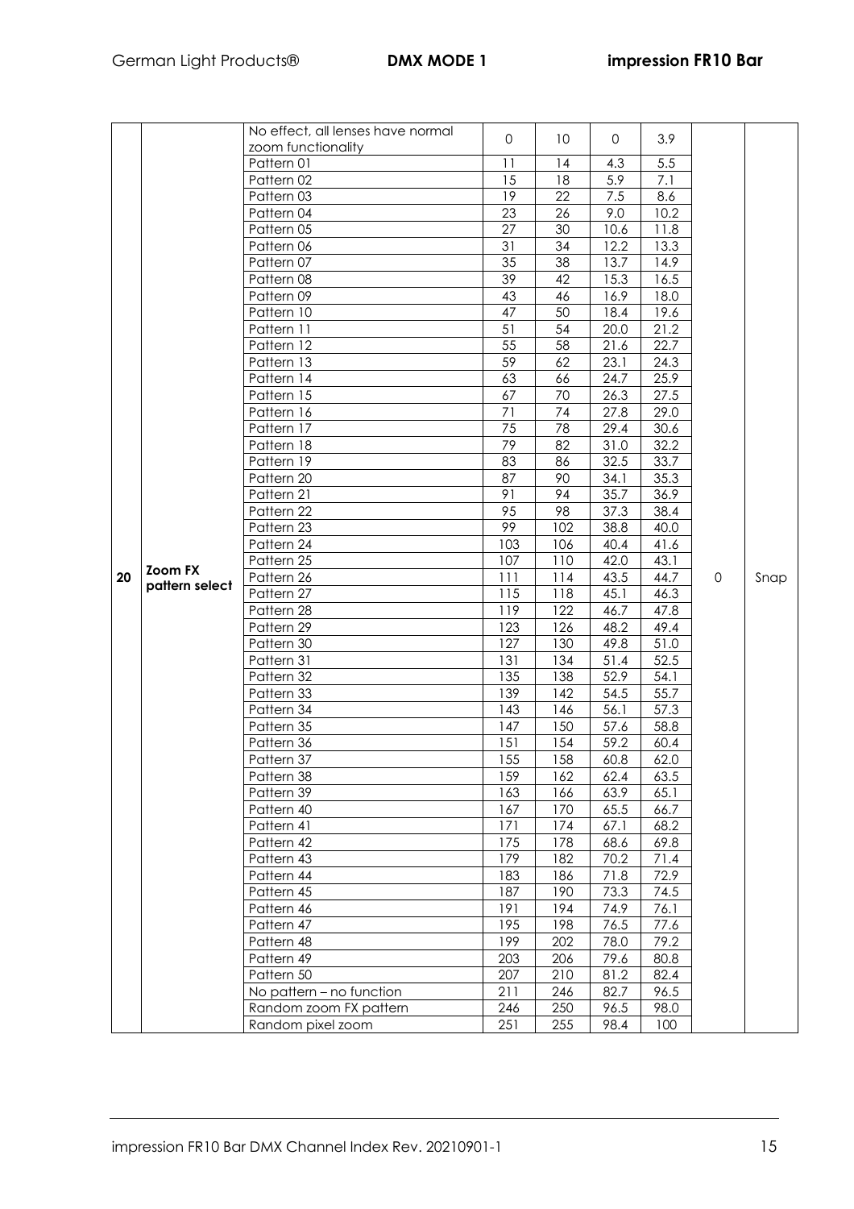| | | | | | | | | |
|---|---|---|---|---|---|---|---|---|
| 20 | **Zoom FX pattern select** | No effect, all lenses have normal zoom functionality | 0 | 10 | 0 | 3.9 | 0 | Snap |
| | | Pattern 01 | 11 | 14 | 4.3 | 5.5 | | |
| | | Pattern 02 | 15 | 18 | 5.9 | 7.1 | | |
| | | Pattern 03 | 19 | 22 | 7.5 | 8.6 | | |
| | | Pattern 04 | 23 | 26 | 9.0 | 10.2 | | |
| | | Pattern 05 | 27 | 30 | 10.6 | 11.8 | | |
| | | Pattern 06 | 31 | 34 | 12.2 | 13.3 | | |
| | | Pattern 07 | 35 | 38 | 13.7 | 14.9 | | |
| | | Pattern 08 | 39 | 42 | 15.3 | 16.5 | | |
| | | Pattern 09 | 43 | 46 | 16.9 | 18.0 | | |
| | | Pattern 10 | 47 | 50 | 18.4 | 19.6 | | |
| | | Pattern 11 | 51 | 54 | 20.0 | 21.2 | | |
| | | Pattern 12 | 55 | 58 | 21.6 | 22.7 | | |
| | | Pattern 13 | 59 | 62 | 23.1 | 24.3 | | |
| | | Pattern 14 | 63 | 66 | 24.7 | 25.9 | | |
| | | Pattern 15 | 67 | 70 | 26.3 | 27.5 | | |
| | | Pattern 16 | 71 | 74 | 27.8 | 29.0 | | |
| | | Pattern 17 | 75 | 78 | 29.4 | 30.6 | | |
| | | Pattern 18 | 79 | 82 | 31.0 | 32.2 | | |
| | | Pattern 19 | 83 | 86 | 32.5 | 33.7 | | |
| | | Pattern 20 | 87 | 90 | 34.1 | 35.3 | | |
| | | Pattern 21 | 91 | 94 | 35.7 | 36.9 | | |
| | | Pattern 22 | 95 | 98 | 37.3 | 38.4 | | |
| | | Pattern 23 | 99 | 102 | 38.8 | 40.0 | | |
| | | Pattern 24 | 103 | 106 | 40.4 | 41.6 | | |
| | | Pattern 25 | 107 | 110 | 42.0 | 43.1 | | |
| | | Pattern 26 | 111 | 114 | 43.5 | 44.7 | | |
| | | Pattern 27 | 115 | 118 | 45.1 | 46.3 | | |
| | | Pattern 28 | 119 | 122 | 46.7 | 47.8 | | |
| | | Pattern 29 | 123 | 126 | 48.2 | 49.4 | | |
| | | Pattern 30 | 127 | 130 | 49.8 | 51.0 | | |
| | | Pattern 31 | 131 | 134 | 51.4 | 52.5 | | |
| | | Pattern 32 | 135 | 138 | 52.9 | 54.1 | | |
| | | Pattern 33 | 139 | 142 | 54.5 | 55.7 | | |
| | | Pattern 34 | 143 | 146 | 56.1 | 57.3 | | |
| | | Pattern 35 | 147 | 150 | 57.6 | 58.8 | | |
| | | Pattern 36 | 151 | 154 | 59.2 | 60.4 | | |
| | | Pattern 37 | 155 | 158 | 60.8 | 62.0 | | |
| | | Pattern 38 | 159 | 162 | 62.4 | 63.5 | | |
| | | Pattern 39 | 163 | 166 | 63.9 | 65.1 | | |
| | | Pattern 40 | 167 | 170 | 65.5 | 66.7 | | |
| | | Pattern 41 | 171 | 174 | 67.1 | 68.2 | | |
| | | Pattern 42 | 175 | 178 | 68.6 | 69.8 | | |
| | | Pattern 43 | 179 | 182 | 70.2 | 71.4 | | |
| | | Pattern 44 | 183 | 186 | 71.8 | 72.9 | | |
| | | Pattern 45 | 187 | 190 | 73.3 | 74.5 | | |
| | | Pattern 46 | 191 | 194 | 74.9 | 76.1 | | |
| | | Pattern 47 | 195 | 198 | 76.5 | 77.6 | | |
| | | Pattern 48 | 199 | 202 | 78.0 | 79.2 | | |
| | | Pattern 49 | 203 | 206 | 79.6 | 80.8 | | |
| | | Pattern 50 | 207 | 210 | 81.2 | 82.4 | | |
| | | No pattern – no function | 211 | 246 | 82.7 | 96.5 | | |
| | | Random zoom FX pattern | 246 | 250 | 96.5 | 98.0 | | |
| | | Random pixel zoom | 251 | 255 | 98.4 | 100 | | |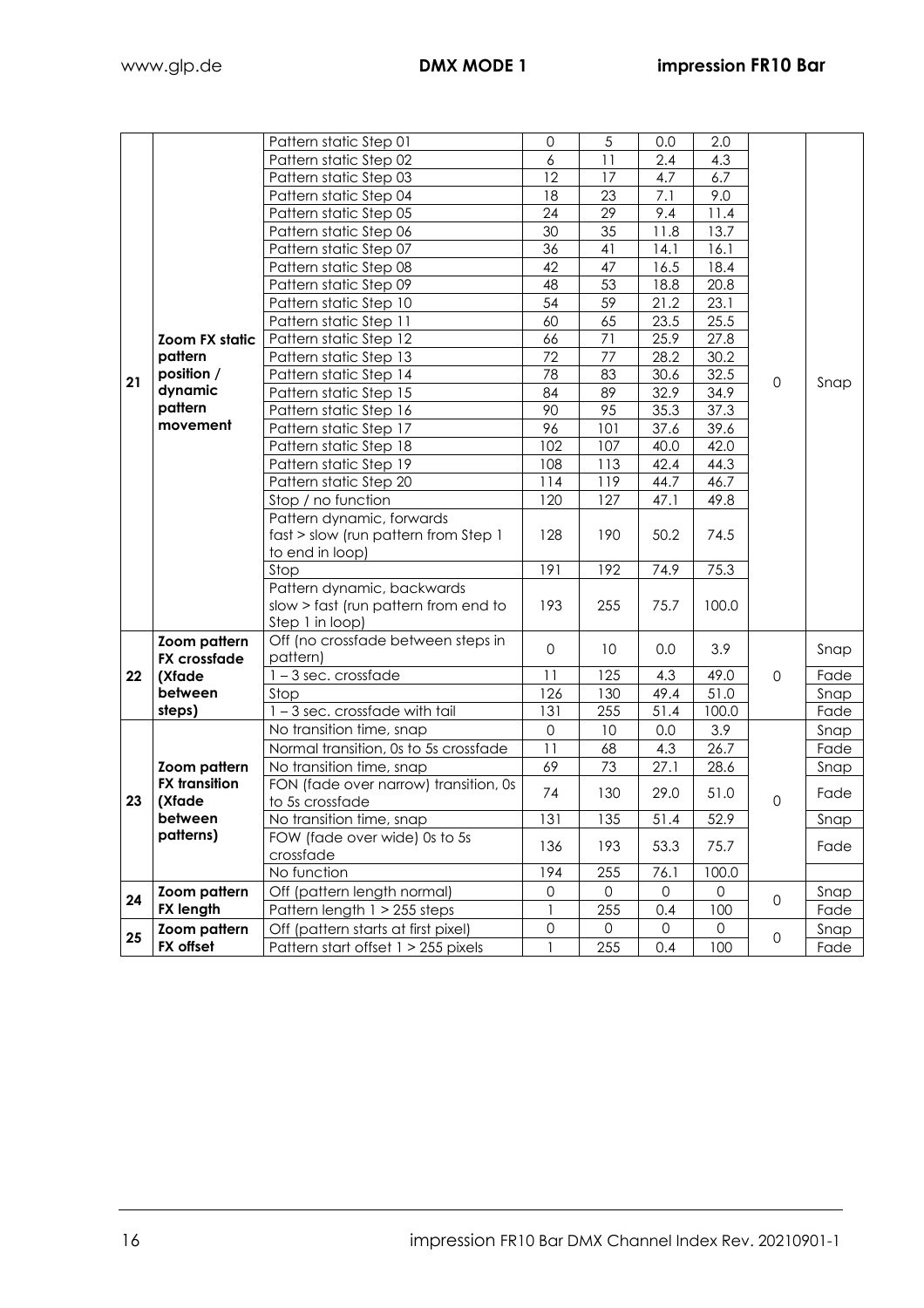| | | | | | | | | |
|---|---|---|---|---|---|---|---|---|
| 21 | **Zoom FX static pattern position / dynamic pattern movement** | Pattern static Step 01 | 0 | 5 | 0.0 | 2.0 | 0 | Snap |
| | | Pattern static Step 02 | 6 | 11 | 2.4 | 4.3 | | |
| | | Pattern static Step 03 | 12 | 17 | 4.7 | 6.7 | | |
| | | Pattern static Step 04 | 18 | 23 | 7.1 | 9.0 | | |
| | | Pattern static Step 05 | 24 | 29 | 9.4 | 11.4 | | |
| | | Pattern static Step 06 | 30 | 35 | 11.8 | 13.7 | | |
| | | Pattern static Step 07 | 36 | 41 | 14.1 | 16.1 | | |
| | | Pattern static Step 08 | 42 | 47 | 16.5 | 18.4 | | |
| | | Pattern static Step 09 | 48 | 53 | 18.8 | 20.8 | | |
| | | Pattern static Step 10 | 54 | 59 | 21.2 | 23.1 | | |
| | | Pattern static Step 11 | 60 | 65 | 23.5 | 25.5 | | |
| | | Pattern static Step 12 | 66 | 71 | 25.9 | 27.8 | | |
| | | Pattern static Step 13 | 72 | 77 | 28.2 | 30.2 | | |
| | | Pattern static Step 14 | 78 | 83 | 30.6 | 32.5 | | |
| | | Pattern static Step 15 | 84 | 89 | 32.9 | 34.9 | | |
| | | Pattern static Step 16 | 90 | 95 | 35.3 | 37.3 | | |
| | | Pattern static Step 17 | 96 | 101 | 37.6 | 39.6 | | |
| | | Pattern static Step 18 | 102 | 107 | 40.0 | 42.0 | | |
| | | Pattern static Step 19 | 108 | 113 | 42.4 | 44.3 | | |
| | | Pattern static Step 20 | 114 | 119 | 44.7 | 46.7 | | |
| | | Stop / no function | 120 | 127 | 47.1 | 49.8 | | |
| | | Pattern dynamic, forwards fast > slow (run pattern from Step 1 to end in loop) | 128 | 190 | 50.2 | 74.5 | | |
| | | Stop | 191 | 192 | 74.9 | 75.3 | | |
| | | Pattern dynamic, backwards slow > fast (run pattern from end to Step 1 in loop) | 193 | 255 | 75.7 | 100.0 | | |
| 22 | **Zoom pattern FX crossfade (Xfade between steps)** | Off (no crossfade between steps in pattern) | 0 | 10 | 0.0 | 3.9 | 0 | Snap |
| | | 1 – 3 sec. crossfade | 11 | 125 | 4.3 | 49.0 | | Fade |
| | | Stop | 126 | 130 | 49.4 | 51.0 | | Snap |
| | | 1 – 3 sec. crossfade with tail | 131 | 255 | 51.4 | 100.0 | | Fade |
| 23 | **Zoom pattern FX transition (Xfade between patterns)** | No transition time, snap | 0 | 10 | 0.0 | 3.9 | 0 | Snap |
| | | Normal transition, 0s to 5s crossfade | 11 | 68 | 4.3 | 26.7 | | Fade |
| | | No transition time, snap | 69 | 73 | 27.1 | 28.6 | | Snap |
| | | FON (fade over narrow) transition, 0s to 5s crossfade | 74 | 130 | 29.0 | 51.0 | | Fade |
| | | No transition time, snap | 131 | 135 | 51.4 | 52.9 | | Snap |
| | | FOW (fade over wide) 0s to 5s crossfade | 136 | 193 | 53.3 | 75.7 | | Fade |
| | | No function | 194 | 255 | 76.1 | 100.0 | | |
| 24 | **Zoom pattern FX length** | Off (pattern length normal) | 0 | 0 | 0 | 0 | 0 | Snap |
| | | Pattern length 1 > 255 steps | 1 | 255 | 0.4 | 100 | | Fade |
| 25 | **Zoom pattern FX offset** | Off (pattern starts at first pixel) | 0 | 0 | 0 | 0 | 0 | Snap |
| | | Pattern start offset 1 > 255 pixels | 1 | 255 | 0.4 | 100 | | Fade |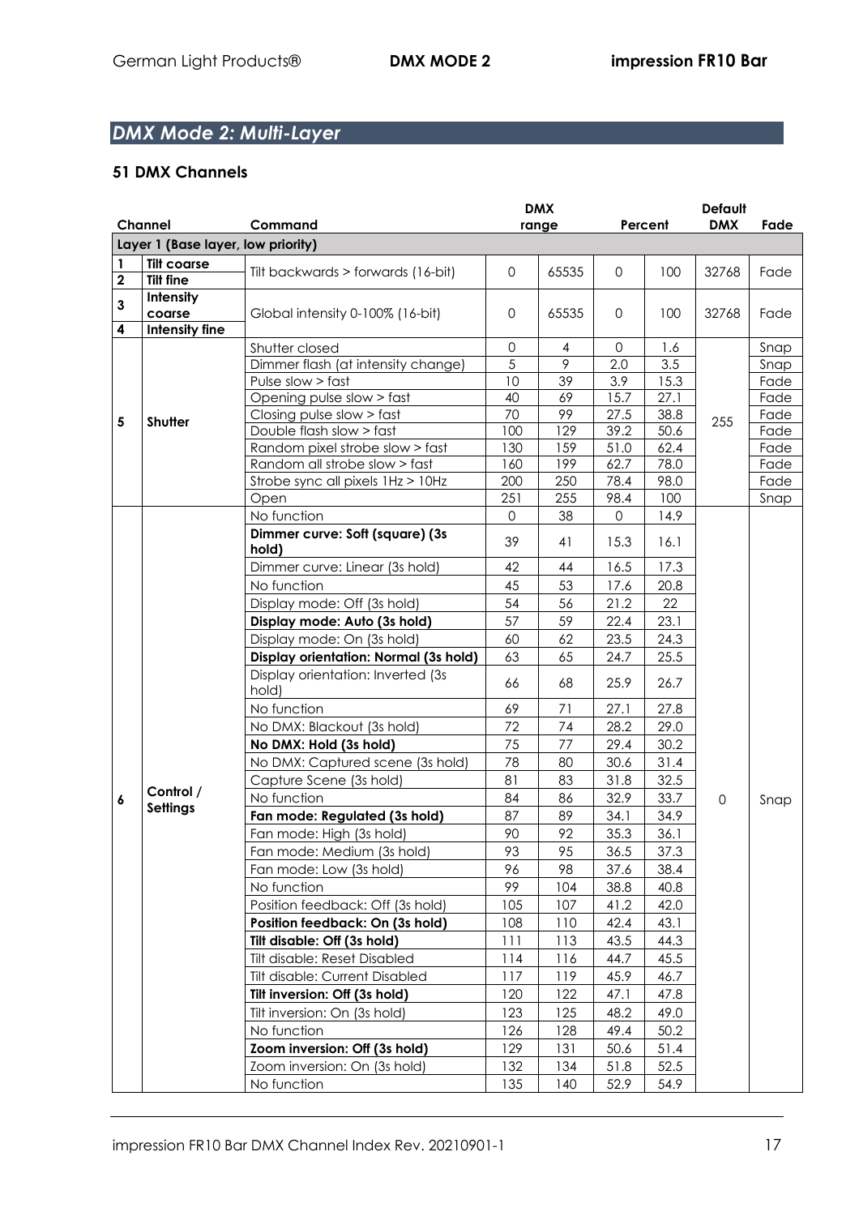## *DMX Mode 2: Multi-Layer*

### 51 DMX Channels

| Channel | | Command | DMX range | | Percent | | Default DMX | Fade |
|---|---|---|---|---|---|---|---|---|
| **Layer 1 (Base layer, low priority)** | | | | | | | | |
| **1** | **Tilt coarse** | Tilt backwards > forwards (16-bit) | 0 | 65535 | 0 | 100 | 32768 | Fade |
| **2** | **Tilt fine** | | | | | | | |
| **3** | **Intensity coarse** | Global intensity 0-100% (16-bit) | 0 | 65535 | 0 | 100 | 32768 | Fade |
| **4** | **Intensity fine** | | | | | | | |
| **5** | **Shutter** | Shutter closed | 0 | 4 | 0 | 1.6 | 255 | Snap |
| | | Dimmer flash (at intensity change) | 5 | 9 | 2.0 | 3.5 | | Snap |
| | | Pulse slow > fast | 10 | 39 | 3.9 | 15.3 | | Fade |
| | | Opening pulse slow > fast | 40 | 69 | 15.7 | 27.1 | | Fade |
| | | Closing pulse slow > fast | 70 | 99 | 27.5 | 38.8 | | Fade |
| | | Double flash slow > fast | 100 | 129 | 39.2 | 50.6 | | Fade |
| | | Random pixel strobe slow > fast | 130 | 159 | 51.0 | 62.4 | | Fade |
| | | Random all strobe slow > fast | 160 | 199 | 62.7 | 78.0 | | Fade |
| | | Strobe sync all pixels 1Hz > 10Hz | 200 | 250 | 78.4 | 98.0 | | Fade |
| | | Open | 251 | 255 | 98.4 | 100 | | Snap |
| **6** | **Control / Settings** | No function | 0 | 38 | 0 | 14.9 | 0 | Snap |
| | | **Dimmer curve: Soft (square) (3s hold)** | 39 | 41 | 15.3 | 16.1 | | |
| | | Dimmer curve: Linear (3s hold) | 42 | 44 | 16.5 | 17.3 | | |
| | | No function | 45 | 53 | 17.6 | 20.8 | | |
| | | Display mode: Off (3s hold) | 54 | 56 | 21.2 | 22 | | |
| | | **Display mode: Auto (3s hold)** | 57 | 59 | 22.4 | 23.1 | | |
| | | Display mode: On (3s hold) | 60 | 62 | 23.5 | 24.3 | | |
| | | **Display orientation: Normal (3s hold)** | 63 | 65 | 24.7 | 25.5 | | |
| | | Display orientation: Inverted (3s hold) | 66 | 68 | 25.9 | 26.7 | | |
| | | No function | 69 | 71 | 27.1 | 27.8 | | |
| | | No DMX: Blackout (3s hold) | 72 | 74 | 28.2 | 29.0 | | |
| | | **No DMX: Hold (3s hold)** | 75 | 77 | 29.4 | 30.2 | | |
| | | No DMX: Captured scene (3s hold) | 78 | 80 | 30.6 | 31.4 | | |
| | | Capture Scene (3s hold) | 81 | 83 | 31.8 | 32.5 | | |
| | | No function | 84 | 86 | 32.9 | 33.7 | | |
| | | **Fan mode: Regulated (3s hold)** | 87 | 89 | 34.1 | 34.9 | | |
| | | Fan mode: High (3s hold) | 90 | 92 | 35.3 | 36.1 | | |
| | | Fan mode: Medium (3s hold) | 93 | 95 | 36.5 | 37.3 | | |
| | | Fan mode: Low (3s hold) | 96 | 98 | 37.6 | 38.4 | | |
| | | No function | 99 | 104 | 38.8 | 40.8 | | |
| | | Position feedback: Off (3s hold) | 105 | 107 | 41.2 | 42.0 | | |
| | | **Position feedback: On (3s hold)** | 108 | 110 | 42.4 | 43.1 | | |
| | | **Tilt disable: Off (3s hold)** | 111 | 113 | 43.5 | 44.3 | | |
| | | Tilt disable: Reset Disabled | 114 | 116 | 44.7 | 45.5 | | |
| | | Tilt disable: Current Disabled | 117 | 119 | 45.9 | 46.7 | | |
| | | **Tilt inversion: Off (3s hold)** | 120 | 122 | 47.1 | 47.8 | | |
| | | Tilt inversion: On (3s hold) | 123 | 125 | 48.2 | 49.0 | | |
| | | No function | 126 | 128 | 49.4 | 50.2 | | |
| | | **Zoom inversion: Off (3s hold)** | 129 | 131 | 50.6 | 51.4 | | |
| | | Zoom inversion: On (3s hold) | 132 | 134 | 51.8 | 52.5 | | |
| | | No function | 135 | 140 | 52.9 | 54.9 | | |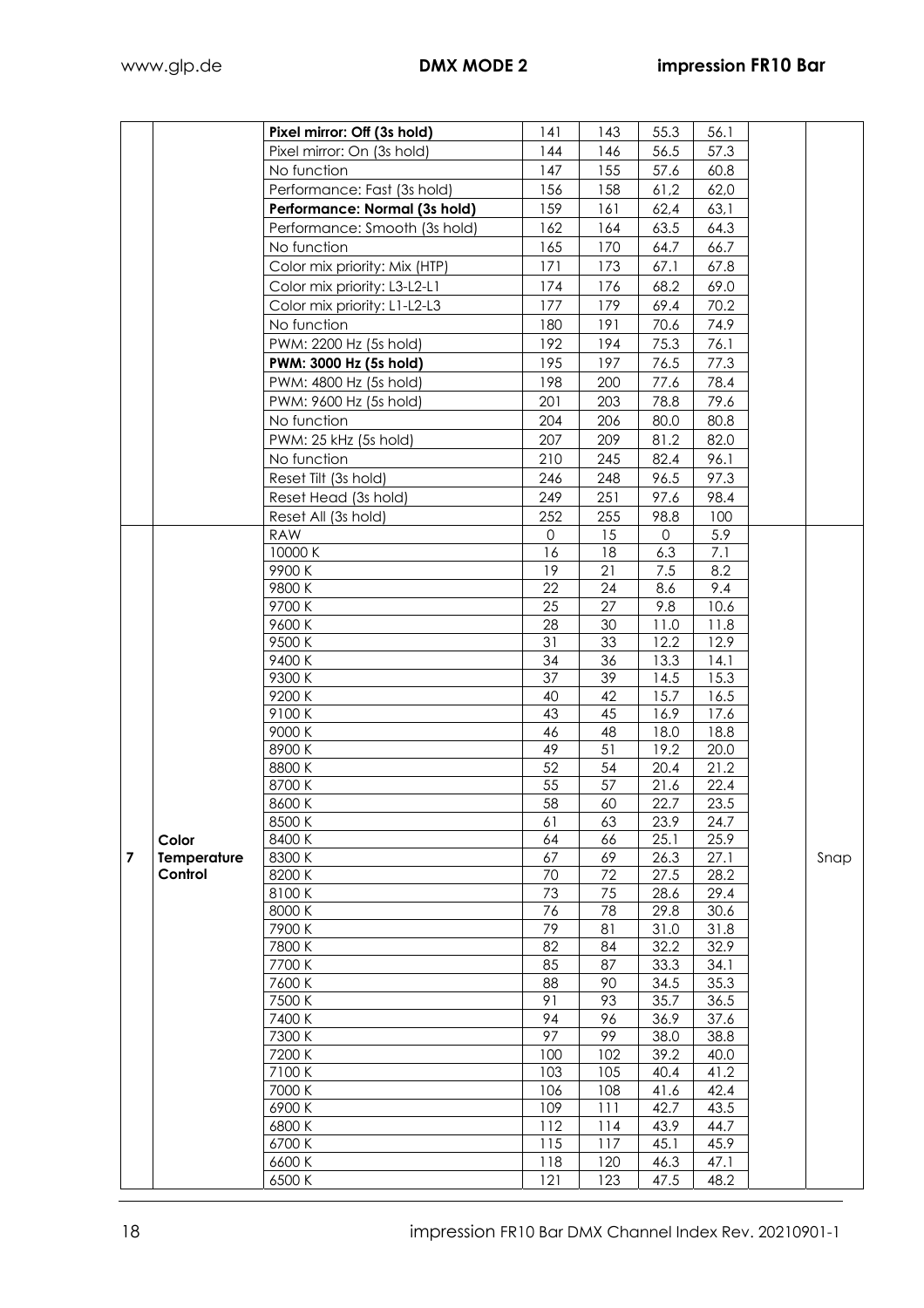| | | Pixel mirror: Off (3s hold) | 141 | 143 | 55.3 | 56.1 | | |
|---|---|---|---|---|---|---|---|---|
| | | Pixel mirror: On (3s hold) | 144 | 146 | 56.5 | 57.3 | | |
| | | No function | 147 | 155 | 57.6 | 60.8 | | |
| | | Performance: Fast (3s hold) | 156 | 158 | 61,2 | 62,0 | | |
| | | **Performance: Normal (3s hold)** | 159 | 161 | 62,4 | 63,1 | | |
| | | Performance: Smooth (3s hold) | 162 | 164 | 63.5 | 64.3 | | |
| | | No function | 165 | 170 | 64.7 | 66.7 | | |
| | | Color mix priority: Mix (HTP) | 171 | 173 | 67.1 | 67.8 | | |
| | | Color mix priority: L3-L2-L1 | 174 | 176 | 68.2 | 69.0 | | |
| | | Color mix priority: L1-L2-L3 | 177 | 179 | 69.4 | 70.2 | | |
| | | No function | 180 | 191 | 70.6 | 74.9 | | |
| | | PWM: 2200 Hz (5s hold) | 192 | 194 | 75.3 | 76.1 | | |
| | | **PWM: 3000 Hz (5s hold)** | 195 | 197 | 76.5 | 77.3 | | |
| | | PWM: 4800 Hz (5s hold) | 198 | 200 | 77.6 | 78.4 | | |
| | | PWM: 9600 Hz (5s hold) | 201 | 203 | 78.8 | 79.6 | | |
| | | No function | 204 | 206 | 80.0 | 80.8 | | |
| | | PWM: 25 kHz (5s hold) | 207 | 209 | 81.2 | 82.0 | | |
| | | No function | 210 | 245 | 82.4 | 96.1 | | |
| | | Reset Tilt (3s hold) | 246 | 248 | 96.5 | 97.3 | | |
| | | Reset Head (3s hold) | 249 | 251 | 97.6 | 98.4 | | |
| | | Reset All (3s hold) | 252 | 255 | 98.8 | 100 | | |
| **7** | **Color Temperature Control** | RAW | 0 | 15 | 0 | 5.9 | | Snap |
| | | 10000 K | 16 | 18 | 6.3 | 7.1 | | |
| | | 9900 K | 19 | 21 | 7.5 | 8.2 | | |
| | | 9800 K | 22 | 24 | 8.6 | 9.4 | | |
| | | 9700 K | 25 | 27 | 9.8 | 10.6 | | |
| | | 9600 K | 28 | 30 | 11.0 | 11.8 | | |
| | | 9500 K | 31 | 33 | 12.2 | 12.9 | | |
| | | 9400 K | 34 | 36 | 13.3 | 14.1 | | |
| | | 9300 K | 37 | 39 | 14.5 | 15.3 | | |
| | | 9200 K | 40 | 42 | 15.7 | 16.5 | | |
| | | 9100 K | 43 | 45 | 16.9 | 17.6 | | |
| | | 9000 K | 46 | 48 | 18.0 | 18.8 | | |
| | | 8900 K | 49 | 51 | 19.2 | 20.0 | | |
| | | 8800 K | 52 | 54 | 20.4 | 21.2 | | |
| | | 8700 K | 55 | 57 | 21.6 | 22.4 | | |
| | | 8600 K | 58 | 60 | 22.7 | 23.5 | | |
| | | 8500 K | 61 | 63 | 23.9 | 24.7 | | |
| | | 8400 K | 64 | 66 | 25.1 | 25.9 | | |
| | | 8300 K | 67 | 69 | 26.3 | 27.1 | | |
| | | 8200 K | 70 | 72 | 27.5 | 28.2 | | |
| | | 8100 K | 73 | 75 | 28.6 | 29.4 | | |
| | | 8000 K | 76 | 78 | 29.8 | 30.6 | | |
| | | 7900 K | 79 | 81 | 31.0 | 31.8 | | |
| | | 7800 K | 82 | 84 | 32.2 | 32.9 | | |
| | | 7700 K | 85 | 87 | 33.3 | 34.1 | | |
| | | 7600 K | 88 | 90 | 34.5 | 35.3 | | |
| | | 7500 K | 91 | 93 | 35.7 | 36.5 | | |
| | | 7400 K | 94 | 96 | 36.9 | 37.6 | | |
| | | 7300 K | 97 | 99 | 38.0 | 38.8 | | |
| | | 7200 K | 100 | 102 | 39.2 | 40.0 | | |
| | | 7100 K | 103 | 105 | 40.4 | 41.2 | | |
| | | 7000 K | 106 | 108 | 41.6 | 42.4 | | |
| | | 6900 K | 109 | 111 | 42.7 | 43.5 | | |
| | | 6800 K | 112 | 114 | 43.9 | 44.7 | | |
| | | 6700 K | 115 | 117 | 45.1 | 45.9 | | |
| | | 6600 K | 118 | 120 | 46.3 | 47.1 | | |
| | | 6500 K | 121 | 123 | 47.5 | 48.2 | | |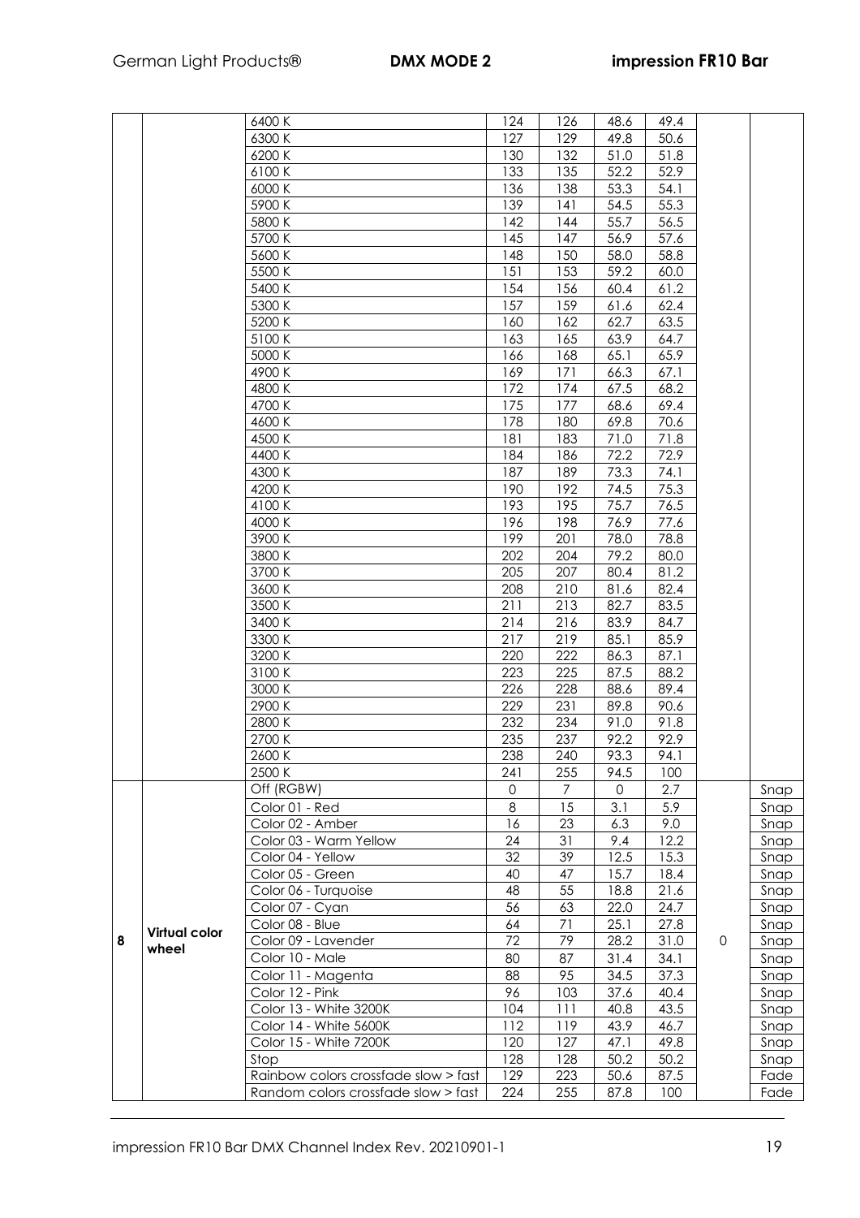| | | 6400 K | 124 | 126 | 48.6 | 49.4 | | |
|---|---|---|---|---|---|---|---|---|
| | | 6300 K | 127 | 129 | 49.8 | 50.6 | | |
| | | 6200 K | 130 | 132 | 51.0 | 51.8 | | |
| | | 6100 K | 133 | 135 | 52.2 | 52.9 | | |
| | | 6000 K | 136 | 138 | 53.3 | 54.1 | | |
| | | 5900 K | 139 | 141 | 54.5 | 55.3 | | |
| | | 5800 K | 142 | 144 | 55.7 | 56.5 | | |
| | | 5700 K | 145 | 147 | 56.9 | 57.6 | | |
| | | 5600 K | 148 | 150 | 58.0 | 58.8 | | |
| | | 5500 K | 151 | 153 | 59.2 | 60.0 | | |
| | | 5400 K | 154 | 156 | 60.4 | 61.2 | | |
| | | 5300 K | 157 | 159 | 61.6 | 62.4 | | |
| | | 5200 K | 160 | 162 | 62.7 | 63.5 | | |
| | | 5100 K | 163 | 165 | 63.9 | 64.7 | | |
| | | 5000 K | 166 | 168 | 65.1 | 65.9 | | |
| | | 4900 K | 169 | 171 | 66.3 | 67.1 | | |
| | | 4800 K | 172 | 174 | 67.5 | 68.2 | | |
| | | 4700 K | 175 | 177 | 68.6 | 69.4 | | |
| | | 4600 K | 178 | 180 | 69.8 | 70.6 | | |
| | | 4500 K | 181 | 183 | 71.0 | 71.8 | | |
| | | 4400 K | 184 | 186 | 72.2 | 72.9 | | |
| | | 4300 K | 187 | 189 | 73.3 | 74.1 | | |
| | | 4200 K | 190 | 192 | 74.5 | 75.3 | | |
| | | 4100 K | 193 | 195 | 75.7 | 76.5 | | |
| | | 4000 K | 196 | 198 | 76.9 | 77.6 | | |
| | | 3900 K | 199 | 201 | 78.0 | 78.8 | | |
| | | 3800 K | 202 | 204 | 79.2 | 80.0 | | |
| | | 3700 K | 205 | 207 | 80.4 | 81.2 | | |
| | | 3600 K | 208 | 210 | 81.6 | 82.4 | | |
| | | 3500 K | 211 | 213 | 82.7 | 83.5 | | |
| | | 3400 K | 214 | 216 | 83.9 | 84.7 | | |
| | | 3300 K | 217 | 219 | 85.1 | 85.9 | | |
| | | 3200 K | 220 | 222 | 86.3 | 87.1 | | |
| | | 3100 K | 223 | 225 | 87.5 | 88.2 | | |
| | | 3000 K | 226 | 228 | 88.6 | 89.4 | | |
| | | 2900 K | 229 | 231 | 89.8 | 90.6 | | |
| | | 2800 K | 232 | 234 | 91.0 | 91.8 | | |
| | | 2700 K | 235 | 237 | 92.2 | 92.9 | | |
| | | 2600 K | 238 | 240 | 93.3 | 94.1 | | |
| | | 2500 K | 241 | 255 | 94.5 | 100 | | |
| 8 | **Virtual color wheel** | Off (RGBW) | 0 | 7 | 0 | 2.7 | 0 | Snap |
| | | Color 01 - Red | 8 | 15 | 3.1 | 5.9 | | Snap |
| | | Color 02 - Amber | 16 | 23 | 6.3 | 9.0 | | Snap |
| | | Color 03 - Warm Yellow | 24 | 31 | 9.4 | 12.2 | | Snap |
| | | Color 04 - Yellow | 32 | 39 | 12.5 | 15.3 | | Snap |
| | | Color 05 - Green | 40 | 47 | 15.7 | 18.4 | | Snap |
| | | Color 06 - Turquoise | 48 | 55 | 18.8 | 21.6 | | Snap |
| | | Color 07 - Cyan | 56 | 63 | 22.0 | 24.7 | | Snap |
| | | Color 08 - Blue | 64 | 71 | 25.1 | 27.8 | | Snap |
| | | Color 09 - Lavender | 72 | 79 | 28.2 | 31.0 | | Snap |
| | | Color 10 - Male | 80 | 87 | 31.4 | 34.1 | | Snap |
| | | Color 11 - Magenta | 88 | 95 | 34.5 | 37.3 | | Snap |
| | | Color 12 - Pink | 96 | 103 | 37.6 | 40.4 | | Snap |
| | | Color 13 - White 3200K | 104 | 111 | 40.8 | 43.5 | | Snap |
| | | Color 14 - White 5600K | 112 | 119 | 43.9 | 46.7 | | Snap |
| | | Color 15 - White 7200K | 120 | 127 | 47.1 | 49.8 | | Snap |
| | | Stop | 128 | 128 | 50.2 | 50.2 | | Snap |
| | | Rainbow colors crossfade slow > fast | 129 | 223 | 50.6 | 87.5 | | Fade |
| | | Random colors crossfade slow > fast | 224 | 255 | 87.8 | 100 | | Fade |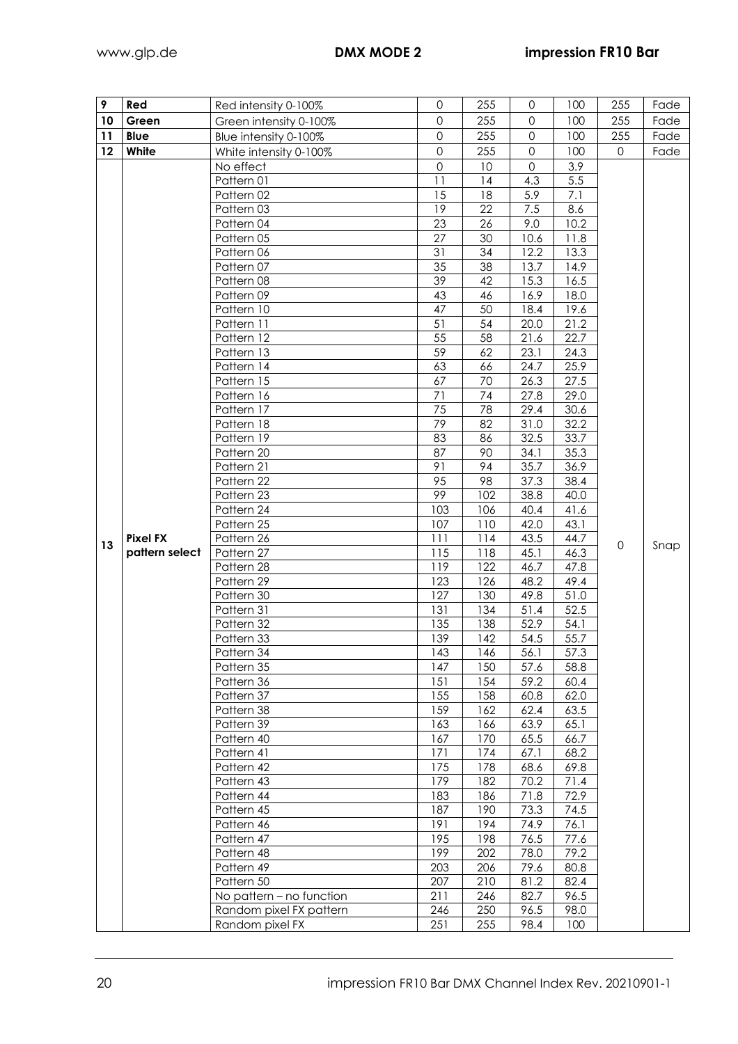| 9 | **Red** | Red intensity 0-100% | 0 | 255 | 0 | 100 | 255 | Fade |
|---|---|---|---|---|---|---|---|---|
| 10 | **Green** | Green intensity 0-100% | 0 | 255 | 0 | 100 | 255 | Fade |
| 11 | **Blue** | Blue intensity 0-100% | 0 | 255 | 0 | 100 | 255 | Fade |
| 12 | **White** | White intensity 0-100% | 0 | 255 | 0 | 100 | 0 | Fade |
| 13 | **Pixel FX pattern select** | No effect | 0 | 10 | 0 | 3.9 | 0 | Snap |
| | | Pattern 01 | 11 | 14 | 4.3 | 5.5 | | |
| | | Pattern 02 | 15 | 18 | 5.9 | 7.1 | | |
| | | Pattern 03 | 19 | 22 | 7.5 | 8.6 | | |
| | | Pattern 04 | 23 | 26 | 9.0 | 10.2 | | |
| | | Pattern 05 | 27 | 30 | 10.6 | 11.8 | | |
| | | Pattern 06 | 31 | 34 | 12.2 | 13.3 | | |
| | | Pattern 07 | 35 | 38 | 13.7 | 14.9 | | |
| | | Pattern 08 | 39 | 42 | 15.3 | 16.5 | | |
| | | Pattern 09 | 43 | 46 | 16.9 | 18.0 | | |
| | | Pattern 10 | 47 | 50 | 18.4 | 19.6 | | |
| | | Pattern 11 | 51 | 54 | 20.0 | 21.2 | | |
| | | Pattern 12 | 55 | 58 | 21.6 | 22.7 | | |
| | | Pattern 13 | 59 | 62 | 23.1 | 24.3 | | |
| | | Pattern 14 | 63 | 66 | 24.7 | 25.9 | | |
| | | Pattern 15 | 67 | 70 | 26.3 | 27.5 | | |
| | | Pattern 16 | 71 | 74 | 27.8 | 29.0 | | |
| | | Pattern 17 | 75 | 78 | 29.4 | 30.6 | | |
| | | Pattern 18 | 79 | 82 | 31.0 | 32.2 | | |
| | | Pattern 19 | 83 | 86 | 32.5 | 33.7 | | |
| | | Pattern 20 | 87 | 90 | 34.1 | 35.3 | | |
| | | Pattern 21 | 91 | 94 | 35.7 | 36.9 | | |
| | | Pattern 22 | 95 | 98 | 37.3 | 38.4 | | |
| | | Pattern 23 | 99 | 102 | 38.8 | 40.0 | | |
| | | Pattern 24 | 103 | 106 | 40.4 | 41.6 | | |
| | | Pattern 25 | 107 | 110 | 42.0 | 43.1 | | |
| | | Pattern 26 | 111 | 114 | 43.5 | 44.7 | | |
| | | Pattern 27 | 115 | 118 | 45.1 | 46.3 | | |
| | | Pattern 28 | 119 | 122 | 46.7 | 47.8 | | |
| | | Pattern 29 | 123 | 126 | 48.2 | 49.4 | | |
| | | Pattern 30 | 127 | 130 | 49.8 | 51.0 | | |
| | | Pattern 31 | 131 | 134 | 51.4 | 52.5 | | |
| | | Pattern 32 | 135 | 138 | 52.9 | 54.1 | | |
| | | Pattern 33 | 139 | 142 | 54.5 | 55.7 | | |
| | | Pattern 34 | 143 | 146 | 56.1 | 57.3 | | |
| | | Pattern 35 | 147 | 150 | 57.6 | 58.8 | | |
| | | Pattern 36 | 151 | 154 | 59.2 | 60.4 | | |
| | | Pattern 37 | 155 | 158 | 60.8 | 62.0 | | |
| | | Pattern 38 | 159 | 162 | 62.4 | 63.5 | | |
| | | Pattern 39 | 163 | 166 | 63.9 | 65.1 | | |
| | | Pattern 40 | 167 | 170 | 65.5 | 66.7 | | |
| | | Pattern 41 | 171 | 174 | 67.1 | 68.2 | | |
| | | Pattern 42 | 175 | 178 | 68.6 | 69.8 | | |
| | | Pattern 43 | 179 | 182 | 70.2 | 71.4 | | |
| | | Pattern 44 | 183 | 186 | 71.8 | 72.9 | | |
| | | Pattern 45 | 187 | 190 | 73.3 | 74.5 | | |
| | | Pattern 46 | 191 | 194 | 74.9 | 76.1 | | |
| | | Pattern 47 | 195 | 198 | 76.5 | 77.6 | | |
| | | Pattern 48 | 199 | 202 | 78.0 | 79.2 | | |
| | | Pattern 49 | 203 | 206 | 79.6 | 80.8 | | |
| | | Pattern 50 | 207 | 210 | 81.2 | 82.4 | | |
| | | No pattern – no function | 211 | 246 | 82.7 | 96.5 | | |
| | | Random pixel FX pattern | 246 | 250 | 96.5 | 98.0 | | |
| | | Random pixel FX | 251 | 255 | 98.4 | 100 | | |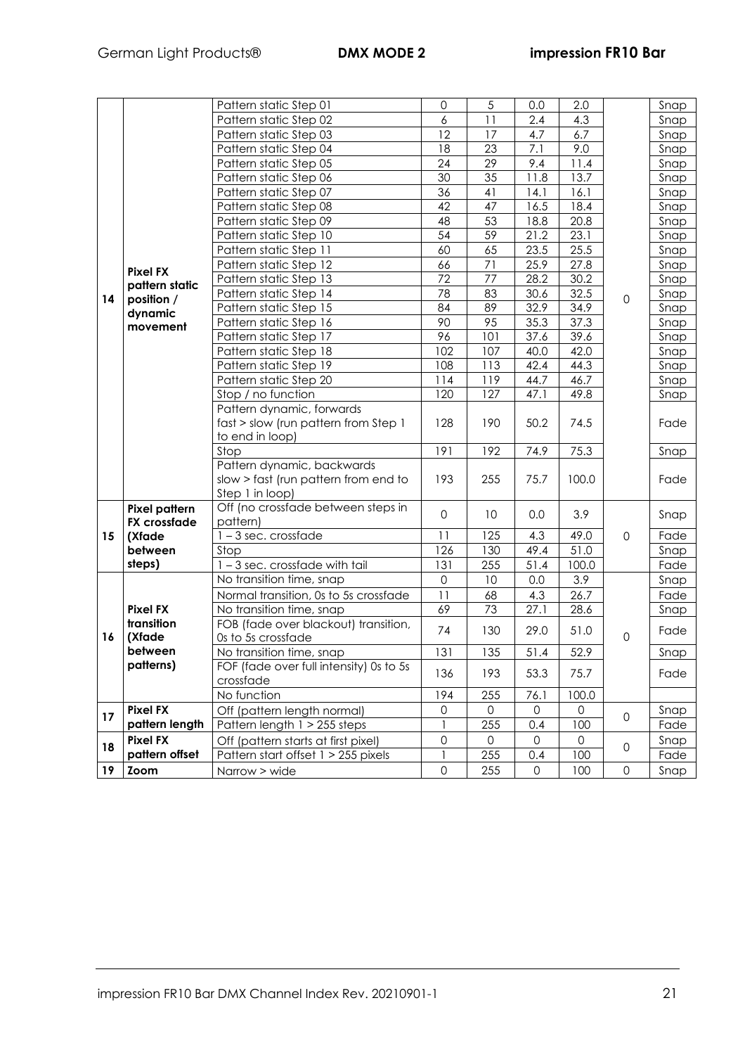| | | | | | | | | |
|---|---|---|---|---|---|---|---|---|
| 14 | **Pixel FX pattern static position / dynamic movement** | Pattern static Step 01 | 0 | 5 | 0.0 | 2.0 | 0 | Snap |
| | | Pattern static Step 02 | 6 | 11 | 2.4 | 4.3 | | Snap |
| | | Pattern static Step 03 | 12 | 17 | 4.7 | 6.7 | | Snap |
| | | Pattern static Step 04 | 18 | 23 | 7.1 | 9.0 | | Snap |
| | | Pattern static Step 05 | 24 | 29 | 9.4 | 11.4 | | Snap |
| | | Pattern static Step 06 | 30 | 35 | 11.8 | 13.7 | | Snap |
| | | Pattern static Step 07 | 36 | 41 | 14.1 | 16.1 | | Snap |
| | | Pattern static Step 08 | 42 | 47 | 16.5 | 18.4 | | Snap |
| | | Pattern static Step 09 | 48 | 53 | 18.8 | 20.8 | | Snap |
| | | Pattern static Step 10 | 54 | 59 | 21.2 | 23.1 | | Snap |
| | | Pattern static Step 11 | 60 | 65 | 23.5 | 25.5 | | Snap |
| | | Pattern static Step 12 | 66 | 71 | 25.9 | 27.8 | | Snap |
| | | Pattern static Step 13 | 72 | 77 | 28.2 | 30.2 | | Snap |
| | | Pattern static Step 14 | 78 | 83 | 30.6 | 32.5 | | Snap |
| | | Pattern static Step 15 | 84 | 89 | 32.9 | 34.9 | | Snap |
| | | Pattern static Step 16 | 90 | 95 | 35.3 | 37.3 | | Snap |
| | | Pattern static Step 17 | 96 | 101 | 37.6 | 39.6 | | Snap |
| | | Pattern static Step 18 | 102 | 107 | 40.0 | 42.0 | | Snap |
| | | Pattern static Step 19 | 108 | 113 | 42.4 | 44.3 | | Snap |
| | | Pattern static Step 20 | 114 | 119 | 44.7 | 46.7 | | Snap |
| | | Stop / no function | 120 | 127 | 47.1 | 49.8 | | Snap |
| | | Pattern dynamic, forwards fast > slow (run pattern from Step 1 to end in loop) | 128 | 190 | 50.2 | 74.5 | | Fade |
| | | Stop | 191 | 192 | 74.9 | 75.3 | | Snap |
| | | Pattern dynamic, backwards slow > fast (run pattern from end to Step 1 in loop) | 193 | 255 | 75.7 | 100.0 | | Fade |
| 15 | **Pixel pattern FX crossfade (Xfade between steps)** | Off (no crossfade between steps in pattern) | 0 | 10 | 0.0 | 3.9 | 0 | Snap |
| | | 1 – 3 sec. crossfade | 11 | 125 | 4.3 | 49.0 | | Fade |
| | | Stop | 126 | 130 | 49.4 | 51.0 | | Snap |
| | | 1 – 3 sec. crossfade with tail | 131 | 255 | 51.4 | 100.0 | | Fade |
| 16 | **Pixel FX transition (Xfade between patterns)** | No transition time, snap | 0 | 10 | 0.0 | 3.9 | 0 | Snap |
| | | Normal transition, 0s to 5s crossfade | 11 | 68 | 4.3 | 26.7 | | Fade |
| | | No transition time, snap | 69 | 73 | 27.1 | 28.6 | | Snap |
| | | FOB (fade over blackout) transition, 0s to 5s crossfade | 74 | 130 | 29.0 | 51.0 | | Fade |
| | | No transition time, snap | 131 | 135 | 51.4 | 52.9 | | Snap |
| | | FOF (fade over full intensity) 0s to 5s crossfade | 136 | 193 | 53.3 | 75.7 | | Fade |
| | | No function | 194 | 255 | 76.1 | 100.0 | | |
| 17 | **Pixel FX pattern length** | Off (pattern length normal) | 0 | 0 | 0 | 0 | 0 | Snap |
| | | Pattern length 1 > 255 steps | 1 | 255 | 0.4 | 100 | | Fade |
| 18 | **Pixel FX pattern offset** | Off (pattern starts at first pixel) | 0 | 0 | 0 | 0 | 0 | Snap |
| | | Pattern start offset 1 > 255 pixels | 1 | 255 | 0.4 | 100 | | Fade |
| 19 | **Zoom** | Narrow > wide | 0 | 255 | 0 | 100 | 0 | Snap |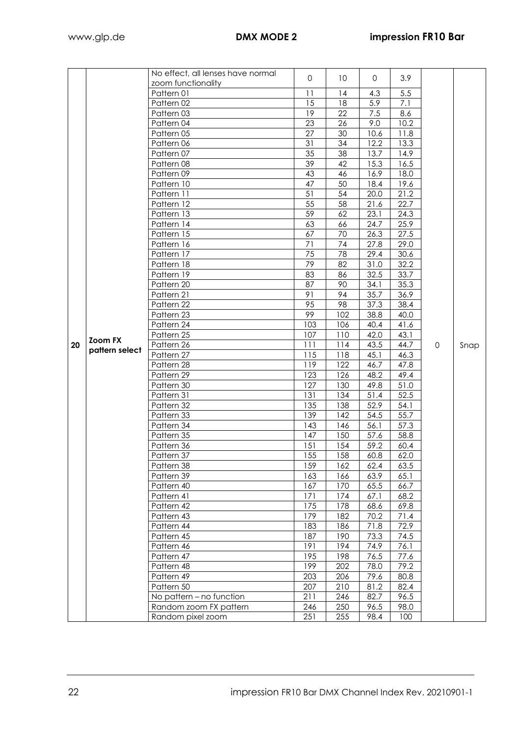| | | | | | | | | |
|---|---|---|---|---|---|---|---|---|
| 20 | Zoom FX pattern select | No effect, all lenses have normal zoom functionality | 0 | 10 | 0 | 3.9 | 0 | Snap |
| | | Pattern 01 | 11 | 14 | 4.3 | 5.5 | | |
| | | Pattern 02 | 15 | 18 | 5.9 | 7.1 | | |
| | | Pattern 03 | 19 | 22 | 7.5 | 8.6 | | |
| | | Pattern 04 | 23 | 26 | 9.0 | 10.2 | | |
| | | Pattern 05 | 27 | 30 | 10.6 | 11.8 | | |
| | | Pattern 06 | 31 | 34 | 12.2 | 13.3 | | |
| | | Pattern 07 | 35 | 38 | 13.7 | 14.9 | | |
| | | Pattern 08 | 39 | 42 | 15.3 | 16.5 | | |
| | | Pattern 09 | 43 | 46 | 16.9 | 18.0 | | |
| | | Pattern 10 | 47 | 50 | 18.4 | 19.6 | | |
| | | Pattern 11 | 51 | 54 | 20.0 | 21.2 | | |
| | | Pattern 12 | 55 | 58 | 21.6 | 22.7 | | |
| | | Pattern 13 | 59 | 62 | 23.1 | 24.3 | | |
| | | Pattern 14 | 63 | 66 | 24.7 | 25.9 | | |
| | | Pattern 15 | 67 | 70 | 26.3 | 27.5 | | |
| | | Pattern 16 | 71 | 74 | 27.8 | 29.0 | | |
| | | Pattern 17 | 75 | 78 | 29.4 | 30.6 | | |
| | | Pattern 18 | 79 | 82 | 31.0 | 32.2 | | |
| | | Pattern 19 | 83 | 86 | 32.5 | 33.7 | | |
| | | Pattern 20 | 87 | 90 | 34.1 | 35.3 | | |
| | | Pattern 21 | 91 | 94 | 35.7 | 36.9 | | |
| | | Pattern 22 | 95 | 98 | 37.3 | 38.4 | | |
| | | Pattern 23 | 99 | 102 | 38.8 | 40.0 | | |
| | | Pattern 24 | 103 | 106 | 40.4 | 41.6 | | |
| | | Pattern 25 | 107 | 110 | 42.0 | 43.1 | | |
| | | Pattern 26 | 111 | 114 | 43.5 | 44.7 | | |
| | | Pattern 27 | 115 | 118 | 45.1 | 46.3 | | |
| | | Pattern 28 | 119 | 122 | 46.7 | 47.8 | | |
| | | Pattern 29 | 123 | 126 | 48.2 | 49.4 | | |
| | | Pattern 30 | 127 | 130 | 49.8 | 51.0 | | |
| | | Pattern 31 | 131 | 134 | 51.4 | 52.5 | | |
| | | Pattern 32 | 135 | 138 | 52.9 | 54.1 | | |
| | | Pattern 33 | 139 | 142 | 54.5 | 55.7 | | |
| | | Pattern 34 | 143 | 146 | 56.1 | 57.3 | | |
| | | Pattern 35 | 147 | 150 | 57.6 | 58.8 | | |
| | | Pattern 36 | 151 | 154 | 59.2 | 60.4 | | |
| | | Pattern 37 | 155 | 158 | 60.8 | 62.0 | | |
| | | Pattern 38 | 159 | 162 | 62.4 | 63.5 | | |
| | | Pattern 39 | 163 | 166 | 63.9 | 65.1 | | |
| | | Pattern 40 | 167 | 170 | 65.5 | 66.7 | | |
| | | Pattern 41 | 171 | 174 | 67.1 | 68.2 | | |
| | | Pattern 42 | 175 | 178 | 68.6 | 69.8 | | |
| | | Pattern 43 | 179 | 182 | 70.2 | 71.4 | | |
| | | Pattern 44 | 183 | 186 | 71.8 | 72.9 | | |
| | | Pattern 45 | 187 | 190 | 73.3 | 74.5 | | |
| | | Pattern 46 | 191 | 194 | 74.9 | 76.1 | | |
| | | Pattern 47 | 195 | 198 | 76.5 | 77.6 | | |
| | | Pattern 48 | 199 | 202 | 78.0 | 79.2 | | |
| | | Pattern 49 | 203 | 206 | 79.6 | 80.8 | | |
| | | Pattern 50 | 207 | 210 | 81.2 | 82.4 | | |
| | | No pattern – no function | 211 | 246 | 82.7 | 96.5 | | |
| | | Random zoom FX pattern | 246 | 250 | 96.5 | 98.0 | | |
| | | Random pixel zoom | 251 | 255 | 98.4 | 100 | | |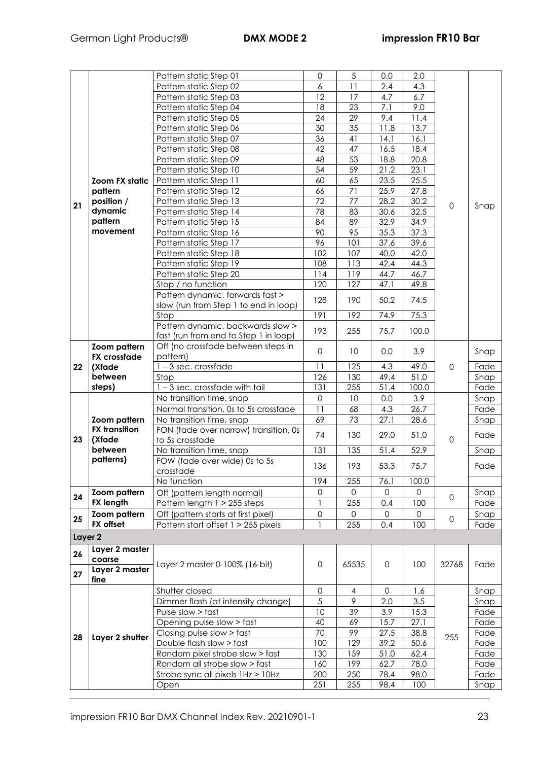| | | | | | | | | |
|---|---|---|---|---|---|---|---|---|
| 21 | **Zoom FX static pattern position / dynamic pattern movement** | Pattern static Step 01 | 0 | 5 | 0.0 | 2.0 | 0 | Snap |
| | | Pattern static Step 02 | 6 | 11 | 2.4 | 4.3 | | |
| | | Pattern static Step 03 | 12 | 17 | 4.7 | 6.7 | | |
| | | Pattern static Step 04 | 18 | 23 | 7.1 | 9.0 | | |
| | | Pattern static Step 05 | 24 | 29 | 9.4 | 11.4 | | |
| | | Pattern static Step 06 | 30 | 35 | 11.8 | 13.7 | | |
| | | Pattern static Step 07 | 36 | 41 | 14.1 | 16.1 | | |
| | | Pattern static Step 08 | 42 | 47 | 16.5 | 18.4 | | |
| | | Pattern static Step 09 | 48 | 53 | 18.8 | 20.8 | | |
| | | Pattern static Step 10 | 54 | 59 | 21.2 | 23.1 | | |
| | | Pattern static Step 11 | 60 | 65 | 23.5 | 25.5 | | |
| | | Pattern static Step 12 | 66 | 71 | 25.9 | 27.8 | | |
| | | Pattern static Step 13 | 72 | 77 | 28.2 | 30.2 | | |
| | | Pattern static Step 14 | 78 | 83 | 30.6 | 32.5 | | |
| | | Pattern static Step 15 | 84 | 89 | 32.9 | 34.9 | | |
| | | Pattern static Step 16 | 90 | 95 | 35.3 | 37.3 | | |
| | | Pattern static Step 17 | 96 | 101 | 37.6 | 39.6 | | |
| | | Pattern static Step 18 | 102 | 107 | 40.0 | 42.0 | | |
| | | Pattern static Step 19 | 108 | 113 | 42.4 | 44.3 | | |
| | | Pattern static Step 20 | 114 | 119 | 44.7 | 46.7 | | |
| | | Stop / no function | 120 | 127 | 47.1 | 49.8 | | |
| | | Pattern dynamic, forwards fast > slow (run from Step 1 to end in loop) | 128 | 190 | 50.2 | 74.5 | | |
| | | Stop | 191 | 192 | 74.9 | 75.3 | | |
| | | Pattern dynamic, backwards slow > fast (run from end to Step 1 in loop) | 193 | 255 | 75.7 | 100.0 | | |
| 22 | **Zoom pattern FX crossfade (Xfade between steps)** | Off (no crossfade between steps in pattern) | 0 | 10 | 0.0 | 3.9 | 0 | Snap |
| | | 1 – 3 sec. crossfade | 11 | 125 | 4.3 | 49.0 | | Fade |
| | | Stop | 126 | 130 | 49.4 | 51.0 | | Snap |
| | | 1 – 3 sec. crossfade with tail | 131 | 255 | 51.4 | 100.0 | | Fade |
| 23 | **Zoom pattern FX transition (Xfade between patterns)** | No transition time, snap | 0 | 10 | 0.0 | 3.9 | 0 | Snap |
| | | Normal transition, 0s to 5s crossfade | 11 | 68 | 4.3 | 26.7 | | Fade |
| | | No transition time, snap | 69 | 73 | 27.1 | 28.6 | | Snap |
| | | FON (fade over narrow) transition, 0s to 5s crossfade | 74 | 130 | 29.0 | 51.0 | | Fade |
| | | No transition time, snap | 131 | 135 | 51.4 | 52.9 | | Snap |
| | | FOW (fade over wide) 0s to 5s crossfade | 136 | 193 | 53.3 | 75.7 | | Fade |
| | | No function | 194 | 255 | 76.1 | 100.0 | | |
| 24 | **Zoom pattern FX length** | Off (pattern length normal) | 0 | 0 | 0 | 0 | 0 | Snap |
| | | Pattern length 1 > 255 steps | 1 | 255 | 0.4 | 100 | | Fade |
| 25 | **Zoom pattern FX offset** | Off (pattern starts at first pixel) | 0 | 0 | 0 | 0 | 0 | Snap |
| | | Pattern start offset 1 > 255 pixels | 1 | 255 | 0.4 | 100 | | Fade |
| **Layer 2** | | | | | | | | |
| 26 | **Layer 2 master coarse** | Layer 2 master 0-100% (16-bit) | 0 | 65535 | 0 | 100 | 32768 | Fade |
| 27 | **Layer 2 master fine** | | | | | | | |
| 28 | **Layer 2 shutter** | Shutter closed | 0 | 4 | 0 | 1.6 | 255 | Snap |
| | | Dimmer flash (at intensity change) | 5 | 9 | 2.0 | 3.5 | | Snap |
| | | Pulse slow > fast | 10 | 39 | 3.9 | 15.3 | | Fade |
| | | Opening pulse slow > fast | 40 | 69 | 15.7 | 27.1 | | Fade |
| | | Closing pulse slow > fast | 70 | 99 | 27.5 | 38.8 | | Fade |
| | | Double flash slow > fast | 100 | 129 | 39.2 | 50.6 | | Fade |
| | | Random pixel strobe slow > fast | 130 | 159 | 51.0 | 62.4 | | Fade |
| | | Random all strobe slow > fast | 160 | 199 | 62.7 | 78.0 | | Fade |
| | | Strobe sync all pixels 1Hz > 10Hz | 200 | 250 | 78.4 | 98.0 | | Fade |
| | | Open | 251 | 255 | 98.4 | 100 | | Snap |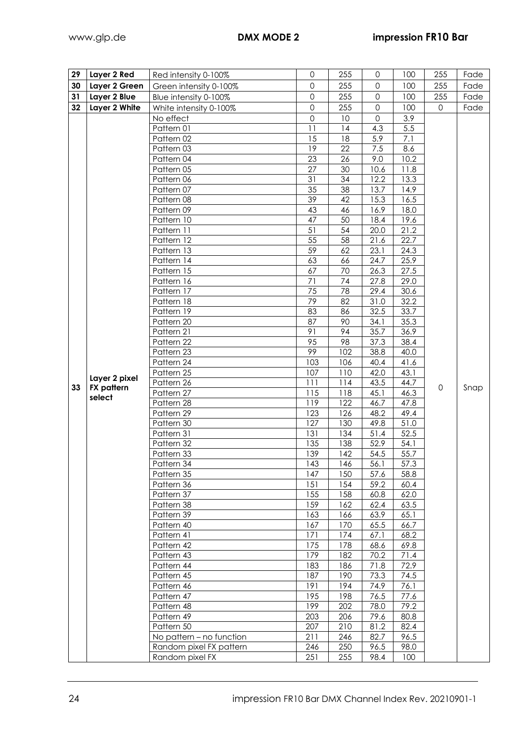| 29 | Layer 2 Red | Red intensity 0-100% | 0 | 255 | 0 | 100 | 255 | Fade |
|---|---|---|---|---|---|---|---|---|
| 30 | Layer 2 Green | Green intensity 0-100% | 0 | 255 | 0 | 100 | 255 | Fade |
| 31 | Layer 2 Blue | Blue intensity 0-100% | 0 | 255 | 0 | 100 | 255 | Fade |
| 32 | Layer 2 White | White intensity 0-100% | 0 | 255 | 0 | 100 | 0 | Fade |
| 33 | Layer 2 pixel FX pattern select | No effect | 0 | 10 | 0 | 3.9 | 0 | Snap |
| | | Pattern 01 | 11 | 14 | 4.3 | 5.5 | | |
| | | Pattern 02 | 15 | 18 | 5.9 | 7.1 | | |
| | | Pattern 03 | 19 | 22 | 7.5 | 8.6 | | |
| | | Pattern 04 | 23 | 26 | 9.0 | 10.2 | | |
| | | Pattern 05 | 27 | 30 | 10.6 | 11.8 | | |
| | | Pattern 06 | 31 | 34 | 12.2 | 13.3 | | |
| | | Pattern 07 | 35 | 38 | 13.7 | 14.9 | | |
| | | Pattern 08 | 39 | 42 | 15.3 | 16.5 | | |
| | | Pattern 09 | 43 | 46 | 16.9 | 18.0 | | |
| | | Pattern 10 | 47 | 50 | 18.4 | 19.6 | | |
| | | Pattern 11 | 51 | 54 | 20.0 | 21.2 | | |
| | | Pattern 12 | 55 | 58 | 21.6 | 22.7 | | |
| | | Pattern 13 | 59 | 62 | 23.1 | 24.3 | | |
| | | Pattern 14 | 63 | 66 | 24.7 | 25.9 | | |
| | | Pattern 15 | 67 | 70 | 26.3 | 27.5 | | |
| | | Pattern 16 | 71 | 74 | 27.8 | 29.0 | | |
| | | Pattern 17 | 75 | 78 | 29.4 | 30.6 | | |
| | | Pattern 18 | 79 | 82 | 31.0 | 32.2 | | |
| | | Pattern 19 | 83 | 86 | 32.5 | 33.7 | | |
| | | Pattern 20 | 87 | 90 | 34.1 | 35.3 | | |
| | | Pattern 21 | 91 | 94 | 35.7 | 36.9 | | |
| | | Pattern 22 | 95 | 98 | 37.3 | 38.4 | | |
| | | Pattern 23 | 99 | 102 | 38.8 | 40.0 | | |
| | | Pattern 24 | 103 | 106 | 40.4 | 41.6 | | |
| | | Pattern 25 | 107 | 110 | 42.0 | 43.1 | | |
| | | Pattern 26 | 111 | 114 | 43.5 | 44.7 | | |
| | | Pattern 27 | 115 | 118 | 45.1 | 46.3 | | |
| | | Pattern 28 | 119 | 122 | 46.7 | 47.8 | | |
| | | Pattern 29 | 123 | 126 | 48.2 | 49.4 | | |
| | | Pattern 30 | 127 | 130 | 49.8 | 51.0 | | |
| | | Pattern 31 | 131 | 134 | 51.4 | 52.5 | | |
| | | Pattern 32 | 135 | 138 | 52.9 | 54.1 | | |
| | | Pattern 33 | 139 | 142 | 54.5 | 55.7 | | |
| | | Pattern 34 | 143 | 146 | 56.1 | 57.3 | | |
| | | Pattern 35 | 147 | 150 | 57.6 | 58.8 | | |
| | | Pattern 36 | 151 | 154 | 59.2 | 60.4 | | |
| | | Pattern 37 | 155 | 158 | 60.8 | 62.0 | | |
| | | Pattern 38 | 159 | 162 | 62.4 | 63.5 | | |
| | | Pattern 39 | 163 | 166 | 63.9 | 65.1 | | |
| | | Pattern 40 | 167 | 170 | 65.5 | 66.7 | | |
| | | Pattern 41 | 171 | 174 | 67.1 | 68.2 | | |
| | | Pattern 42 | 175 | 178 | 68.6 | 69.8 | | |
| | | Pattern 43 | 179 | 182 | 70.2 | 71.4 | | |
| | | Pattern 44 | 183 | 186 | 71.8 | 72.9 | | |
| | | Pattern 45 | 187 | 190 | 73.3 | 74.5 | | |
| | | Pattern 46 | 191 | 194 | 74.9 | 76.1 | | |
| | | Pattern 47 | 195 | 198 | 76.5 | 77.6 | | |
| | | Pattern 48 | 199 | 202 | 78.0 | 79.2 | | |
| | | Pattern 49 | 203 | 206 | 79.6 | 80.8 | | |
| | | Pattern 50 | 207 | 210 | 81.2 | 82.4 | | |
| | | No pattern – no function | 211 | 246 | 82.7 | 96.5 | | |
| | | Random pixel FX pattern | 246 | 250 | 96.5 | 98.0 | | |
| | | Random pixel FX | 251 | 255 | 98.4 | 100 | | |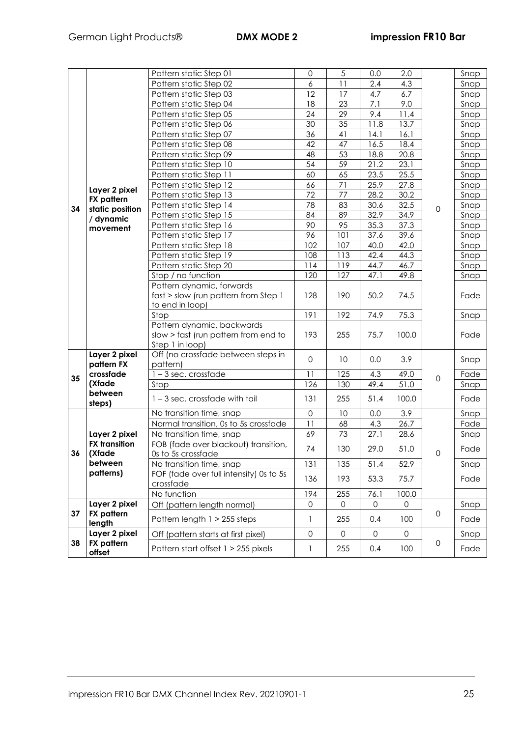| | | | | | | | | |
|---|---|---|---|---|---|---|---|---|
| 34 | Layer 2 pixel FX pattern static position / dynamic movement | Pattern static Step 01 | 0 | 5 | 0.0 | 2.0 | 0 | Snap |
| | | Pattern static Step 02 | 6 | 11 | 2.4 | 4.3 | | Snap |
| | | Pattern static Step 03 | 12 | 17 | 4.7 | 6.7 | | Snap |
| | | Pattern static Step 04 | 18 | 23 | 7.1 | 9.0 | | Snap |
| | | Pattern static Step 05 | 24 | 29 | 9.4 | 11.4 | | Snap |
| | | Pattern static Step 06 | 30 | 35 | 11.8 | 13.7 | | Snap |
| | | Pattern static Step 07 | 36 | 41 | 14.1 | 16.1 | | Snap |
| | | Pattern static Step 08 | 42 | 47 | 16.5 | 18.4 | | Snap |
| | | Pattern static Step 09 | 48 | 53 | 18.8 | 20.8 | | Snap |
| | | Pattern static Step 10 | 54 | 59 | 21.2 | 23.1 | | Snap |
| | | Pattern static Step 11 | 60 | 65 | 23.5 | 25.5 | | Snap |
| | | Pattern static Step 12 | 66 | 71 | 25.9 | 27.8 | | Snap |
| | | Pattern static Step 13 | 72 | 77 | 28.2 | 30.2 | | Snap |
| | | Pattern static Step 14 | 78 | 83 | 30.6 | 32.5 | | Snap |
| | | Pattern static Step 15 | 84 | 89 | 32.9 | 34.9 | | Snap |
| | | Pattern static Step 16 | 90 | 95 | 35.3 | 37.3 | | Snap |
| | | Pattern static Step 17 | 96 | 101 | 37.6 | 39.6 | | Snap |
| | | Pattern static Step 18 | 102 | 107 | 40.0 | 42.0 | | Snap |
| | | Pattern static Step 19 | 108 | 113 | 42.4 | 44.3 | | Snap |
| | | Pattern static Step 20 | 114 | 119 | 44.7 | 46.7 | | Snap |
| | | Stop / no function | 120 | 127 | 47.1 | 49.8 | | Snap |
| | | Pattern dynamic, forwards fast > slow (run pattern from Step 1 to end in loop) | 128 | 190 | 50.2 | 74.5 | | Fade |
| | | Stop | 191 | 192 | 74.9 | 75.3 | | Snap |
| | | Pattern dynamic, backwards slow > fast (run pattern from end to Step 1 in loop) | 193 | 255 | 75.7 | 100.0 | | Fade |
| 35 | Layer 2 pixel pattern FX crossfade (Xfade between steps) | Off (no crossfade between steps in pattern) | 0 | 10 | 0.0 | 3.9 | 0 | Snap |
| | | 1 – 3 sec. crossfade | 11 | 125 | 4.3 | 49.0 | | Fade |
| | | Stop | 126 | 130 | 49.4 | 51.0 | | Snap |
| | | 1 – 3 sec. crossfade with tail | 131 | 255 | 51.4 | 100.0 | | Fade |
| 36 | Layer 2 pixel FX transition (Xfade between patterns) | No transition time, snap | 0 | 10 | 0.0 | 3.9 | 0 | Snap |
| | | Normal transition, 0s to 5s crossfade | 11 | 68 | 4.3 | 26.7 | | Fade |
| | | No transition time, snap | 69 | 73 | 27.1 | 28.6 | | Snap |
| | | FOB (fade over blackout) transition, 0s to 5s crossfade | 74 | 130 | 29.0 | 51.0 | | Fade |
| | | No transition time, snap | 131 | 135 | 51.4 | 52.9 | | Snap |
| | | FOF (fade over full intensity) 0s to 5s crossfade | 136 | 193 | 53.3 | 75.7 | | Fade |
| | | No function | 194 | 255 | 76.1 | 100.0 | | |
| 37 | Layer 2 pixel FX pattern length | Off (pattern length normal) | 0 | 0 | 0 | 0 | 0 | Snap |
| | | Pattern length 1 > 255 steps | 1 | 255 | 0.4 | 100 | | Fade |
| 38 | Layer 2 pixel FX pattern offset | Off (pattern starts at first pixel) | 0 | 0 | 0 | 0 | 0 | Snap |
| | | Pattern start offset 1 > 255 pixels | 1 | 255 | 0.4 | 100 | | Fade |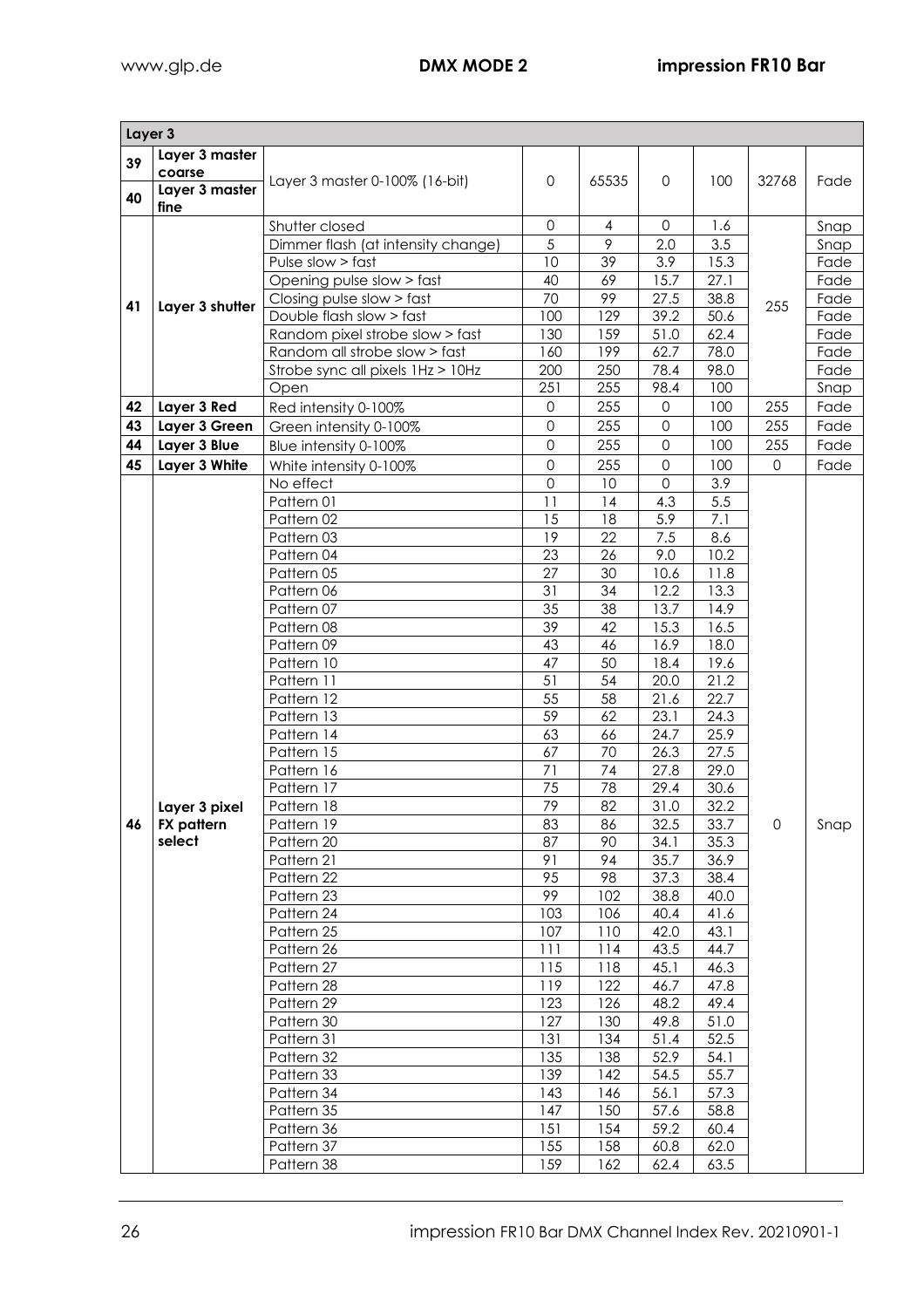| Layer 3 | | | | | | | | |
|---|---|---|---|---|---|---|---|---|
| 39 | Layer 3 master coarse | Layer 3 master 0-100% (16-bit) | 0 | 65535 | 0 | 100 | 32768 | Fade |
| 40 | Layer 3 master fine | | | | | | | |
| 41 | Layer 3 shutter | Shutter closed | 0 | 4 | 0 | 1.6 | 255 | Snap |
| | | Dimmer flash (at intensity change) | 5 | 9 | 2.0 | 3.5 | | Snap |
| | | Pulse slow > fast | 10 | 39 | 3.9 | 15.3 | | Fade |
| | | Opening pulse slow > fast | 40 | 69 | 15.7 | 27.1 | | Fade |
| | | Closing pulse slow > fast | 70 | 99 | 27.5 | 38.8 | | Fade |
| | | Double flash slow > fast | 100 | 129 | 39.2 | 50.6 | | Fade |
| | | Random pixel strobe slow > fast | 130 | 159 | 51.0 | 62.4 | | Fade |
| | | Random all strobe slow > fast | 160 | 199 | 62.7 | 78.0 | | Fade |
| | | Strobe sync all pixels 1Hz > 10Hz | 200 | 250 | 78.4 | 98.0 | | Fade |
| | | Open | 251 | 255 | 98.4 | 100 | | Snap |
| 42 | Layer 3 Red | Red intensity 0-100% | 0 | 255 | 0 | 100 | 255 | Fade |
| 43 | Layer 3 Green | Green intensity 0-100% | 0 | 255 | 0 | 100 | 255 | Fade |
| 44 | Layer 3 Blue | Blue intensity 0-100% | 0 | 255 | 0 | 100 | 255 | Fade |
| 45 | Layer 3 White | White intensity 0-100% | 0 | 255 | 0 | 100 | 0 | Fade |
| 46 | Layer 3 pixel FX pattern select | No effect | 0 | 10 | 0 | 3.9 | 0 | Snap |
| | | Pattern 01 | 11 | 14 | 4.3 | 5.5 | | |
| | | Pattern 02 | 15 | 18 | 5.9 | 7.1 | | |
| | | Pattern 03 | 19 | 22 | 7.5 | 8.6 | | |
| | | Pattern 04 | 23 | 26 | 9.0 | 10.2 | | |
| | | Pattern 05 | 27 | 30 | 10.6 | 11.8 | | |
| | | Pattern 06 | 31 | 34 | 12.2 | 13.3 | | |
| | | Pattern 07 | 35 | 38 | 13.7 | 14.9 | | |
| | | Pattern 08 | 39 | 42 | 15.3 | 16.5 | | |
| | | Pattern 09 | 43 | 46 | 16.9 | 18.0 | | |
| | | Pattern 10 | 47 | 50 | 18.4 | 19.6 | | |
| | | Pattern 11 | 51 | 54 | 20.0 | 21.2 | | |
| | | Pattern 12 | 55 | 58 | 21.6 | 22.7 | | |
| | | Pattern 13 | 59 | 62 | 23.1 | 24.3 | | |
| | | Pattern 14 | 63 | 66 | 24.7 | 25.9 | | |
| | | Pattern 15 | 67 | 70 | 26.3 | 27.5 | | |
| | | Pattern 16 | 71 | 74 | 27.8 | 29.0 | | |
| | | Pattern 17 | 75 | 78 | 29.4 | 30.6 | | |
| | | Pattern 18 | 79 | 82 | 31.0 | 32.2 | | |
| | | Pattern 19 | 83 | 86 | 32.5 | 33.7 | | |
| | | Pattern 20 | 87 | 90 | 34.1 | 35.3 | | |
| | | Pattern 21 | 91 | 94 | 35.7 | 36.9 | | |
| | | Pattern 22 | 95 | 98 | 37.3 | 38.4 | | |
| | | Pattern 23 | 99 | 102 | 38.8 | 40.0 | | |
| | | Pattern 24 | 103 | 106 | 40.4 | 41.6 | | |
| | | Pattern 25 | 107 | 110 | 42.0 | 43.1 | | |
| | | Pattern 26 | 111 | 114 | 43.5 | 44.7 | | |
| | | Pattern 27 | 115 | 118 | 45.1 | 46.3 | | |
| | | Pattern 28 | 119 | 122 | 46.7 | 47.8 | | |
| | | Pattern 29 | 123 | 126 | 48.2 | 49.4 | | |
| | | Pattern 30 | 127 | 130 | 49.8 | 51.0 | | |
| | | Pattern 31 | 131 | 134 | 51.4 | 52.5 | | |
| | | Pattern 32 | 135 | 138 | 52.9 | 54.1 | | |
| | | Pattern 33 | 139 | 142 | 54.5 | 55.7 | | |
| | | Pattern 34 | 143 | 146 | 56.1 | 57.3 | | |
| | | Pattern 35 | 147 | 150 | 57.6 | 58.8 | | |
| | | Pattern 36 | 151 | 154 | 59.2 | 60.4 | | |
| | | Pattern 37 | 155 | 158 | 60.8 | 62.0 | | |
| | | Pattern 38 | 159 | 162 | 62.4 | 63.5 | | |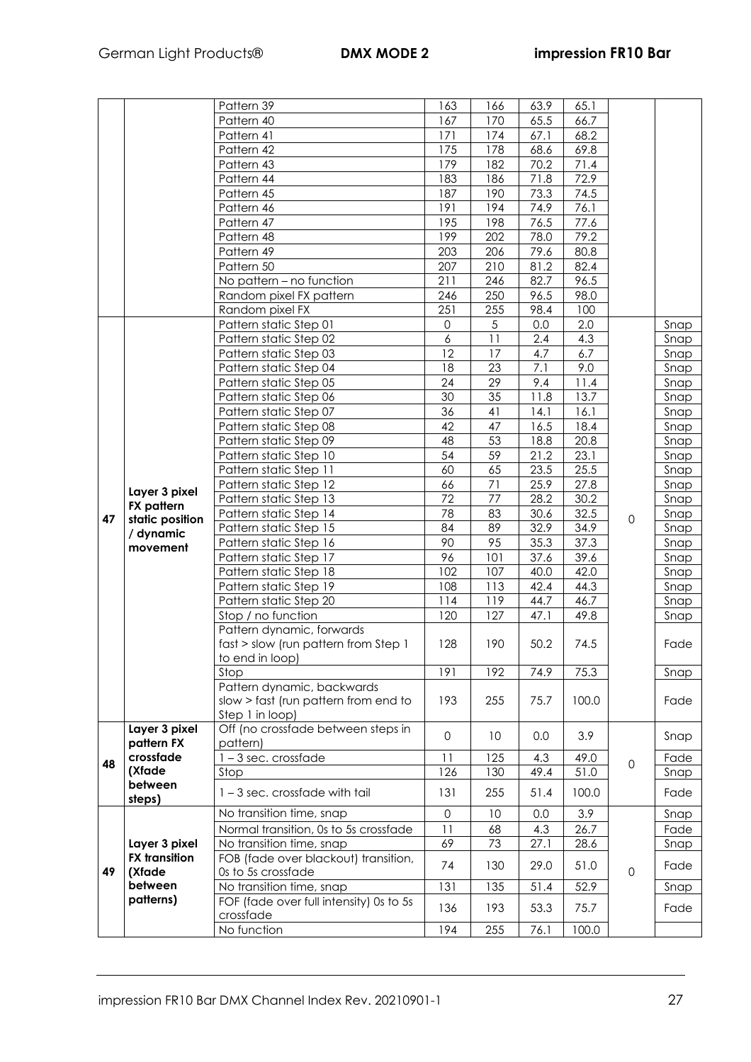| | | Pattern 39 | 163 | 166 | 63.9 | 65.1 | | |
|---|---|---|---|---|---|---|---|---|
| | | Pattern 40 | 167 | 170 | 65.5 | 66.7 | | |
| | | Pattern 41 | 171 | 174 | 67.1 | 68.2 | | |
| | | Pattern 42 | 175 | 178 | 68.6 | 69.8 | | |
| | | Pattern 43 | 179 | 182 | 70.2 | 71.4 | | |
| | | Pattern 44 | 183 | 186 | 71.8 | 72.9 | | |
| | | Pattern 45 | 187 | 190 | 73.3 | 74.5 | | |
| | | Pattern 46 | 191 | 194 | 74.9 | 76.1 | | |
| | | Pattern 47 | 195 | 198 | 76.5 | 77.6 | | |
| | | Pattern 48 | 199 | 202 | 78.0 | 79.2 | | |
| | | Pattern 49 | 203 | 206 | 79.6 | 80.8 | | |
| | | Pattern 50 | 207 | 210 | 81.2 | 82.4 | | |
| | | No pattern – no function | 211 | 246 | 82.7 | 96.5 | | |
| | | Random pixel FX pattern | 246 | 250 | 96.5 | 98.0 | | |
| | | Random pixel FX | 251 | 255 | 98.4 | 100 | | |
| 47 | **Layer 3 pixel FX pattern static position / dynamic movement** | Pattern static Step 01 | 0 | 5 | 0.0 | 2.0 | 0 | Snap |
| | | Pattern static Step 02 | 6 | 11 | 2.4 | 4.3 | | Snap |
| | | Pattern static Step 03 | 12 | 17 | 4.7 | 6.7 | | Snap |
| | | Pattern static Step 04 | 18 | 23 | 7.1 | 9.0 | | Snap |
| | | Pattern static Step 05 | 24 | 29 | 9.4 | 11.4 | | Snap |
| | | Pattern static Step 06 | 30 | 35 | 11.8 | 13.7 | | Snap |
| | | Pattern static Step 07 | 36 | 41 | 14.1 | 16.1 | | Snap |
| | | Pattern static Step 08 | 42 | 47 | 16.5 | 18.4 | | Snap |
| | | Pattern static Step 09 | 48 | 53 | 18.8 | 20.8 | | Snap |
| | | Pattern static Step 10 | 54 | 59 | 21.2 | 23.1 | | Snap |
| | | Pattern static Step 11 | 60 | 65 | 23.5 | 25.5 | | Snap |
| | | Pattern static Step 12 | 66 | 71 | 25.9 | 27.8 | | Snap |
| | | Pattern static Step 13 | 72 | 77 | 28.2 | 30.2 | | Snap |
| | | Pattern static Step 14 | 78 | 83 | 30.6 | 32.5 | | Snap |
| | | Pattern static Step 15 | 84 | 89 | 32.9 | 34.9 | | Snap |
| | | Pattern static Step 16 | 90 | 95 | 35.3 | 37.3 | | Snap |
| | | Pattern static Step 17 | 96 | 101 | 37.6 | 39.6 | | Snap |
| | | Pattern static Step 18 | 102 | 107 | 40.0 | 42.0 | | Snap |
| | | Pattern static Step 19 | 108 | 113 | 42.4 | 44.3 | | Snap |
| | | Pattern static Step 20 | 114 | 119 | 44.7 | 46.7 | | Snap |
| | | Stop / no function | 120 | 127 | 47.1 | 49.8 | | Snap |
| | | Pattern dynamic, forwards fast > slow (run pattern from Step 1 to end in loop) | 128 | 190 | 50.2 | 74.5 | | Fade |
| | | Stop | 191 | 192 | 74.9 | 75.3 | | Snap |
| | | Pattern dynamic, backwards slow > fast (run pattern from end to Step 1 in loop) | 193 | 255 | 75.7 | 100.0 | | Fade |
| 48 | **Layer 3 pixel pattern FX crossfade (Xfade between steps)** | Off (no crossfade between steps in pattern) | 0 | 10 | 0.0 | 3.9 | 0 | Snap |
| | | 1 – 3 sec. crossfade | 11 | 125 | 4.3 | 49.0 | | Fade |
| | | Stop | 126 | 130 | 49.4 | 51.0 | | Snap |
| | | 1 – 3 sec. crossfade with tail | 131 | 255 | 51.4 | 100.0 | | Fade |
| 49 | **Layer 3 pixel FX transition (Xfade between patterns)** | No transition time, snap | 0 | 10 | 0.0 | 3.9 | 0 | Snap |
| | | Normal transition, 0s to 5s crossfade | 11 | 68 | 4.3 | 26.7 | | Fade |
| | | No transition time, snap | 69 | 73 | 27.1 | 28.6 | | Snap |
| | | FOB (fade over blackout) transition, 0s to 5s crossfade | 74 | 130 | 29.0 | 51.0 | | Fade |
| | | No transition time, snap | 131 | 135 | 51.4 | 52.9 | | Snap |
| | | FOF (fade over full intensity) 0s to 5s crossfade | 136 | 193 | 53.3 | 75.7 | | Fade |
| | | No function | 194 | 255 | 76.1 | 100.0 | | |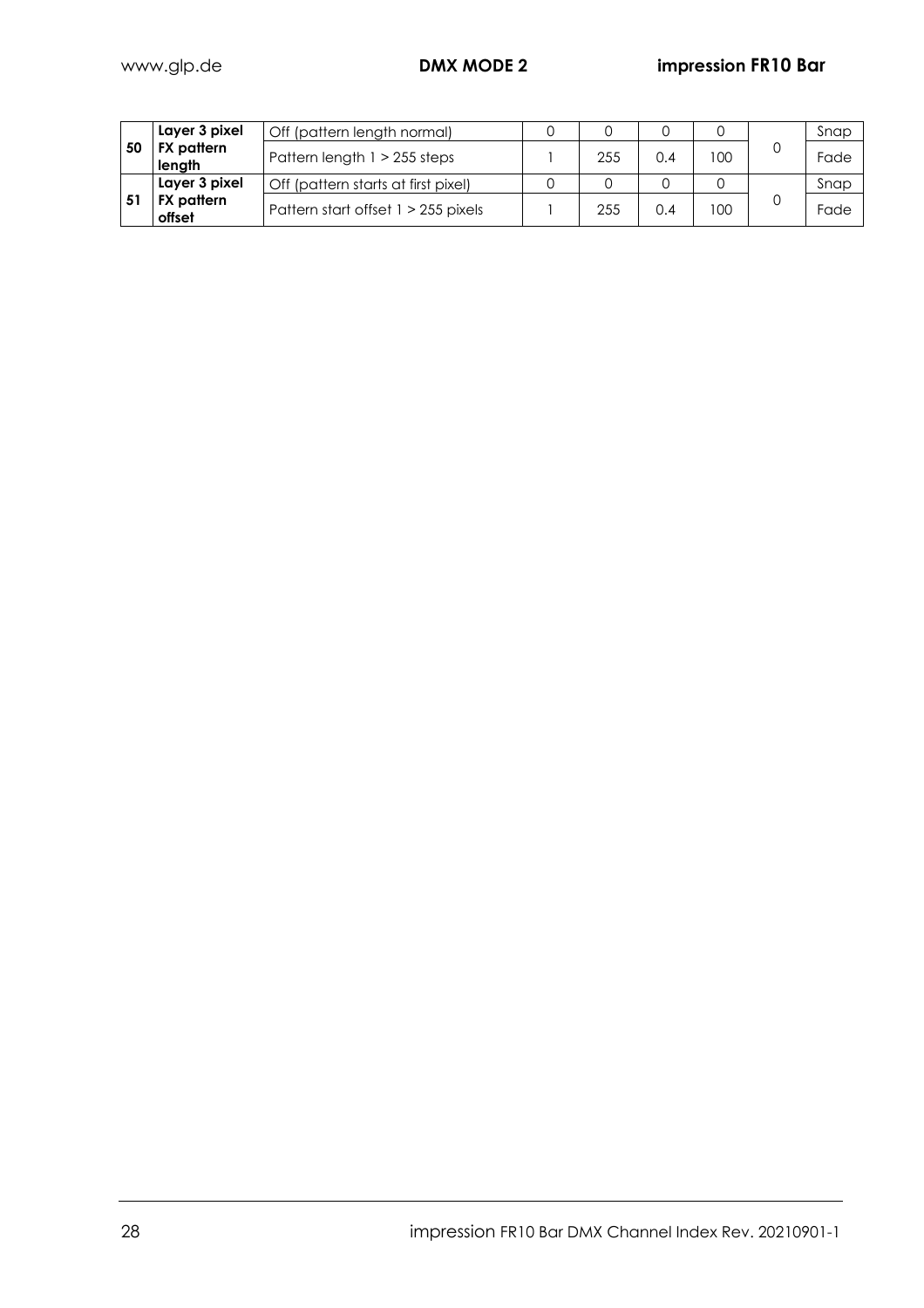| | | | | | | | | |
|---|---|---|---|---|---|---|---|---|
| 50 | **Layer 3 pixel FX pattern length** | Off (pattern length normal) | 0 | 0 | 0 | 0 | 0 | Snap |
| | | Pattern length 1 > 255 steps | 1 | 255 | 0.4 | 100 | | Fade |
| 51 | **Layer 3 pixel FX pattern offset** | Off (pattern starts at first pixel) | 0 | 0 | 0 | 0 | 0 | Snap |
| | | Pattern start offset 1 > 255 pixels | 1 | 255 | 0.4 | 100 | | Fade |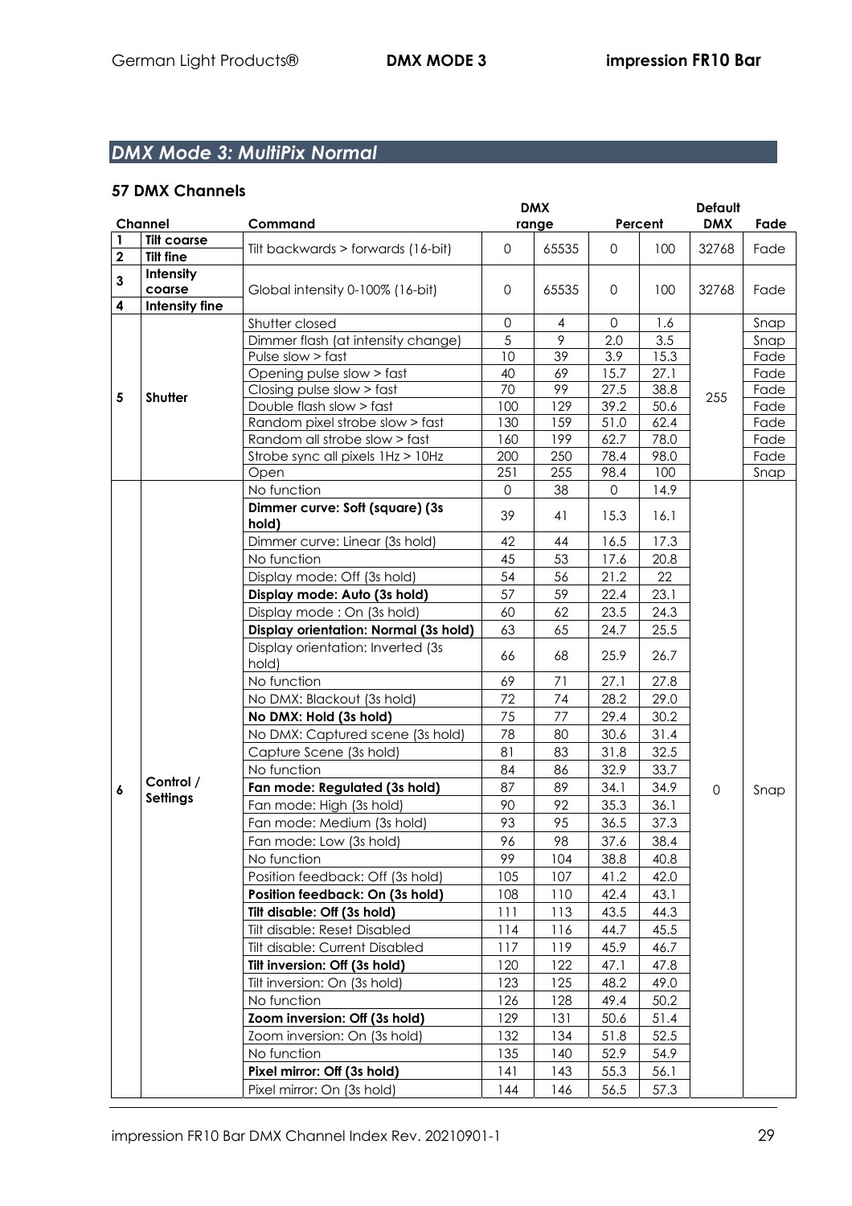## *DMX Mode 3: MultiPix Normal*

### 57 DMX Channels

| Channel | | Command | DMX range | | Percent | | Default DMX | Fade |
|---|---|---|---|---|---|---|---|---|
| 1 | Tilt coarse | Tilt backwards > forwards (16-bit) | 0 | 65535 | 0 | 100 | 32768 | Fade |
| 2 | Tilt fine | | | | | | | |
| 3 | Intensity coarse | Global intensity 0-100% (16-bit) | 0 | 65535 | 0 | 100 | 32768 | Fade |
| 4 | Intensity fine | | | | | | | |
| 5 | Shutter | Shutter closed | 0 | 4 | 0 | 1.6 | 255 | Snap |
| | | Dimmer flash (at intensity change) | 5 | 9 | 2.0 | 3.5 | | Snap |
| | | Pulse slow > fast | 10 | 39 | 3.9 | 15.3 | | Fade |
| | | Opening pulse slow > fast | 40 | 69 | 15.7 | 27.1 | | Fade |
| | | Closing pulse slow > fast | 70 | 99 | 27.5 | 38.8 | | Fade |
| | | Double flash slow > fast | 100 | 129 | 39.2 | 50.6 | | Fade |
| | | Random pixel strobe slow > fast | 130 | 159 | 51.0 | 62.4 | | Fade |
| | | Random all strobe slow > fast | 160 | 199 | 62.7 | 78.0 | | Fade |
| | | Strobe sync all pixels 1Hz > 10Hz | 200 | 250 | 78.4 | 98.0 | | Fade |
| | | Open | 251 | 255 | 98.4 | 100 | | Snap |
| 6 | Control / Settings | No function | 0 | 38 | 0 | 14.9 | 0 | Snap |
| | | **Dimmer curve: Soft (square) (3s hold)** | 39 | 41 | 15.3 | 16.1 | | |
| | | Dimmer curve: Linear (3s hold) | 42 | 44 | 16.5 | 17.3 | | |
| | | No function | 45 | 53 | 17.6 | 20.8 | | |
| | | Display mode: Off (3s hold) | 54 | 56 | 21.2 | 22 | | |
| | | **Display mode: Auto (3s hold)** | 57 | 59 | 22.4 | 23.1 | | |
| | | Display mode : On (3s hold) | 60 | 62 | 23.5 | 24.3 | | |
| | | **Display orientation: Normal (3s hold)** | 63 | 65 | 24.7 | 25.5 | | |
| | | Display orientation: Inverted (3s hold) | 66 | 68 | 25.9 | 26.7 | | |
| | | No function | 69 | 71 | 27.1 | 27.8 | | |
| | | No DMX: Blackout (3s hold) | 72 | 74 | 28.2 | 29.0 | | |
| | | **No DMX: Hold (3s hold)** | 75 | 77 | 29.4 | 30.2 | | |
| | | No DMX: Captured scene (3s hold) | 78 | 80 | 30.6 | 31.4 | | |
| | | Capture Scene (3s hold) | 81 | 83 | 31.8 | 32.5 | | |
| | | No function | 84 | 86 | 32.9 | 33.7 | | |
| | | **Fan mode: Regulated (3s hold)** | 87 | 89 | 34.1 | 34.9 | | |
| | | Fan mode: High (3s hold) | 90 | 92 | 35.3 | 36.1 | | |
| | | Fan mode: Medium (3s hold) | 93 | 95 | 36.5 | 37.3 | | |
| | | Fan mode: Low (3s hold) | 96 | 98 | 37.6 | 38.4 | | |
| | | No function | 99 | 104 | 38.8 | 40.8 | | |
| | | Position feedback: Off (3s hold) | 105 | 107 | 41.2 | 42.0 | | |
| | | **Position feedback: On (3s hold)** | 108 | 110 | 42.4 | 43.1 | | |
| | | **Tilt disable: Off (3s hold)** | 111 | 113 | 43.5 | 44.3 | | |
| | | Tilt disable: Reset Disabled | 114 | 116 | 44.7 | 45.5 | | |
| | | Tilt disable: Current Disabled | 117 | 119 | 45.9 | 46.7 | | |
| | | **Tilt inversion: Off (3s hold)** | 120 | 122 | 47.1 | 47.8 | | |
| | | Tilt inversion: On (3s hold) | 123 | 125 | 48.2 | 49.0 | | |
| | | No function | 126 | 128 | 49.4 | 50.2 | | |
| | | **Zoom inversion: Off (3s hold)** | 129 | 131 | 50.6 | 51.4 | | |
| | | Zoom inversion: On (3s hold) | 132 | 134 | 51.8 | 52.5 | | |
| | | No function | 135 | 140 | 52.9 | 54.9 | | |
| | | **Pixel mirror: Off (3s hold)** | 141 | 143 | 55.3 | 56.1 | | |
| | | Pixel mirror: On (3s hold) | 144 | 146 | 56.5 | 57.3 | | |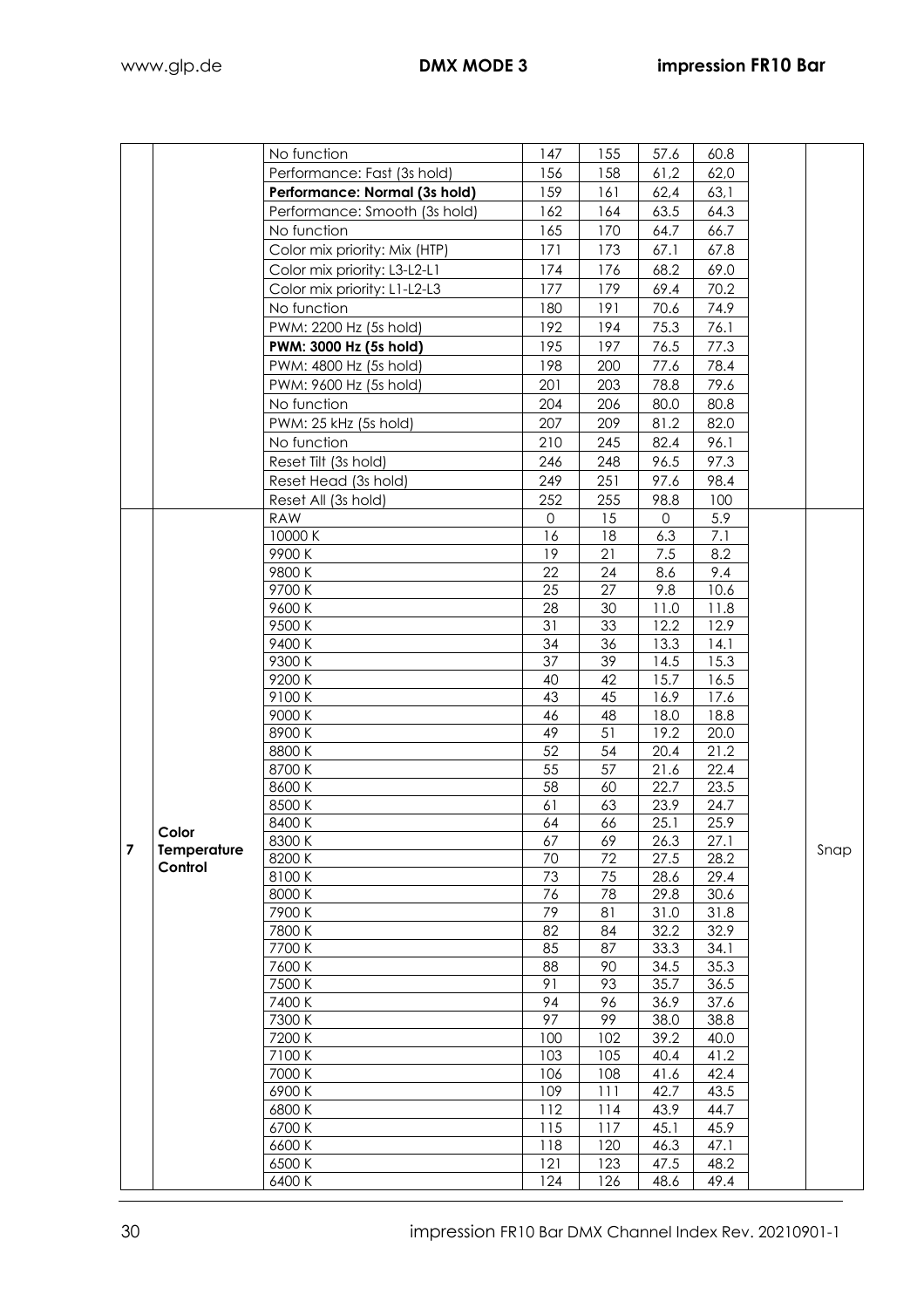| | | No function | 147 | 155 | 57.6 | 60.8 | | |
|---|---|---|---|---|---|---|---|---|
| | | Performance: Fast (3s hold) | 156 | 158 | 61,2 | 62,0 | | |
| | | **Performance: Normal (3s hold)** | 159 | 161 | 62,4 | 63,1 | | |
| | | Performance: Smooth (3s hold) | 162 | 164 | 63.5 | 64.3 | | |
| | | No function | 165 | 170 | 64.7 | 66.7 | | |
| | | Color mix priority: Mix (HTP) | 171 | 173 | 67.1 | 67.8 | | |
| | | Color mix priority: L3-L2-L1 | 174 | 176 | 68.2 | 69.0 | | |
| | | Color mix priority: L1-L2-L3 | 177 | 179 | 69.4 | 70.2 | | |
| | | No function | 180 | 191 | 70.6 | 74.9 | | |
| | | PWM: 2200 Hz (5s hold) | 192 | 194 | 75.3 | 76.1 | | |
| | | **PWM: 3000 Hz (5s hold)** | 195 | 197 | 76.5 | 77.3 | | |
| | | PWM: 4800 Hz (5s hold) | 198 | 200 | 77.6 | 78.4 | | |
| | | PWM: 9600 Hz (5s hold) | 201 | 203 | 78.8 | 79.6 | | |
| | | No function | 204 | 206 | 80.0 | 80.8 | | |
| | | PWM: 25 kHz (5s hold) | 207 | 209 | 81.2 | 82.0 | | |
| | | No function | 210 | 245 | 82.4 | 96.1 | | |
| | | Reset Tilt (3s hold) | 246 | 248 | 96.5 | 97.3 | | |
| | | Reset Head (3s hold) | 249 | 251 | 97.6 | 98.4 | | |
| | | Reset All (3s hold) | 252 | 255 | 98.8 | 100 | | |
| **7** | **Color Temperature Control** | RAW | 0 | 15 | 0 | 5.9 | | Snap |
| | | 10000 K | 16 | 18 | 6.3 | 7.1 | | |
| | | 9900 K | 19 | 21 | 7.5 | 8.2 | | |
| | | 9800 K | 22 | 24 | 8.6 | 9.4 | | |
| | | 9700 K | 25 | 27 | 9.8 | 10.6 | | |
| | | 9600 K | 28 | 30 | 11.0 | 11.8 | | |
| | | 9500 K | 31 | 33 | 12.2 | 12.9 | | |
| | | 9400 K | 34 | 36 | 13.3 | 14.1 | | |
| | | 9300 K | 37 | 39 | 14.5 | 15.3 | | |
| | | 9200 K | 40 | 42 | 15.7 | 16.5 | | |
| | | 9100 K | 43 | 45 | 16.9 | 17.6 | | |
| | | 9000 K | 46 | 48 | 18.0 | 18.8 | | |
| | | 8900 K | 49 | 51 | 19.2 | 20.0 | | |
| | | 8800 K | 52 | 54 | 20.4 | 21.2 | | |
| | | 8700 K | 55 | 57 | 21.6 | 22.4 | | |
| | | 8600 K | 58 | 60 | 22.7 | 23.5 | | |
| | | 8500 K | 61 | 63 | 23.9 | 24.7 | | |
| | | 8400 K | 64 | 66 | 25.1 | 25.9 | | |
| | | 8300 K | 67 | 69 | 26.3 | 27.1 | | |
| | | 8200 K | 70 | 72 | 27.5 | 28.2 | | |
| | | 8100 K | 73 | 75 | 28.6 | 29.4 | | |
| | | 8000 K | 76 | 78 | 29.8 | 30.6 | | |
| | | 7900 K | 79 | 81 | 31.0 | 31.8 | | |
| | | 7800 K | 82 | 84 | 32.2 | 32.9 | | |
| | | 7700 K | 85 | 87 | 33.3 | 34.1 | | |
| | | 7600 K | 88 | 90 | 34.5 | 35.3 | | |
| | | 7500 K | 91 | 93 | 35.7 | 36.5 | | |
| | | 7400 K | 94 | 96 | 36.9 | 37.6 | | |
| | | 7300 K | 97 | 99 | 38.0 | 38.8 | | |
| | | 7200 K | 100 | 102 | 39.2 | 40.0 | | |
| | | 7100 K | 103 | 105 | 40.4 | 41.2 | | |
| | | 7000 K | 106 | 108 | 41.6 | 42.4 | | |
| | | 6900 K | 109 | 111 | 42.7 | 43.5 | | |
| | | 6800 K | 112 | 114 | 43.9 | 44.7 | | |
| | | 6700 K | 115 | 117 | 45.1 | 45.9 | | |
| | | 6600 K | 118 | 120 | 46.3 | 47.1 | | |
| | | 6500 K | 121 | 123 | 47.5 | 48.2 | | |
| | | 6400 K | 124 | 126 | 48.6 | 49.4 | | |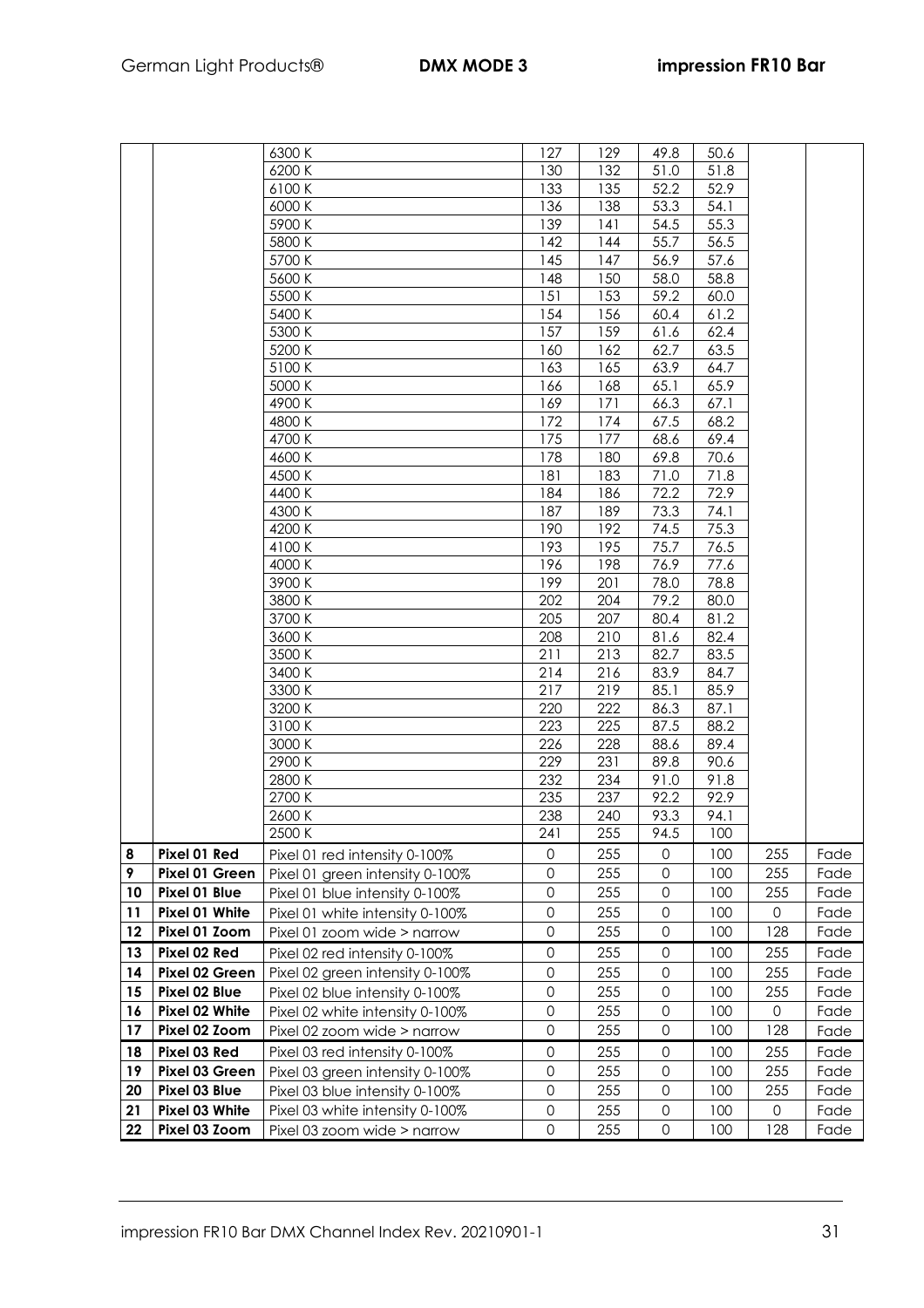| | | 6300 K | 127 | 129 | 49.8 | 50.6 | | |
|---|---|---|---|---|---|---|---|---|
| | | 6200 K | 130 | 132 | 51.0 | 51.8 | | |
| | | 6100 K | 133 | 135 | 52.2 | 52.9 | | |
| | | 6000 K | 136 | 138 | 53.3 | 54.1 | | |
| | | 5900 K | 139 | 141 | 54.5 | 55.3 | | |
| | | 5800 K | 142 | 144 | 55.7 | 56.5 | | |
| | | 5700 K | 145 | 147 | 56.9 | 57.6 | | |
| | | 5600 K | 148 | 150 | 58.0 | 58.8 | | |
| | | 5500 K | 151 | 153 | 59.2 | 60.0 | | |
| | | 5400 K | 154 | 156 | 60.4 | 61.2 | | |
| | | 5300 K | 157 | 159 | 61.6 | 62.4 | | |
| | | 5200 K | 160 | 162 | 62.7 | 63.5 | | |
| | | 5100 K | 163 | 165 | 63.9 | 64.7 | | |
| | | 5000 K | 166 | 168 | 65.1 | 65.9 | | |
| | | 4900 K | 169 | 171 | 66.3 | 67.1 | | |
| | | 4800 K | 172 | 174 | 67.5 | 68.2 | | |
| | | 4700 K | 175 | 177 | 68.6 | 69.4 | | |
| | | 4600 K | 178 | 180 | 69.8 | 70.6 | | |
| | | 4500 K | 181 | 183 | 71.0 | 71.8 | | |
| | | 4400 K | 184 | 186 | 72.2 | 72.9 | | |
| | | 4300 K | 187 | 189 | 73.3 | 74.1 | | |
| | | 4200 K | 190 | 192 | 74.5 | 75.3 | | |
| | | 4100 K | 193 | 195 | 75.7 | 76.5 | | |
| | | 4000 K | 196 | 198 | 76.9 | 77.6 | | |
| | | 3900 K | 199 | 201 | 78.0 | 78.8 | | |
| | | 3800 K | 202 | 204 | 79.2 | 80.0 | | |
| | | 3700 K | 205 | 207 | 80.4 | 81.2 | | |
| | | 3600 K | 208 | 210 | 81.6 | 82.4 | | |
| | | 3500 K | 211 | 213 | 82.7 | 83.5 | | |
| | | 3400 K | 214 | 216 | 83.9 | 84.7 | | |
| | | 3300 K | 217 | 219 | 85.1 | 85.9 | | |
| | | 3200 K | 220 | 222 | 86.3 | 87.1 | | |
| | | 3100 K | 223 | 225 | 87.5 | 88.2 | | |
| | | 3000 K | 226 | 228 | 88.6 | 89.4 | | |
| | | 2900 K | 229 | 231 | 89.8 | 90.6 | | |
| | | 2800 K | 232 | 234 | 91.0 | 91.8 | | |
| | | 2700 K | 235 | 237 | 92.2 | 92.9 | | |
| | | 2600 K | 238 | 240 | 93.3 | 94.1 | | |
| | | 2500 K | 241 | 255 | 94.5 | 100 | | |
| **8** | **Pixel 01 Red** | Pixel 01 red intensity 0-100% | 0 | 255 | 0 | 100 | 255 | Fade |
| **9** | **Pixel 01 Green** | Pixel 01 green intensity 0-100% | 0 | 255 | 0 | 100 | 255 | Fade |
| **10** | **Pixel 01 Blue** | Pixel 01 blue intensity 0-100% | 0 | 255 | 0 | 100 | 255 | Fade |
| **11** | **Pixel 01 White** | Pixel 01 white intensity 0-100% | 0 | 255 | 0 | 100 | 0 | Fade |
| **12** | **Pixel 01 Zoom** | Pixel 01 zoom wide > narrow | 0 | 255 | 0 | 100 | 128 | Fade |
| **13** | **Pixel 02 Red** | Pixel 02 red intensity 0-100% | 0 | 255 | 0 | 100 | 255 | Fade |
| **14** | **Pixel 02 Green** | Pixel 02 green intensity 0-100% | 0 | 255 | 0 | 100 | 255 | Fade |
| **15** | **Pixel 02 Blue** | Pixel 02 blue intensity 0-100% | 0 | 255 | 0 | 100 | 255 | Fade |
| **16** | **Pixel 02 White** | Pixel 02 white intensity 0-100% | 0 | 255 | 0 | 100 | 0 | Fade |
| **17** | **Pixel 02 Zoom** | Pixel 02 zoom wide > narrow | 0 | 255 | 0 | 100 | 128 | Fade |
| **18** | **Pixel 03 Red** | Pixel 03 red intensity 0-100% | 0 | 255 | 0 | 100 | 255 | Fade |
| **19** | **Pixel 03 Green** | Pixel 03 green intensity 0-100% | 0 | 255 | 0 | 100 | 255 | Fade |
| **20** | **Pixel 03 Blue** | Pixel 03 blue intensity 0-100% | 0 | 255 | 0 | 100 | 255 | Fade |
| **21** | **Pixel 03 White** | Pixel 03 white intensity 0-100% | 0 | 255 | 0 | 100 | 0 | Fade |
| **22** | **Pixel 03 Zoom** | Pixel 03 zoom wide > narrow | 0 | 255 | 0 | 100 | 128 | Fade |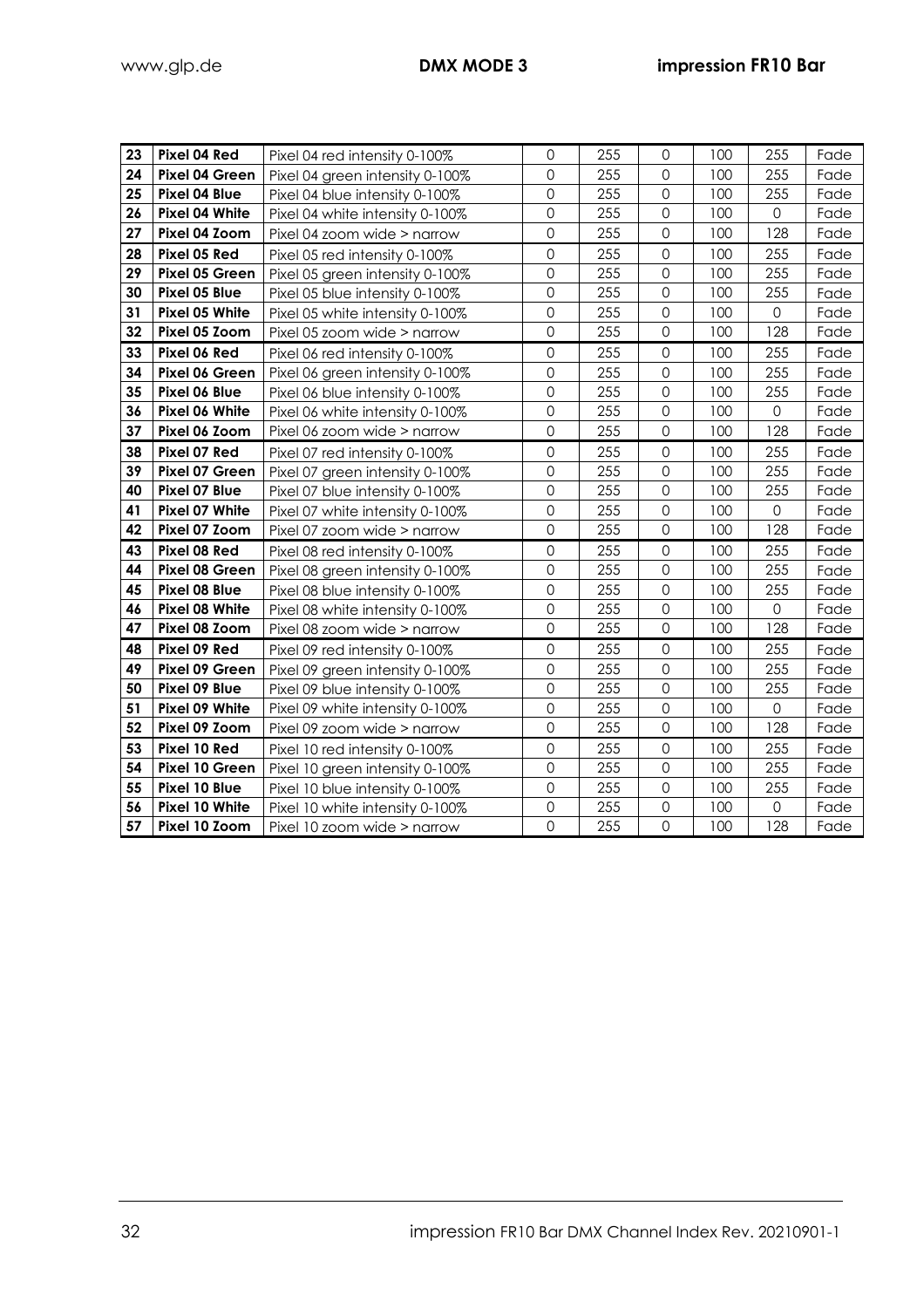| 23 | Pixel 04 Red | Pixel 04 red intensity 0-100% | 0 | 255 | 0 | 100 | 255 | Fade |
|---|---|---|---|---|---|---|---|---|
| 24 | Pixel 04 Green | Pixel 04 green intensity 0-100% | 0 | 255 | 0 | 100 | 255 | Fade |
| 25 | Pixel 04 Blue | Pixel 04 blue intensity 0-100% | 0 | 255 | 0 | 100 | 255 | Fade |
| 26 | Pixel 04 White | Pixel 04 white intensity 0-100% | 0 | 255 | 0 | 100 | 0 | Fade |
| 27 | Pixel 04 Zoom | Pixel 04 zoom wide > narrow | 0 | 255 | 0 | 100 | 128 | Fade |
| 28 | Pixel 05 Red | Pixel 05 red intensity 0-100% | 0 | 255 | 0 | 100 | 255 | Fade |
| 29 | Pixel 05 Green | Pixel 05 green intensity 0-100% | 0 | 255 | 0 | 100 | 255 | Fade |
| 30 | Pixel 05 Blue | Pixel 05 blue intensity 0-100% | 0 | 255 | 0 | 100 | 255 | Fade |
| 31 | Pixel 05 White | Pixel 05 white intensity 0-100% | 0 | 255 | 0 | 100 | 0 | Fade |
| 32 | Pixel 05 Zoom | Pixel 05 zoom wide > narrow | 0 | 255 | 0 | 100 | 128 | Fade |
| 33 | Pixel 06 Red | Pixel 06 red intensity 0-100% | 0 | 255 | 0 | 100 | 255 | Fade |
| 34 | Pixel 06 Green | Pixel 06 green intensity 0-100% | 0 | 255 | 0 | 100 | 255 | Fade |
| 35 | Pixel 06 Blue | Pixel 06 blue intensity 0-100% | 0 | 255 | 0 | 100 | 255 | Fade |
| 36 | Pixel 06 White | Pixel 06 white intensity 0-100% | 0 | 255 | 0 | 100 | 0 | Fade |
| 37 | Pixel 06 Zoom | Pixel 06 zoom wide > narrow | 0 | 255 | 0 | 100 | 128 | Fade |
| 38 | Pixel 07 Red | Pixel 07 red intensity 0-100% | 0 | 255 | 0 | 100 | 255 | Fade |
| 39 | Pixel 07 Green | Pixel 07 green intensity 0-100% | 0 | 255 | 0 | 100 | 255 | Fade |
| 40 | Pixel 07 Blue | Pixel 07 blue intensity 0-100% | 0 | 255 | 0 | 100 | 255 | Fade |
| 41 | Pixel 07 White | Pixel 07 white intensity 0-100% | 0 | 255 | 0 | 100 | 0 | Fade |
| 42 | Pixel 07 Zoom | Pixel 07 zoom wide > narrow | 0 | 255 | 0 | 100 | 128 | Fade |
| 43 | Pixel 08 Red | Pixel 08 red intensity 0-100% | 0 | 255 | 0 | 100 | 255 | Fade |
| 44 | Pixel 08 Green | Pixel 08 green intensity 0-100% | 0 | 255 | 0 | 100 | 255 | Fade |
| 45 | Pixel 08 Blue | Pixel 08 blue intensity 0-100% | 0 | 255 | 0 | 100 | 255 | Fade |
| 46 | Pixel 08 White | Pixel 08 white intensity 0-100% | 0 | 255 | 0 | 100 | 0 | Fade |
| 47 | Pixel 08 Zoom | Pixel 08 zoom wide > narrow | 0 | 255 | 0 | 100 | 128 | Fade |
| 48 | Pixel 09 Red | Pixel 09 red intensity 0-100% | 0 | 255 | 0 | 100 | 255 | Fade |
| 49 | Pixel 09 Green | Pixel 09 green intensity 0-100% | 0 | 255 | 0 | 100 | 255 | Fade |
| 50 | Pixel 09 Blue | Pixel 09 blue intensity 0-100% | 0 | 255 | 0 | 100 | 255 | Fade |
| 51 | Pixel 09 White | Pixel 09 white intensity 0-100% | 0 | 255 | 0 | 100 | 0 | Fade |
| 52 | Pixel 09 Zoom | Pixel 09 zoom wide > narrow | 0 | 255 | 0 | 100 | 128 | Fade |
| 53 | Pixel 10 Red | Pixel 10 red intensity 0-100% | 0 | 255 | 0 | 100 | 255 | Fade |
| 54 | Pixel 10 Green | Pixel 10 green intensity 0-100% | 0 | 255 | 0 | 100 | 255 | Fade |
| 55 | Pixel 10 Blue | Pixel 10 blue intensity 0-100% | 0 | 255 | 0 | 100 | 255 | Fade |
| 56 | Pixel 10 White | Pixel 10 white intensity 0-100% | 0 | 255 | 0 | 100 | 0 | Fade |
| 57 | Pixel 10 Zoom | Pixel 10 zoom wide > narrow | 0 | 255 | 0 | 100 | 128 | Fade |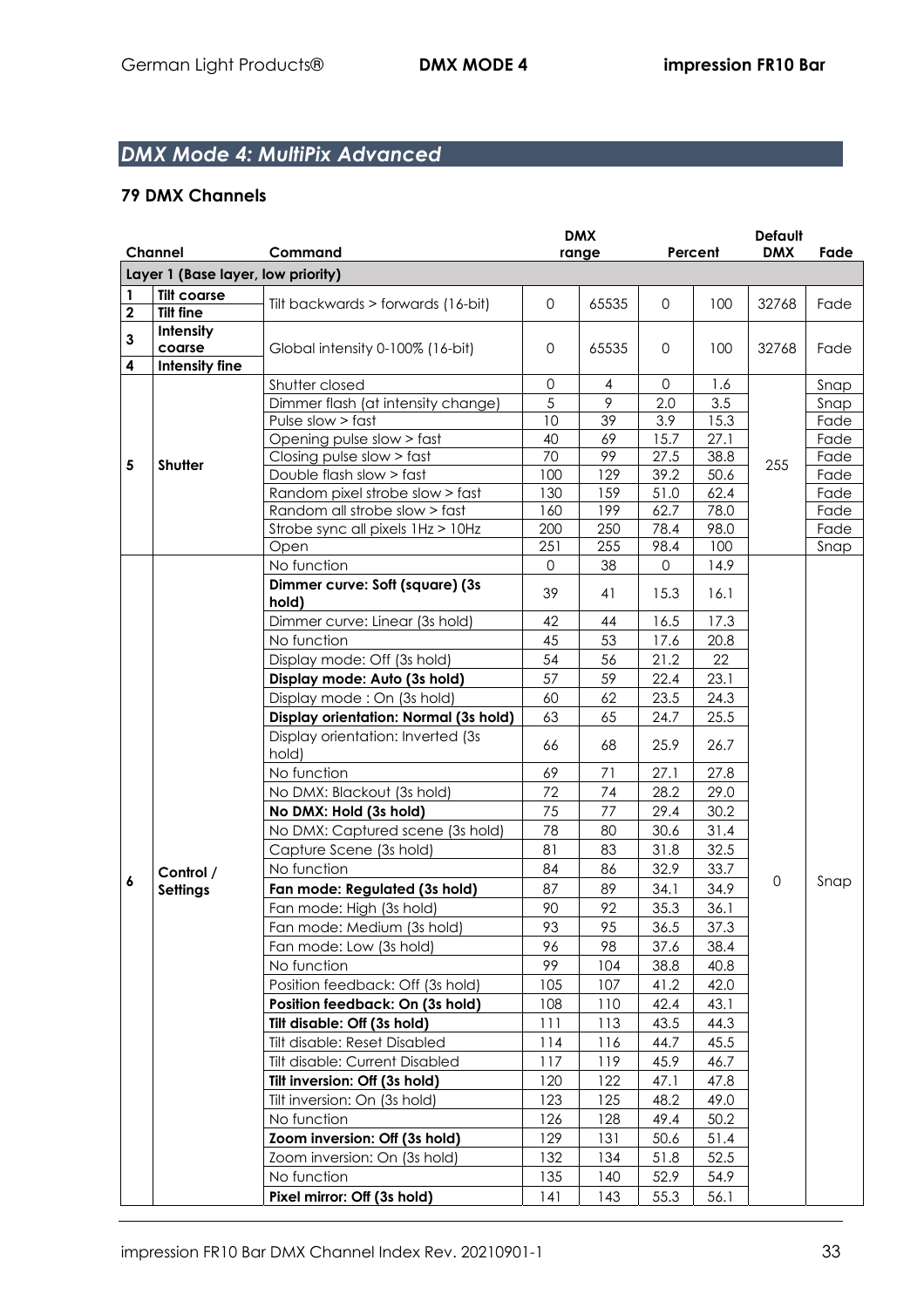## *DMX Mode 4: MultiPix Advanced*

### 79 DMX Channels

| Channel | | Command | DMX range | | Percent | | Default DMX | Fade |
|---|---|---|---|---|---|---|---|---|
| **Layer 1 (Base layer, low priority)** | | | | | | | | |
| **1** | **Tilt coarse** | Tilt backwards > forwards (16-bit) | 0 | 65535 | 0 | 100 | 32768 | Fade |
| **2** | **Tilt fine** | | | | | | | |
| **3** | **Intensity coarse** | Global intensity 0-100% (16-bit) | 0 | 65535 | 0 | 100 | 32768 | Fade |
| **4** | **Intensity fine** | | | | | | | |
| **5** | **Shutter** | Shutter closed | 0 | 4 | 0 | 1.6 | 255 | Snap |
| | | Dimmer flash (at intensity change) | 5 | 9 | 2.0 | 3.5 | | Snap |
| | | Pulse slow > fast | 10 | 39 | 3.9 | 15.3 | | Fade |
| | | Opening pulse slow > fast | 40 | 69 | 15.7 | 27.1 | | Fade |
| | | Closing pulse slow > fast | 70 | 99 | 27.5 | 38.8 | | Fade |
| | | Double flash slow > fast | 100 | 129 | 39.2 | 50.6 | | Fade |
| | | Random pixel strobe slow > fast | 130 | 159 | 51.0 | 62.4 | | Fade |
| | | Random all strobe slow > fast | 160 | 199 | 62.7 | 78.0 | | Fade |
| | | Strobe sync all pixels 1Hz > 10Hz | 200 | 250 | 78.4 | 98.0 | | Fade |
| | | Open | 251 | 255 | 98.4 | 100 | | Snap |
| **6** | **Control / Settings** | No function | 0 | 38 | 0 | 14.9 | 0 | Snap |
| | | **Dimmer curve: Soft (square) (3s hold)** | 39 | 41 | 15.3 | 16.1 | | |
| | | Dimmer curve: Linear (3s hold) | 42 | 44 | 16.5 | 17.3 | | |
| | | No function | 45 | 53 | 17.6 | 20.8 | | |
| | | Display mode: Off (3s hold) | 54 | 56 | 21.2 | 22 | | |
| | | **Display mode: Auto (3s hold)** | 57 | 59 | 22.4 | 23.1 | | |
| | | Display mode : On (3s hold) | 60 | 62 | 23.5 | 24.3 | | |
| | | **Display orientation: Normal (3s hold)** | 63 | 65 | 24.7 | 25.5 | | |
| | | Display orientation: Inverted (3s hold) | 66 | 68 | 25.9 | 26.7 | | |
| | | No function | 69 | 71 | 27.1 | 27.8 | | |
| | | No DMX: Blackout (3s hold) | 72 | 74 | 28.2 | 29.0 | | |
| | | **No DMX: Hold (3s hold)** | 75 | 77 | 29.4 | 30.2 | | |
| | | No DMX: Captured scene (3s hold) | 78 | 80 | 30.6 | 31.4 | | |
| | | Capture Scene (3s hold) | 81 | 83 | 31.8 | 32.5 | | |
| | | No function | 84 | 86 | 32.9 | 33.7 | | |
| | | **Fan mode: Regulated (3s hold)** | 87 | 89 | 34.1 | 34.9 | | |
| | | Fan mode: High (3s hold) | 90 | 92 | 35.3 | 36.1 | | |
| | | Fan mode: Medium (3s hold) | 93 | 95 | 36.5 | 37.3 | | |
| | | Fan mode: Low (3s hold) | 96 | 98 | 37.6 | 38.4 | | |
| | | No function | 99 | 104 | 38.8 | 40.8 | | |
| | | Position feedback: Off (3s hold) | 105 | 107 | 41.2 | 42.0 | | |
| | | **Position feedback: On (3s hold)** | 108 | 110 | 42.4 | 43.1 | | |
| | | **Tilt disable: Off (3s hold)** | 111 | 113 | 43.5 | 44.3 | | |
| | | Tilt disable: Reset Disabled | 114 | 116 | 44.7 | 45.5 | | |
| | | Tilt disable: Current Disabled | 117 | 119 | 45.9 | 46.7 | | |
| | | **Tilt inversion: Off (3s hold)** | 120 | 122 | 47.1 | 47.8 | | |
| | | Tilt inversion: On (3s hold) | 123 | 125 | 48.2 | 49.0 | | |
| | | No function | 126 | 128 | 49.4 | 50.2 | | |
| | | **Zoom inversion: Off (3s hold)** | 129 | 131 | 50.6 | 51.4 | | |
| | | Zoom inversion: On (3s hold) | 132 | 134 | 51.8 | 52.5 | | |
| | | No function | 135 | 140 | 52.9 | 54.9 | | |
| | | **Pixel mirror: Off (3s hold)** | 141 | 143 | 55.3 | 56.1 | | |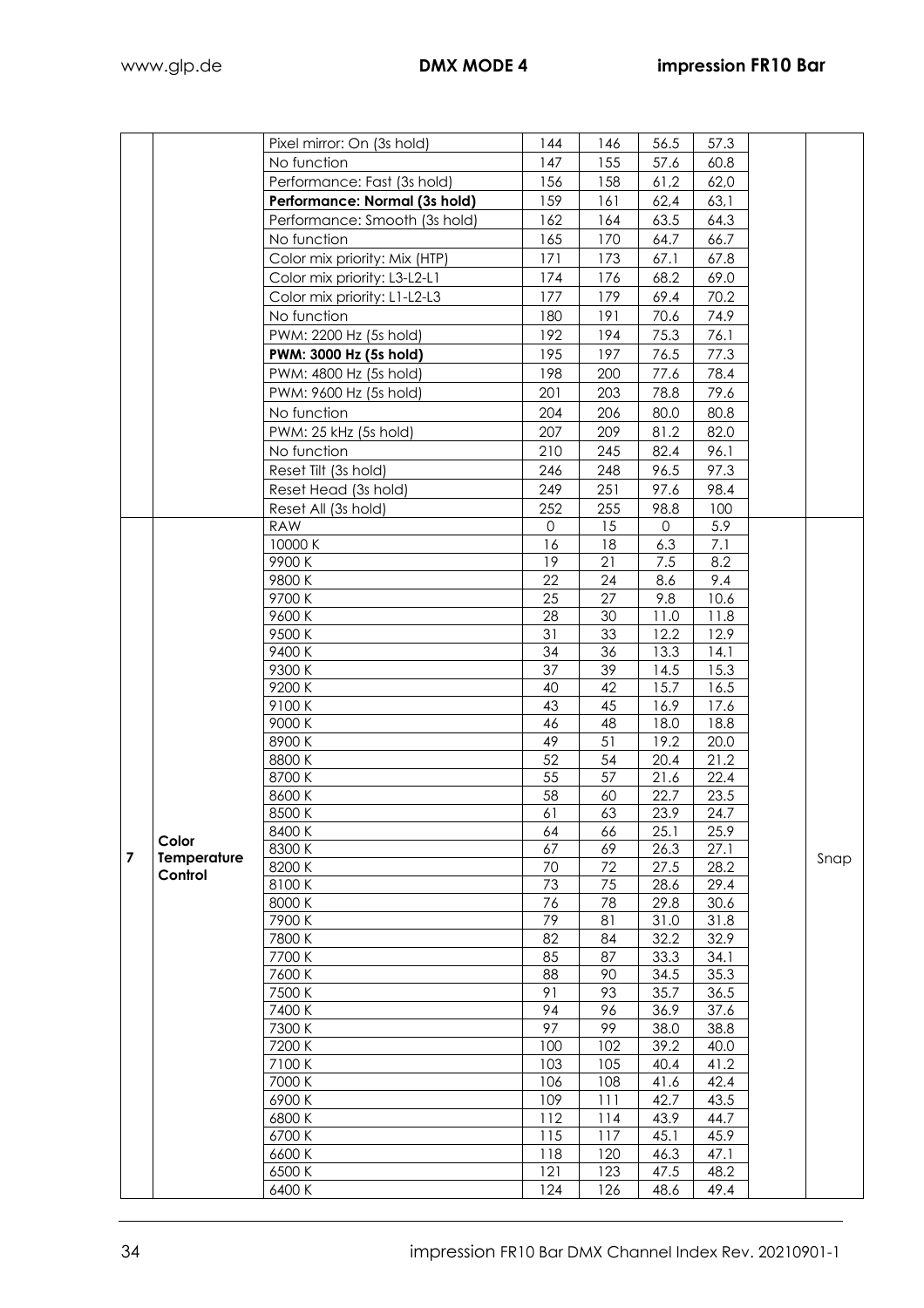|  |  | Pixel mirror: On (3s hold) | 144 | 146 | 56.5 | 57.3 |  |  |
|---|---|---|---|---|---|---|---|---|
|  |  | No function | 147 | 155 | 57.6 | 60.8 |  |  |
|  |  | Performance: Fast (3s hold) | 156 | 158 | 61,2 | 62,0 |  |  |
|  |  | **Performance: Normal (3s hold)** | 159 | 161 | 62,4 | 63,1 |  |  |
|  |  | Performance: Smooth (3s hold) | 162 | 164 | 63.5 | 64.3 |  |  |
|  |  | No function | 165 | 170 | 64.7 | 66.7 |  |  |
|  |  | Color mix priority: Mix (HTP) | 171 | 173 | 67.1 | 67.8 |  |  |
|  |  | Color mix priority: L3-L2-L1 | 174 | 176 | 68.2 | 69.0 |  |  |
|  |  | Color mix priority: L1-L2-L3 | 177 | 179 | 69.4 | 70.2 |  |  |
|  |  | No function | 180 | 191 | 70.6 | 74.9 |  |  |
|  |  | PWM: 2200 Hz (5s hold) | 192 | 194 | 75.3 | 76.1 |  |  |
|  |  | **PWM: 3000 Hz (5s hold)** | 195 | 197 | 76.5 | 77.3 |  |  |
|  |  | PWM: 4800 Hz (5s hold) | 198 | 200 | 77.6 | 78.4 |  |  |
|  |  | PWM: 9600 Hz (5s hold) | 201 | 203 | 78.8 | 79.6 |  |  |
|  |  | No function | 204 | 206 | 80.0 | 80.8 |  |  |
|  |  | PWM: 25 kHz (5s hold) | 207 | 209 | 81.2 | 82.0 |  |  |
|  |  | No function | 210 | 245 | 82.4 | 96.1 |  |  |
|  |  | Reset Tilt (3s hold) | 246 | 248 | 96.5 | 97.3 |  |  |
|  |  | Reset Head (3s hold) | 249 | 251 | 97.6 | 98.4 |  |  |
|  |  | Reset All (3s hold) | 252 | 255 | 98.8 | 100 |  |  |
| 7 | **Color Temperature Control** | RAW | 0 | 15 | 0 | 5.9 |  | Snap |
|  |  | 10000 K | 16 | 18 | 6.3 | 7.1 |  |  |
|  |  | 9900 K | 19 | 21 | 7.5 | 8.2 |  |  |
|  |  | 9800 K | 22 | 24 | 8.6 | 9.4 |  |  |
|  |  | 9700 K | 25 | 27 | 9.8 | 10.6 |  |  |
|  |  | 9600 K | 28 | 30 | 11.0 | 11.8 |  |  |
|  |  | 9500 K | 31 | 33 | 12.2 | 12.9 |  |  |
|  |  | 9400 K | 34 | 36 | 13.3 | 14.1 |  |  |
|  |  | 9300 K | 37 | 39 | 14.5 | 15.3 |  |  |
|  |  | 9200 K | 40 | 42 | 15.7 | 16.5 |  |  |
|  |  | 9100 K | 43 | 45 | 16.9 | 17.6 |  |  |
|  |  | 9000 K | 46 | 48 | 18.0 | 18.8 |  |  |
|  |  | 8900 K | 49 | 51 | 19.2 | 20.0 |  |  |
|  |  | 8800 K | 52 | 54 | 20.4 | 21.2 |  |  |
|  |  | 8700 K | 55 | 57 | 21.6 | 22.4 |  |  |
|  |  | 8600 K | 58 | 60 | 22.7 | 23.5 |  |  |
|  |  | 8500 K | 61 | 63 | 23.9 | 24.7 |  |  |
|  |  | 8400 K | 64 | 66 | 25.1 | 25.9 |  |  |
|  |  | 8300 K | 67 | 69 | 26.3 | 27.1 |  |  |
|  |  | 8200 K | 70 | 72 | 27.5 | 28.2 |  |  |
|  |  | 8100 K | 73 | 75 | 28.6 | 29.4 |  |  |
|  |  | 8000 K | 76 | 78 | 29.8 | 30.6 |  |  |
|  |  | 7900 K | 79 | 81 | 31.0 | 31.8 |  |  |
|  |  | 7800 K | 82 | 84 | 32.2 | 32.9 |  |  |
|  |  | 7700 K | 85 | 87 | 33.3 | 34.1 |  |  |
|  |  | 7600 K | 88 | 90 | 34.5 | 35.3 |  |  |
|  |  | 7500 K | 91 | 93 | 35.7 | 36.5 |  |  |
|  |  | 7400 K | 94 | 96 | 36.9 | 37.6 |  |  |
|  |  | 7300 K | 97 | 99 | 38.0 | 38.8 |  |  |
|  |  | 7200 K | 100 | 102 | 39.2 | 40.0 |  |  |
|  |  | 7100 K | 103 | 105 | 40.4 | 41.2 |  |  |
|  |  | 7000 K | 106 | 108 | 41.6 | 42.4 |  |  |
|  |  | 6900 K | 109 | 111 | 42.7 | 43.5 |  |  |
|  |  | 6800 K | 112 | 114 | 43.9 | 44.7 |  |  |
|  |  | 6700 K | 115 | 117 | 45.1 | 45.9 |  |  |
|  |  | 6600 K | 118 | 120 | 46.3 | 47.1 |  |  |
|  |  | 6500 K | 121 | 123 | 47.5 | 48.2 |  |  |
|  |  | 6400 K | 124 | 126 | 48.6 | 49.4 |  |  |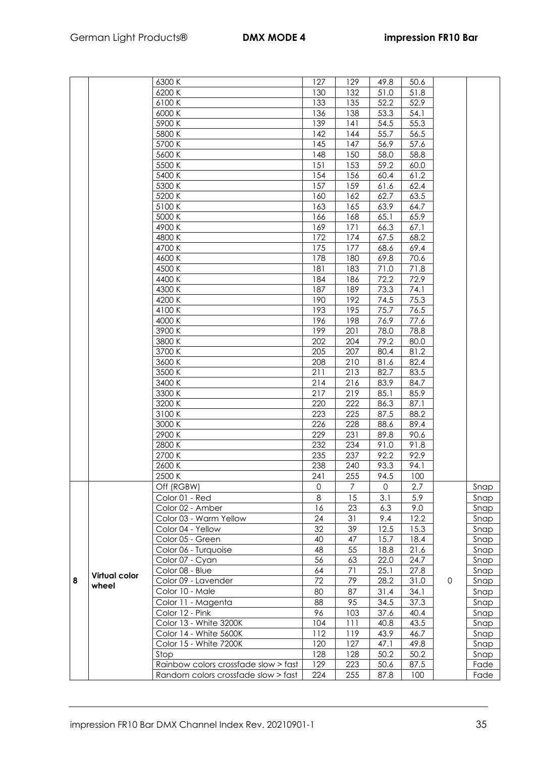| | | | | | | | | |
|---|---|---|---|---|---|---|---|---|
| | | 6300 K | 127 | 129 | 49.8 | 50.6 | | |
| | | 6200 K | 130 | 132 | 51.0 | 51.8 | | |
| | | 6100 K | 133 | 135 | 52.2 | 52.9 | | |
| | | 6000 K | 136 | 138 | 53.3 | 54.1 | | |
| | | 5900 K | 139 | 141 | 54.5 | 55.3 | | |
| | | 5800 K | 142 | 144 | 55.7 | 56.5 | | |
| | | 5700 K | 145 | 147 | 56.9 | 57.6 | | |
| | | 5600 K | 148 | 150 | 58.0 | 58.8 | | |
| | | 5500 K | 151 | 153 | 59.2 | 60.0 | | |
| | | 5400 K | 154 | 156 | 60.4 | 61.2 | | |
| | | 5300 K | 157 | 159 | 61.6 | 62.4 | | |
| | | 5200 K | 160 | 162 | 62.7 | 63.5 | | |
| | | 5100 K | 163 | 165 | 63.9 | 64.7 | | |
| | | 5000 K | 166 | 168 | 65.1 | 65.9 | | |
| | | 4900 K | 169 | 171 | 66.3 | 67.1 | | |
| | | 4800 K | 172 | 174 | 67.5 | 68.2 | | |
| | | 4700 K | 175 | 177 | 68.6 | 69.4 | | |
| | | 4600 K | 178 | 180 | 69.8 | 70.6 | | |
| | | 4500 K | 181 | 183 | 71.0 | 71.8 | | |
| | | 4400 K | 184 | 186 | 72.2 | 72.9 | | |
| | | 4300 K | 187 | 189 | 73.3 | 74.1 | | |
| | | 4200 K | 190 | 192 | 74.5 | 75.3 | | |
| | | 4100 K | 193 | 195 | 75.7 | 76.5 | | |
| | | 4000 K | 196 | 198 | 76.9 | 77.6 | | |
| | | 3900 K | 199 | 201 | 78.0 | 78.8 | | |
| | | 3800 K | 202 | 204 | 79.2 | 80.0 | | |
| | | 3700 K | 205 | 207 | 80.4 | 81.2 | | |
| | | 3600 K | 208 | 210 | 81.6 | 82.4 | | |
| | | 3500 K | 211 | 213 | 82.7 | 83.5 | | |
| | | 3400 K | 214 | 216 | 83.9 | 84.7 | | |
| | | 3300 K | 217 | 219 | 85.1 | 85.9 | | |
| | | 3200 K | 220 | 222 | 86.3 | 87.1 | | |
| | | 3100 K | 223 | 225 | 87.5 | 88.2 | | |
| | | 3000 K | 226 | 228 | 88.6 | 89.4 | | |
| | | 2900 K | 229 | 231 | 89.8 | 90.6 | | |
| | | 2800 K | 232 | 234 | 91.0 | 91.8 | | |
| | | 2700 K | 235 | 237 | 92.2 | 92.9 | | |
| | | 2600 K | 238 | 240 | 93.3 | 94.1 | | |
| | | 2500 K | 241 | 255 | 94.5 | 100 | | |
| 8 | **Virtual color wheel** | Off (RGBW) | 0 | 7 | 0 | 2.7 | 0 | Snap |
| | | Color 01 - Red | 8 | 15 | 3.1 | 5.9 | | Snap |
| | | Color 02 - Amber | 16 | 23 | 6.3 | 9.0 | | Snap |
| | | Color 03 - Warm Yellow | 24 | 31 | 9.4 | 12.2 | | Snap |
| | | Color 04 - Yellow | 32 | 39 | 12.5 | 15.3 | | Snap |
| | | Color 05 - Green | 40 | 47 | 15.7 | 18.4 | | Snap |
| | | Color 06 - Turquoise | 48 | 55 | 18.8 | 21.6 | | Snap |
| | | Color 07 - Cyan | 56 | 63 | 22.0 | 24.7 | | Snap |
| | | Color 08 - Blue | 64 | 71 | 25.1 | 27.8 | | Snap |
| | | Color 09 - Lavender | 72 | 79 | 28.2 | 31.0 | | Snap |
| | | Color 10 - Male | 80 | 87 | 31.4 | 34.1 | | Snap |
| | | Color 11 - Magenta | 88 | 95 | 34.5 | 37.3 | | Snap |
| | | Color 12 - Pink | 96 | 103 | 37.6 | 40.4 | | Snap |
| | | Color 13 - White 3200K | 104 | 111 | 40.8 | 43.5 | | Snap |
| | | Color 14 - White 5600K | 112 | 119 | 43.9 | 46.7 | | Snap |
| | | Color 15 - White 7200K | 120 | 127 | 47.1 | 49.8 | | Snap |
| | | Stop | 128 | 128 | 50.2 | 50.2 | | Snap |
| | | Rainbow colors crossfade slow > fast | 129 | 223 | 50.6 | 87.5 | | Fade |
| | | Random colors crossfade slow > fast | 224 | 255 | 87.8 | 100 | | Fade |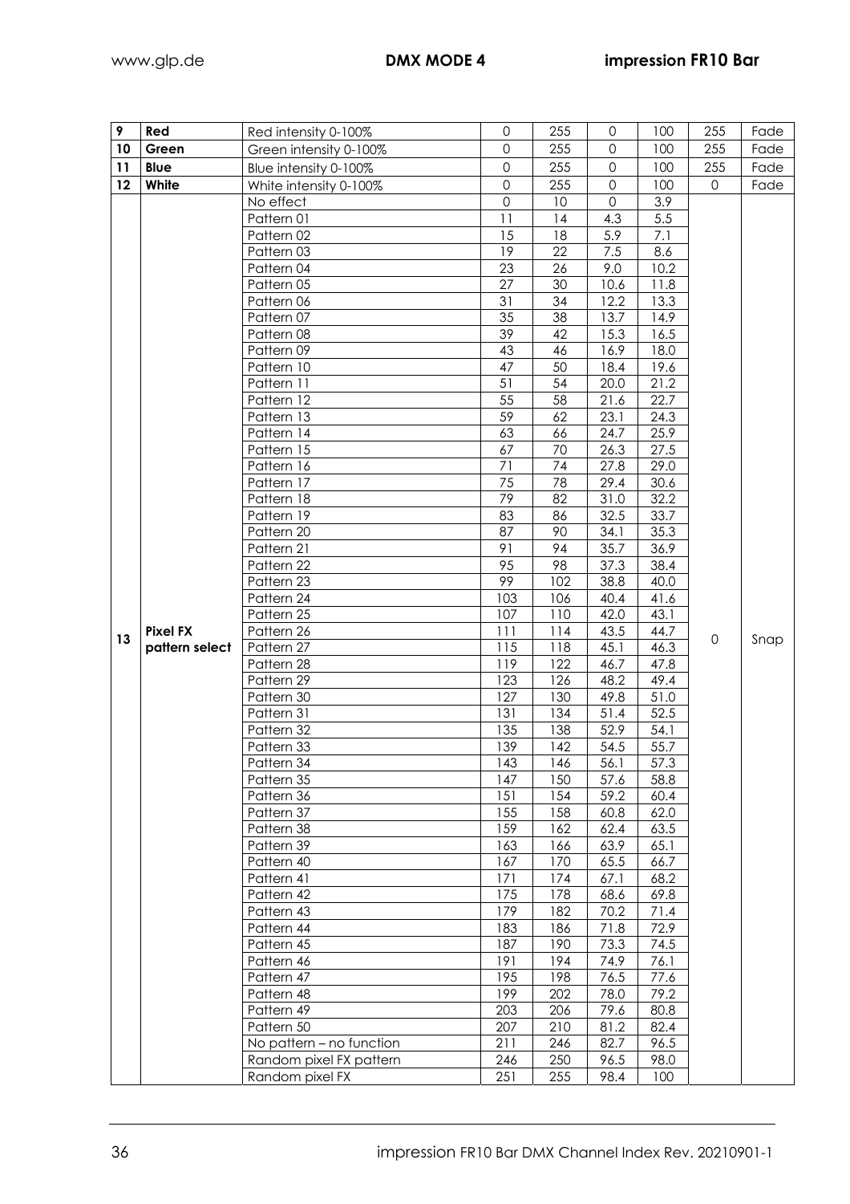| | | | | | | | | |
|---|---|---|---|---|---|---|---|---|
| 9 | **Red** | Red intensity 0-100% | 0 | 255 | 0 | 100 | 255 | Fade |
| 10 | **Green** | Green intensity 0-100% | 0 | 255 | 0 | 100 | 255 | Fade |
| 11 | **Blue** | Blue intensity 0-100% | 0 | 255 | 0 | 100 | 255 | Fade |
| 12 | **White** | White intensity 0-100% | 0 | 255 | 0 | 100 | 0 | Fade |
| 13 | **Pixel FX pattern select** | No effect | 0 | 10 | 0 | 3.9 | 0 | Snap |
| | | Pattern 01 | 11 | 14 | 4.3 | 5.5 | | |
| | | Pattern 02 | 15 | 18 | 5.9 | 7.1 | | |
| | | Pattern 03 | 19 | 22 | 7.5 | 8.6 | | |
| | | Pattern 04 | 23 | 26 | 9.0 | 10.2 | | |
| | | Pattern 05 | 27 | 30 | 10.6 | 11.8 | | |
| | | Pattern 06 | 31 | 34 | 12.2 | 13.3 | | |
| | | Pattern 07 | 35 | 38 | 13.7 | 14.9 | | |
| | | Pattern 08 | 39 | 42 | 15.3 | 16.5 | | |
| | | Pattern 09 | 43 | 46 | 16.9 | 18.0 | | |
| | | Pattern 10 | 47 | 50 | 18.4 | 19.6 | | |
| | | Pattern 11 | 51 | 54 | 20.0 | 21.2 | | |
| | | Pattern 12 | 55 | 58 | 21.6 | 22.7 | | |
| | | Pattern 13 | 59 | 62 | 23.1 | 24.3 | | |
| | | Pattern 14 | 63 | 66 | 24.7 | 25.9 | | |
| | | Pattern 15 | 67 | 70 | 26.3 | 27.5 | | |
| | | Pattern 16 | 71 | 74 | 27.8 | 29.0 | | |
| | | Pattern 17 | 75 | 78 | 29.4 | 30.6 | | |
| | | Pattern 18 | 79 | 82 | 31.0 | 32.2 | | |
| | | Pattern 19 | 83 | 86 | 32.5 | 33.7 | | |
| | | Pattern 20 | 87 | 90 | 34.1 | 35.3 | | |
| | | Pattern 21 | 91 | 94 | 35.7 | 36.9 | | |
| | | Pattern 22 | 95 | 98 | 37.3 | 38.4 | | |
| | | Pattern 23 | 99 | 102 | 38.8 | 40.0 | | |
| | | Pattern 24 | 103 | 106 | 40.4 | 41.6 | | |
| | | Pattern 25 | 107 | 110 | 42.0 | 43.1 | | |
| | | Pattern 26 | 111 | 114 | 43.5 | 44.7 | | |
| | | Pattern 27 | 115 | 118 | 45.1 | 46.3 | | |
| | | Pattern 28 | 119 | 122 | 46.7 | 47.8 | | |
| | | Pattern 29 | 123 | 126 | 48.2 | 49.4 | | |
| | | Pattern 30 | 127 | 130 | 49.8 | 51.0 | | |
| | | Pattern 31 | 131 | 134 | 51.4 | 52.5 | | |
| | | Pattern 32 | 135 | 138 | 52.9 | 54.1 | | |
| | | Pattern 33 | 139 | 142 | 54.5 | 55.7 | | |
| | | Pattern 34 | 143 | 146 | 56.1 | 57.3 | | |
| | | Pattern 35 | 147 | 150 | 57.6 | 58.8 | | |
| | | Pattern 36 | 151 | 154 | 59.2 | 60.4 | | |
| | | Pattern 37 | 155 | 158 | 60.8 | 62.0 | | |
| | | Pattern 38 | 159 | 162 | 62.4 | 63.5 | | |
| | | Pattern 39 | 163 | 166 | 63.9 | 65.1 | | |
| | | Pattern 40 | 167 | 170 | 65.5 | 66.7 | | |
| | | Pattern 41 | 171 | 174 | 67.1 | 68.2 | | |
| | | Pattern 42 | 175 | 178 | 68.6 | 69.8 | | |
| | | Pattern 43 | 179 | 182 | 70.2 | 71.4 | | |
| | | Pattern 44 | 183 | 186 | 71.8 | 72.9 | | |
| | | Pattern 45 | 187 | 190 | 73.3 | 74.5 | | |
| | | Pattern 46 | 191 | 194 | 74.9 | 76.1 | | |
| | | Pattern 47 | 195 | 198 | 76.5 | 77.6 | | |
| | | Pattern 48 | 199 | 202 | 78.0 | 79.2 | | |
| | | Pattern 49 | 203 | 206 | 79.6 | 80.8 | | |
| | | Pattern 50 | 207 | 210 | 81.2 | 82.4 | | |
| | | No pattern – no function | 211 | 246 | 82.7 | 96.5 | | |
| | | Random pixel FX pattern | 246 | 250 | 96.5 | 98.0 | | |
| | | Random pixel FX | 251 | 255 | 98.4 | 100 | | |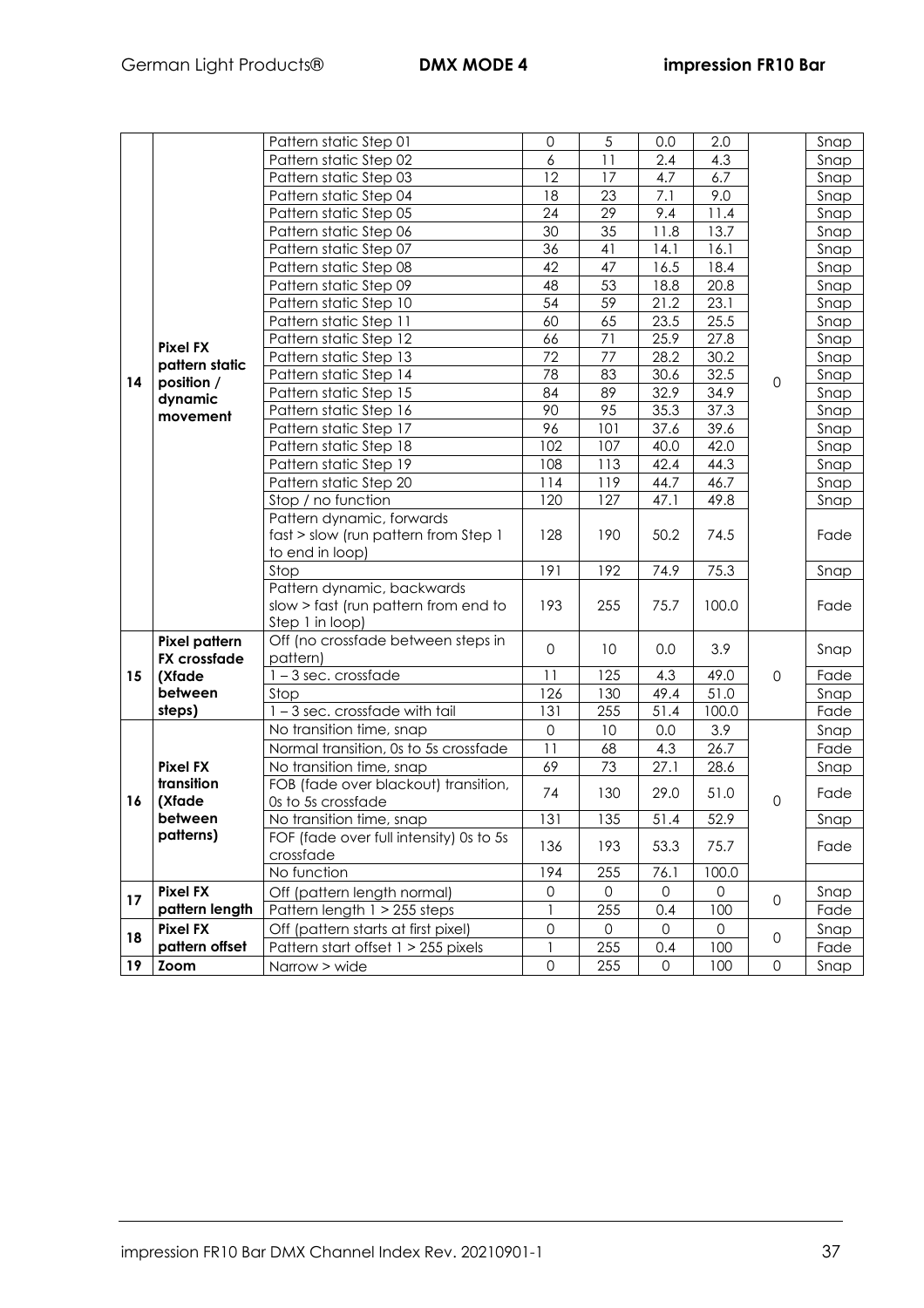| | | | | | | | | |
|---|---|---|---|---|---|---|---|---|
| 14 | **Pixel FX pattern static position / dynamic movement** | Pattern static Step 01 | 0 | 5 | 0.0 | 2.0 | 0 | Snap |
| | | Pattern static Step 02 | 6 | 11 | 2.4 | 4.3 | | Snap |
| | | Pattern static Step 03 | 12 | 17 | 4.7 | 6.7 | | Snap |
| | | Pattern static Step 04 | 18 | 23 | 7.1 | 9.0 | | Snap |
| | | Pattern static Step 05 | 24 | 29 | 9.4 | 11.4 | | Snap |
| | | Pattern static Step 06 | 30 | 35 | 11.8 | 13.7 | | Snap |
| | | Pattern static Step 07 | 36 | 41 | 14.1 | 16.1 | | Snap |
| | | Pattern static Step 08 | 42 | 47 | 16.5 | 18.4 | | Snap |
| | | Pattern static Step 09 | 48 | 53 | 18.8 | 20.8 | | Snap |
| | | Pattern static Step 10 | 54 | 59 | 21.2 | 23.1 | | Snap |
| | | Pattern static Step 11 | 60 | 65 | 23.5 | 25.5 | | Snap |
| | | Pattern static Step 12 | 66 | 71 | 25.9 | 27.8 | | Snap |
| | | Pattern static Step 13 | 72 | 77 | 28.2 | 30.2 | | Snap |
| | | Pattern static Step 14 | 78 | 83 | 30.6 | 32.5 | | Snap |
| | | Pattern static Step 15 | 84 | 89 | 32.9 | 34.9 | | Snap |
| | | Pattern static Step 16 | 90 | 95 | 35.3 | 37.3 | | Snap |
| | | Pattern static Step 17 | 96 | 101 | 37.6 | 39.6 | | Snap |
| | | Pattern static Step 18 | 102 | 107 | 40.0 | 42.0 | | Snap |
| | | Pattern static Step 19 | 108 | 113 | 42.4 | 44.3 | | Snap |
| | | Pattern static Step 20 | 114 | 119 | 44.7 | 46.7 | | Snap |
| | | Stop / no function | 120 | 127 | 47.1 | 49.8 | | Snap |
| | | Pattern dynamic, forwards fast > slow (run pattern from Step 1 to end in loop) | 128 | 190 | 50.2 | 74.5 | | Fade |
| | | Stop | 191 | 192 | 74.9 | 75.3 | | Snap |
| | | Pattern dynamic, backwards slow > fast (run pattern from end to Step 1 in loop) | 193 | 255 | 75.7 | 100.0 | | Fade |
| 15 | **Pixel pattern FX crossfade (Xfade between steps)** | Off (no crossfade between steps in pattern) | 0 | 10 | 0.0 | 3.9 | 0 | Snap |
| | | 1 – 3 sec. crossfade | 11 | 125 | 4.3 | 49.0 | | Fade |
| | | Stop | 126 | 130 | 49.4 | 51.0 | | Snap |
| | | 1 – 3 sec. crossfade with tail | 131 | 255 | 51.4 | 100.0 | | Fade |
| 16 | **Pixel FX transition (Xfade between patterns)** | No transition time, snap | 0 | 10 | 0.0 | 3.9 | 0 | Snap |
| | | Normal transition, 0s to 5s crossfade | 11 | 68 | 4.3 | 26.7 | | Fade |
| | | No transition time, snap | 69 | 73 | 27.1 | 28.6 | | Snap |
| | | FOB (fade over blackout) transition, 0s to 5s crossfade | 74 | 130 | 29.0 | 51.0 | | Fade |
| | | No transition time, snap | 131 | 135 | 51.4 | 52.9 | | Snap |
| | | FOF (fade over full intensity) 0s to 5s crossfade | 136 | 193 | 53.3 | 75.7 | | Fade |
| | | No function | 194 | 255 | 76.1 | 100.0 | | |
| 17 | **Pixel FX pattern length** | Off (pattern length normal) | 0 | 0 | 0 | 0 | 0 | Snap |
| | | Pattern length 1 > 255 steps | 1 | 255 | 0.4 | 100 | | Fade |
| 18 | **Pixel FX pattern offset** | Off (pattern starts at first pixel) | 0 | 0 | 0 | 0 | 0 | Snap |
| | | Pattern start offset 1 > 255 pixels | 1 | 255 | 0.4 | 100 | | Fade |
| 19 | **Zoom** | Narrow > wide | 0 | 255 | 0 | 100 | 0 | Snap |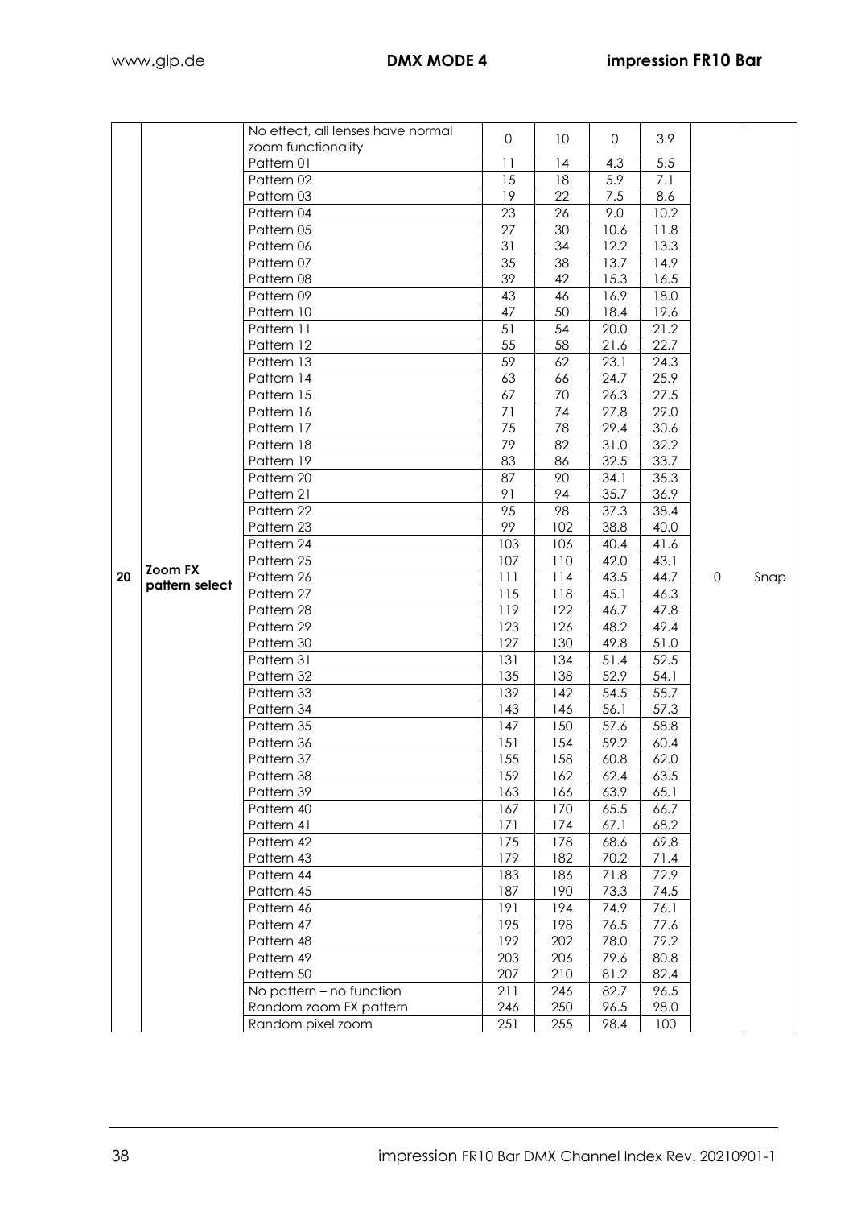| 20 | Zoom FX pattern select | No effect, all lenses have normal zoom functionality | 0 | 10 | 0 | 3.9 | 0 | Snap |
|---|---|---|---|---|---|---|---|---|
| | | Pattern 01 | 11 | 14 | 4.3 | 5.5 | | |
| | | Pattern 02 | 15 | 18 | 5.9 | 7.1 | | |
| | | Pattern 03 | 19 | 22 | 7.5 | 8.6 | | |
| | | Pattern 04 | 23 | 26 | 9.0 | 10.2 | | |
| | | Pattern 05 | 27 | 30 | 10.6 | 11.8 | | |
| | | Pattern 06 | 31 | 34 | 12.2 | 13.3 | | |
| | | Pattern 07 | 35 | 38 | 13.7 | 14.9 | | |
| | | Pattern 08 | 39 | 42 | 15.3 | 16.5 | | |
| | | Pattern 09 | 43 | 46 | 16.9 | 18.0 | | |
| | | Pattern 10 | 47 | 50 | 18.4 | 19.6 | | |
| | | Pattern 11 | 51 | 54 | 20.0 | 21.2 | | |
| | | Pattern 12 | 55 | 58 | 21.6 | 22.7 | | |
| | | Pattern 13 | 59 | 62 | 23.1 | 24.3 | | |
| | | Pattern 14 | 63 | 66 | 24.7 | 25.9 | | |
| | | Pattern 15 | 67 | 70 | 26.3 | 27.5 | | |
| | | Pattern 16 | 71 | 74 | 27.8 | 29.0 | | |
| | | Pattern 17 | 75 | 78 | 29.4 | 30.6 | | |
| | | Pattern 18 | 79 | 82 | 31.0 | 32.2 | | |
| | | Pattern 19 | 83 | 86 | 32.5 | 33.7 | | |
| | | Pattern 20 | 87 | 90 | 34.1 | 35.3 | | |
| | | Pattern 21 | 91 | 94 | 35.7 | 36.9 | | |
| | | Pattern 22 | 95 | 98 | 37.3 | 38.4 | | |
| | | Pattern 23 | 99 | 102 | 38.8 | 40.0 | | |
| | | Pattern 24 | 103 | 106 | 40.4 | 41.6 | | |
| | | Pattern 25 | 107 | 110 | 42.0 | 43.1 | | |
| | | Pattern 26 | 111 | 114 | 43.5 | 44.7 | | |
| | | Pattern 27 | 115 | 118 | 45.1 | 46.3 | | |
| | | Pattern 28 | 119 | 122 | 46.7 | 47.8 | | |
| | | Pattern 29 | 123 | 126 | 48.2 | 49.4 | | |
| | | Pattern 30 | 127 | 130 | 49.8 | 51.0 | | |
| | | Pattern 31 | 131 | 134 | 51.4 | 52.5 | | |
| | | Pattern 32 | 135 | 138 | 52.9 | 54.1 | | |
| | | Pattern 33 | 139 | 142 | 54.5 | 55.7 | | |
| | | Pattern 34 | 143 | 146 | 56.1 | 57.3 | | |
| | | Pattern 35 | 147 | 150 | 57.6 | 58.8 | | |
| | | Pattern 36 | 151 | 154 | 59.2 | 60.4 | | |
| | | Pattern 37 | 155 | 158 | 60.8 | 62.0 | | |
| | | Pattern 38 | 159 | 162 | 62.4 | 63.5 | | |
| | | Pattern 39 | 163 | 166 | 63.9 | 65.1 | | |
| | | Pattern 40 | 167 | 170 | 65.5 | 66.7 | | |
| | | Pattern 41 | 171 | 174 | 67.1 | 68.2 | | |
| | | Pattern 42 | 175 | 178 | 68.6 | 69.8 | | |
| | | Pattern 43 | 179 | 182 | 70.2 | 71.4 | | |
| | | Pattern 44 | 183 | 186 | 71.8 | 72.9 | | |
| | | Pattern 45 | 187 | 190 | 73.3 | 74.5 | | |
| | | Pattern 46 | 191 | 194 | 74.9 | 76.1 | | |
| | | Pattern 47 | 195 | 198 | 76.5 | 77.6 | | |
| | | Pattern 48 | 199 | 202 | 78.0 | 79.2 | | |
| | | Pattern 49 | 203 | 206 | 79.6 | 80.8 | | |
| | | Pattern 50 | 207 | 210 | 81.2 | 82.4 | | |
| | | No pattern – no function | 211 | 246 | 82.7 | 96.5 | | |
| | | Random zoom FX pattern | 246 | 250 | 96.5 | 98.0 | | |
| | | Random pixel zoom | 251 | 255 | 98.4 | 100 | | |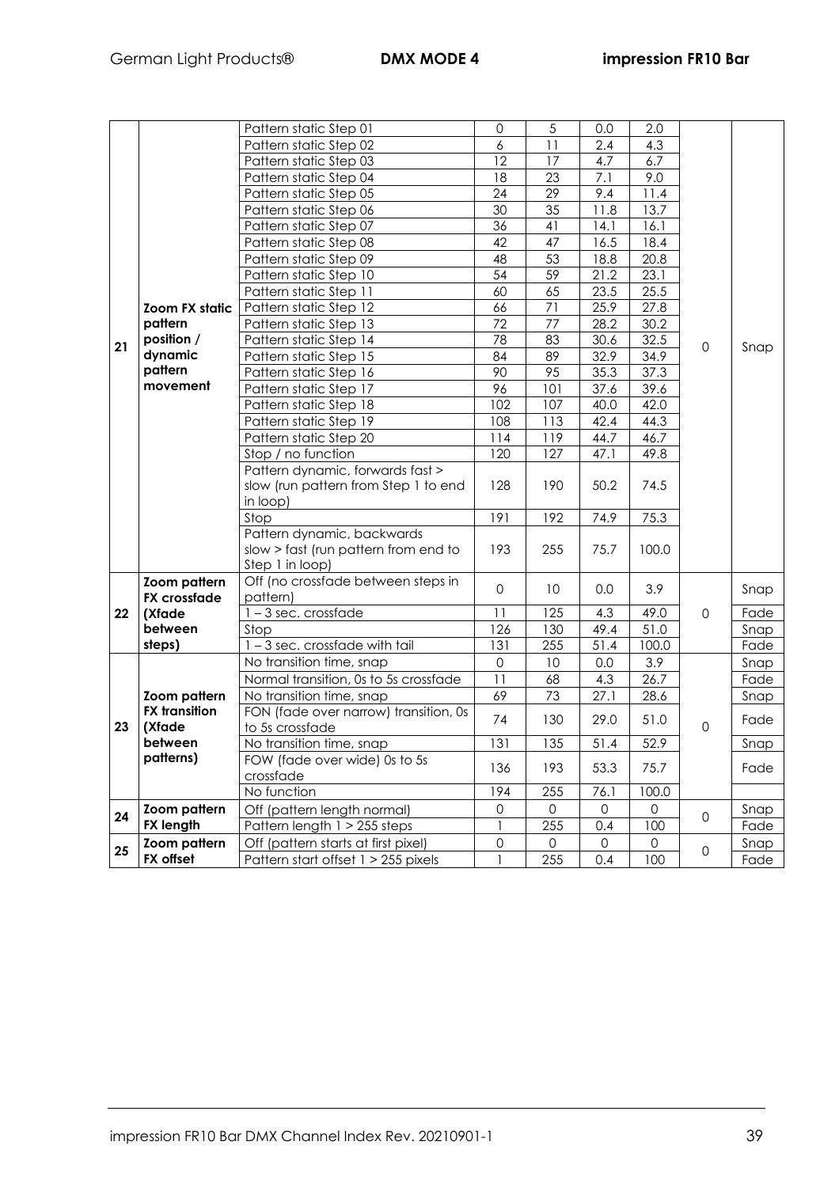| | | | | | | | | |
|---|---|---|---|---|---|---|---|---|
| 21 | **Zoom FX static pattern position / dynamic pattern movement** | Pattern static Step 01 | 0 | 5 | 0.0 | 2.0 | 0 | Snap |
| | | Pattern static Step 02 | 6 | 11 | 2.4 | 4.3 | | |
| | | Pattern static Step 03 | 12 | 17 | 4.7 | 6.7 | | |
| | | Pattern static Step 04 | 18 | 23 | 7.1 | 9.0 | | |
| | | Pattern static Step 05 | 24 | 29 | 9.4 | 11.4 | | |
| | | Pattern static Step 06 | 30 | 35 | 11.8 | 13.7 | | |
| | | Pattern static Step 07 | 36 | 41 | 14.1 | 16.1 | | |
| | | Pattern static Step 08 | 42 | 47 | 16.5 | 18.4 | | |
| | | Pattern static Step 09 | 48 | 53 | 18.8 | 20.8 | | |
| | | Pattern static Step 10 | 54 | 59 | 21.2 | 23.1 | | |
| | | Pattern static Step 11 | 60 | 65 | 23.5 | 25.5 | | |
| | | Pattern static Step 12 | 66 | 71 | 25.9 | 27.8 | | |
| | | Pattern static Step 13 | 72 | 77 | 28.2 | 30.2 | | |
| | | Pattern static Step 14 | 78 | 83 | 30.6 | 32.5 | | |
| | | Pattern static Step 15 | 84 | 89 | 32.9 | 34.9 | | |
| | | Pattern static Step 16 | 90 | 95 | 35.3 | 37.3 | | |
| | | Pattern static Step 17 | 96 | 101 | 37.6 | 39.6 | | |
| | | Pattern static Step 18 | 102 | 107 | 40.0 | 42.0 | | |
| | | Pattern static Step 19 | 108 | 113 | 42.4 | 44.3 | | |
| | | Pattern static Step 20 | 114 | 119 | 44.7 | 46.7 | | |
| | | Stop / no function | 120 | 127 | 47.1 | 49.8 | | |
| | | Pattern dynamic, forwards fast > slow (run pattern from Step 1 to end in loop) | 128 | 190 | 50.2 | 74.5 | | |
| | | Stop | 191 | 192 | 74.9 | 75.3 | | |
| | | Pattern dynamic, backwards slow > fast (run pattern from end to Step 1 in loop) | 193 | 255 | 75.7 | 100.0 | | |
| 22 | **Zoom pattern FX crossfade (Xfade between steps)** | Off (no crossfade between steps in pattern) | 0 | 10 | 0.0 | 3.9 | 0 | Snap |
| | | 1 – 3 sec. crossfade | 11 | 125 | 4.3 | 49.0 | | Fade |
| | | Stop | 126 | 130 | 49.4 | 51.0 | | Snap |
| | | 1 – 3 sec. crossfade with tail | 131 | 255 | 51.4 | 100.0 | | Fade |
| 23 | **Zoom pattern FX transition (Xfade between patterns)** | No transition time, snap | 0 | 10 | 0.0 | 3.9 | 0 | Snap |
| | | Normal transition, 0s to 5s crossfade | 11 | 68 | 4.3 | 26.7 | | Fade |
| | | No transition time, snap | 69 | 73 | 27.1 | 28.6 | | Snap |
| | | FON (fade over narrow) transition, 0s to 5s crossfade | 74 | 130 | 29.0 | 51.0 | | Fade |
| | | No transition time, snap | 131 | 135 | 51.4 | 52.9 | | Snap |
| | | FOW (fade over wide) 0s to 5s crossfade | 136 | 193 | 53.3 | 75.7 | | Fade |
| | | No function | 194 | 255 | 76.1 | 100.0 | | |
| 24 | **Zoom pattern FX length** | Off (pattern length normal) | 0 | 0 | 0 | 0 | 0 | Snap |
| | | Pattern length 1 > 255 steps | 1 | 255 | 0.4 | 100 | | Fade |
| 25 | **Zoom pattern FX offset** | Off (pattern starts at first pixel) | 0 | 0 | 0 | 0 | 0 | Snap |
| | | Pattern start offset 1 > 255 pixels | 1 | 255 | 0.4 | 100 | | Fade |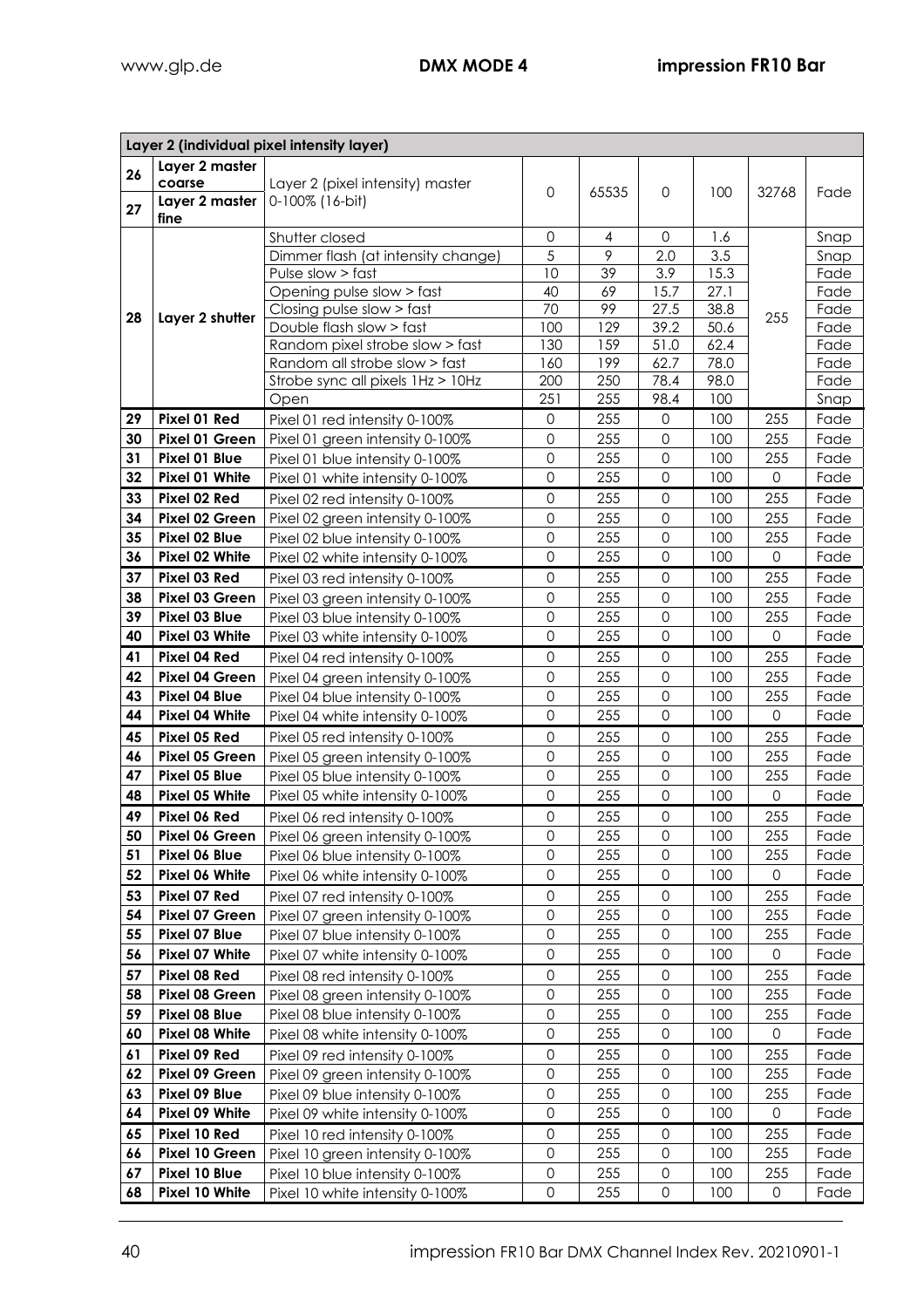| Layer 2 (individual pixel intensity layer) | | | | | | | | |
|---|---|---|---|---|---|---|---|---|
| 26 | Layer 2 master coarse | Layer 2 (pixel intensity) master 0-100% (16-bit) | 0 | 65535 | 0 | 100 | 32768 | Fade |
| 27 | Layer 2 master fine | | | | | | | |
| 28 | Layer 2 shutter | Shutter closed | 0 | 4 | 0 | 1.6 | 255 | Snap |
| | | Dimmer flash (at intensity change) | 5 | 9 | 2.0 | 3.5 | | Snap |
| | | Pulse slow > fast | 10 | 39 | 3.9 | 15.3 | | Fade |
| | | Opening pulse slow > fast | 40 | 69 | 15.7 | 27.1 | | Fade |
| | | Closing pulse slow > fast | 70 | 99 | 27.5 | 38.8 | | Fade |
| | | Double flash slow > fast | 100 | 129 | 39.2 | 50.6 | | Fade |
| | | Random pixel strobe slow > fast | 130 | 159 | 51.0 | 62.4 | | Fade |
| | | Random all strobe slow > fast | 160 | 199 | 62.7 | 78.0 | | Fade |
| | | Strobe sync all pixels 1Hz > 10Hz | 200 | 250 | 78.4 | 98.0 | | Fade |
| | | Open | 251 | 255 | 98.4 | 100 | | Snap |
| 29 | Pixel 01 Red | Pixel 01 red intensity 0-100% | 0 | 255 | 0 | 100 | 255 | Fade |
| 30 | Pixel 01 Green | Pixel 01 green intensity 0-100% | 0 | 255 | 0 | 100 | 255 | Fade |
| 31 | Pixel 01 Blue | Pixel 01 blue intensity 0-100% | 0 | 255 | 0 | 100 | 255 | Fade |
| 32 | Pixel 01 White | Pixel 01 white intensity 0-100% | 0 | 255 | 0 | 100 | 0 | Fade |
| 33 | Pixel 02 Red | Pixel 02 red intensity 0-100% | 0 | 255 | 0 | 100 | 255 | Fade |
| 34 | Pixel 02 Green | Pixel 02 green intensity 0-100% | 0 | 255 | 0 | 100 | 255 | Fade |
| 35 | Pixel 02 Blue | Pixel 02 blue intensity 0-100% | 0 | 255 | 0 | 100 | 255 | Fade |
| 36 | Pixel 02 White | Pixel 02 white intensity 0-100% | 0 | 255 | 0 | 100 | 0 | Fade |
| 37 | Pixel 03 Red | Pixel 03 red intensity 0-100% | 0 | 255 | 0 | 100 | 255 | Fade |
| 38 | Pixel 03 Green | Pixel 03 green intensity 0-100% | 0 | 255 | 0 | 100 | 255 | Fade |
| 39 | Pixel 03 Blue | Pixel 03 blue intensity 0-100% | 0 | 255 | 0 | 100 | 255 | Fade |
| 40 | Pixel 03 White | Pixel 03 white intensity 0-100% | 0 | 255 | 0 | 100 | 0 | Fade |
| 41 | Pixel 04 Red | Pixel 04 red intensity 0-100% | 0 | 255 | 0 | 100 | 255 | Fade |
| 42 | Pixel 04 Green | Pixel 04 green intensity 0-100% | 0 | 255 | 0 | 100 | 255 | Fade |
| 43 | Pixel 04 Blue | Pixel 04 blue intensity 0-100% | 0 | 255 | 0 | 100 | 255 | Fade |
| 44 | Pixel 04 White | Pixel 04 white intensity 0-100% | 0 | 255 | 0 | 100 | 0 | Fade |
| 45 | Pixel 05 Red | Pixel 05 red intensity 0-100% | 0 | 255 | 0 | 100 | 255 | Fade |
| 46 | Pixel 05 Green | Pixel 05 green intensity 0-100% | 0 | 255 | 0 | 100 | 255 | Fade |
| 47 | Pixel 05 Blue | Pixel 05 blue intensity 0-100% | 0 | 255 | 0 | 100 | 255 | Fade |
| 48 | Pixel 05 White | Pixel 05 white intensity 0-100% | 0 | 255 | 0 | 100 | 0 | Fade |
| 49 | Pixel 06 Red | Pixel 06 red intensity 0-100% | 0 | 255 | 0 | 100 | 255 | Fade |
| 50 | Pixel 06 Green | Pixel 06 green intensity 0-100% | 0 | 255 | 0 | 100 | 255 | Fade |
| 51 | Pixel 06 Blue | Pixel 06 blue intensity 0-100% | 0 | 255 | 0 | 100 | 255 | Fade |
| 52 | Pixel 06 White | Pixel 06 white intensity 0-100% | 0 | 255 | 0 | 100 | 0 | Fade |
| 53 | Pixel 07 Red | Pixel 07 red intensity 0-100% | 0 | 255 | 0 | 100 | 255 | Fade |
| 54 | Pixel 07 Green | Pixel 07 green intensity 0-100% | 0 | 255 | 0 | 100 | 255 | Fade |
| 55 | Pixel 07 Blue | Pixel 07 blue intensity 0-100% | 0 | 255 | 0 | 100 | 255 | Fade |
| 56 | Pixel 07 White | Pixel 07 white intensity 0-100% | 0 | 255 | 0 | 100 | 0 | Fade |
| 57 | Pixel 08 Red | Pixel 08 red intensity 0-100% | 0 | 255 | 0 | 100 | 255 | Fade |
| 58 | Pixel 08 Green | Pixel 08 green intensity 0-100% | 0 | 255 | 0 | 100 | 255 | Fade |
| 59 | Pixel 08 Blue | Pixel 08 blue intensity 0-100% | 0 | 255 | 0 | 100 | 255 | Fade |
| 60 | Pixel 08 White | Pixel 08 white intensity 0-100% | 0 | 255 | 0 | 100 | 0 | Fade |
| 61 | Pixel 09 Red | Pixel 09 red intensity 0-100% | 0 | 255 | 0 | 100 | 255 | Fade |
| 62 | Pixel 09 Green | Pixel 09 green intensity 0-100% | 0 | 255 | 0 | 100 | 255 | Fade |
| 63 | Pixel 09 Blue | Pixel 09 blue intensity 0-100% | 0 | 255 | 0 | 100 | 255 | Fade |
| 64 | Pixel 09 White | Pixel 09 white intensity 0-100% | 0 | 255 | 0 | 100 | 0 | Fade |
| 65 | Pixel 10 Red | Pixel 10 red intensity 0-100% | 0 | 255 | 0 | 100 | 255 | Fade |
| 66 | Pixel 10 Green | Pixel 10 green intensity 0-100% | 0 | 255 | 0 | 100 | 255 | Fade |
| 67 | Pixel 10 Blue | Pixel 10 blue intensity 0-100% | 0 | 255 | 0 | 100 | 255 | Fade |
| 68 | Pixel 10 White | Pixel 10 white intensity 0-100% | 0 | 255 | 0 | 100 | 0 | Fade |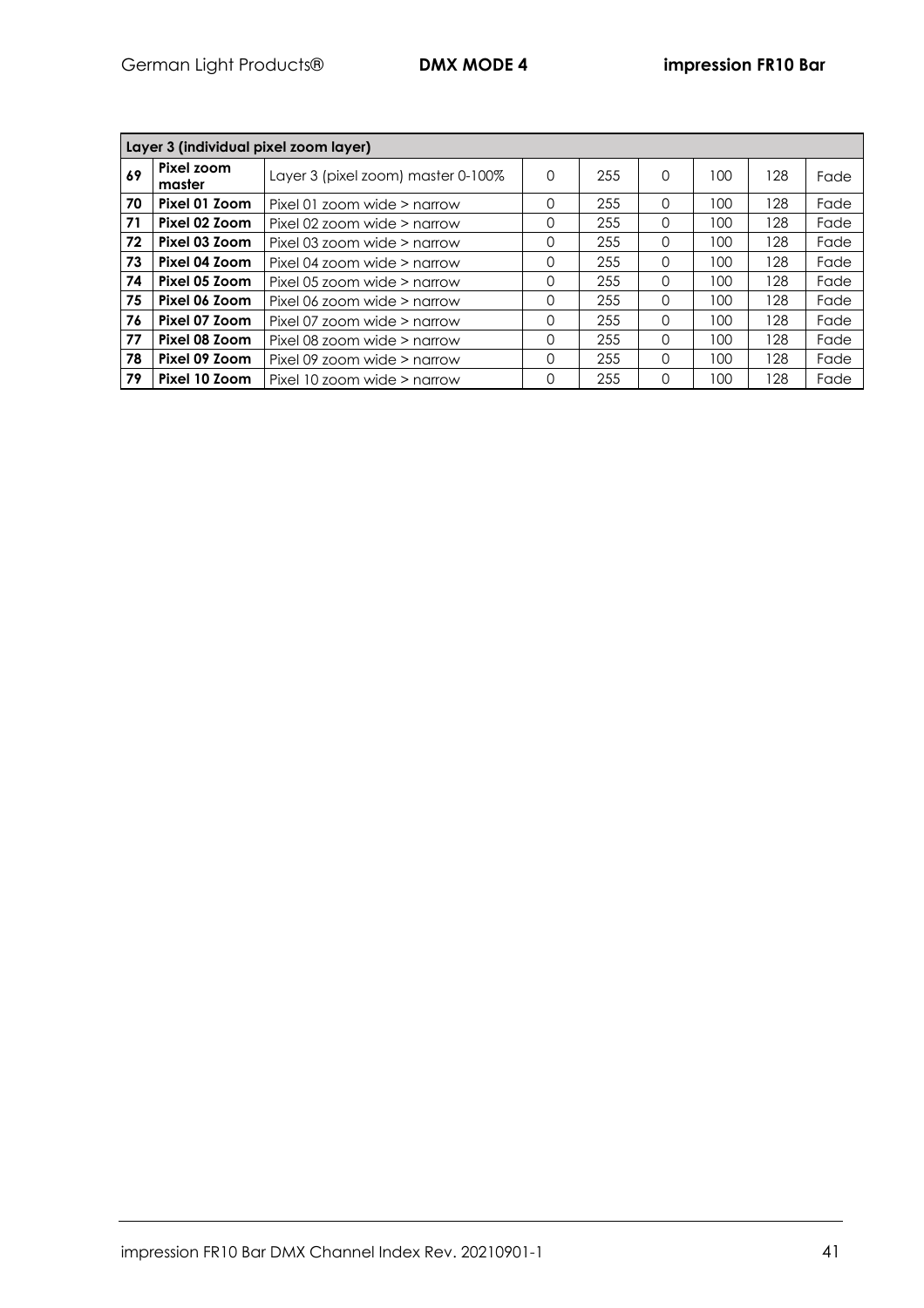| Layer 3 (individual pixel zoom layer) | | | | | | | | |
|---|---|---|---|---|---|---|---|---|
| **69** | **Pixel zoom master** | Layer 3 (pixel zoom) master 0-100% | 0 | 255 | 0 | 100 | 128 | Fade |
| **70** | **Pixel 01 Zoom** | Pixel 01 zoom wide > narrow | 0 | 255 | 0 | 100 | 128 | Fade |
| **71** | **Pixel 02 Zoom** | Pixel 02 zoom wide > narrow | 0 | 255 | 0 | 100 | 128 | Fade |
| **72** | **Pixel 03 Zoom** | Pixel 03 zoom wide > narrow | 0 | 255 | 0 | 100 | 128 | Fade |
| **73** | **Pixel 04 Zoom** | Pixel 04 zoom wide > narrow | 0 | 255 | 0 | 100 | 128 | Fade |
| **74** | **Pixel 05 Zoom** | Pixel 05 zoom wide > narrow | 0 | 255 | 0 | 100 | 128 | Fade |
| **75** | **Pixel 06 Zoom** | Pixel 06 zoom wide > narrow | 0 | 255 | 0 | 100 | 128 | Fade |
| **76** | **Pixel 07 Zoom** | Pixel 07 zoom wide > narrow | 0 | 255 | 0 | 100 | 128 | Fade |
| **77** | **Pixel 08 Zoom** | Pixel 08 zoom wide > narrow | 0 | 255 | 0 | 100 | 128 | Fade |
| **78** | **Pixel 09 Zoom** | Pixel 09 zoom wide > narrow | 0 | 255 | 0 | 100 | 128 | Fade |
| **79** | **Pixel 10 Zoom** | Pixel 10 zoom wide > narrow | 0 | 255 | 0 | 100 | 128 | Fade |